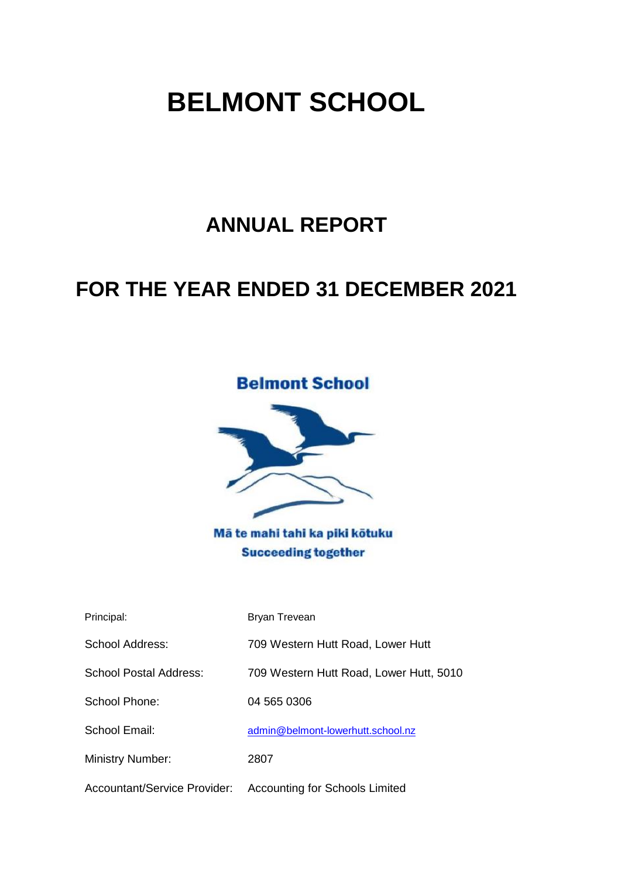# BELMONT SCHOOL

## ANNUAL REPORT

## FOR THE YEAR ENDED 31 DECEMBER 2021

**Belmont School**

**Mā te mahi tahi ka piki kōtuku**
**Succeeding together**

| | |
|---|---|
| Principal: | Bryan Trevean |
| School Address: | 709 Western Hutt Road, Lower Hutt |
| School Postal Address: | 709 Western Hutt Road, Lower Hutt, 5010 |
| School Phone: | 04 565 0306 |
| School Email: | admin@belmont-lowerhutt.school.nz |
| Ministry Number: | 2807 |
| Accountant/Service Provider: | Accounting for Schools Limited |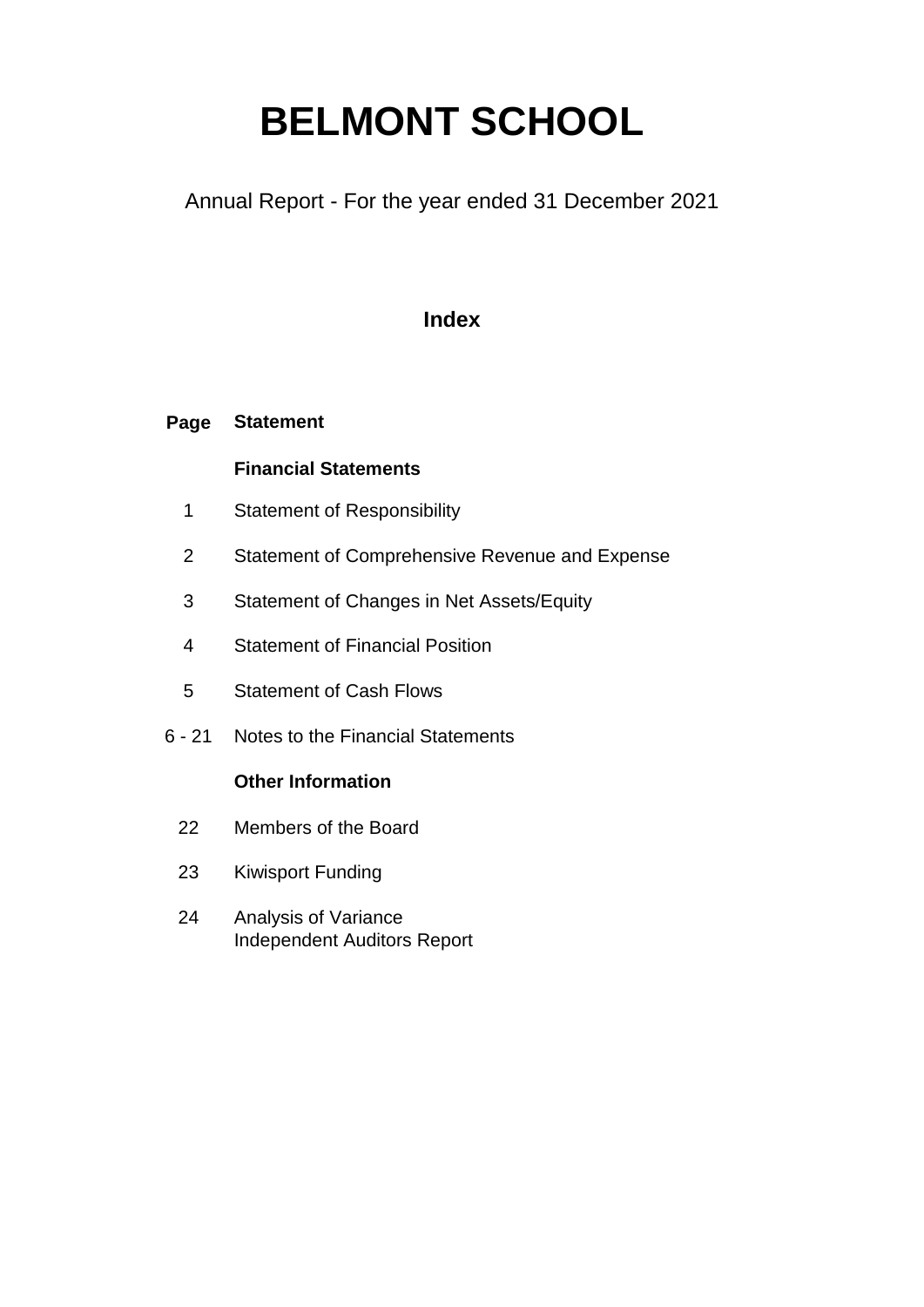# BELMONT SCHOOL

Annual Report - For the year ended 31 December 2021

## Index

| Page | Statement |
|---|---|
| | **Financial Statements** |
| 1 | Statement of Responsibility |
| 2 | Statement of Comprehensive Revenue and Expense |
| 3 | Statement of Changes in Net Assets/Equity |
| 4 | Statement of Financial Position |
| 5 | Statement of Cash Flows |
| 6 - 21 | Notes to the Financial Statements |
| | **Other Information** |
| 22 | Members of the Board |
| 23 | Kiwisport Funding |
| 24 | Analysis of Variance<br>Independent Auditors Report |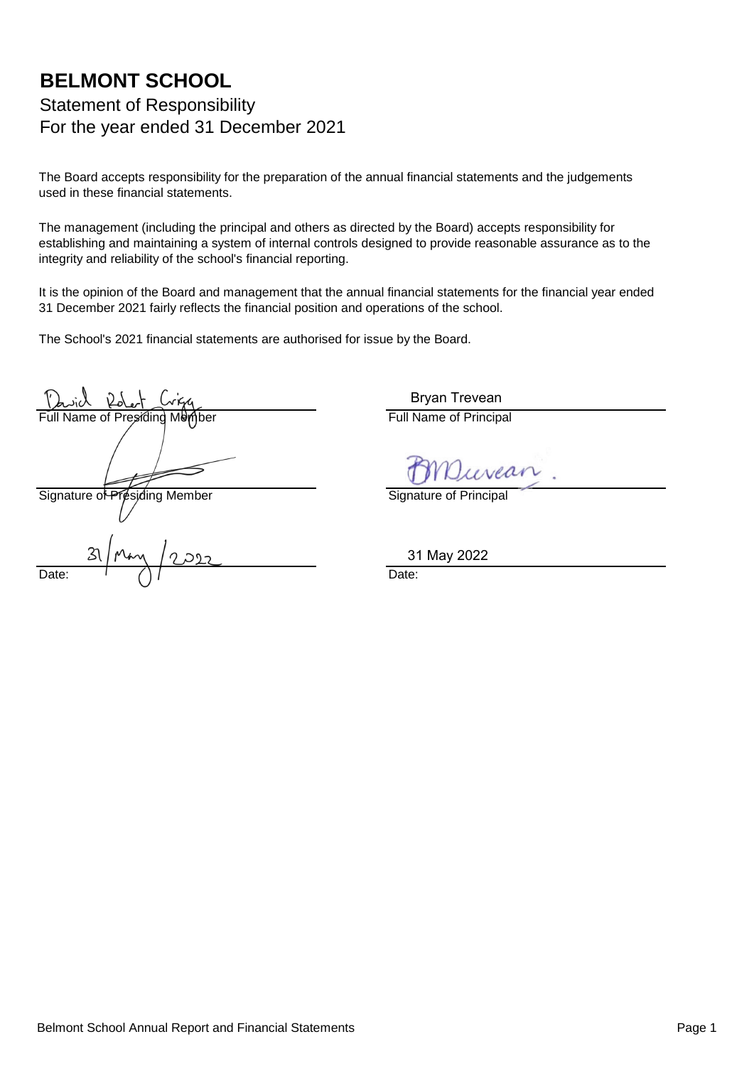# BELMONT SCHOOL

## Statement of Responsibility

## For the year ended 31 December 2021

The Board accepts responsibility for the preparation of the annual financial statements and the judgements used in these financial statements.

The management (including the principal and others as directed by the Board) accepts responsibility for establishing and maintaining a system of internal controls designed to provide reasonable assurance as to the integrity and reliability of the school's financial reporting.

It is the opinion of the Board and management that the annual financial statements for the financial year ended 31 December 2021 fairly reflects the financial position and operations of the school.

The School's 2021 financial statements are authorised for issue by the Board.

| | |
|---|---|
| David Robert Grigg | Bryan Trevean |
| Full Name of Presiding Member | Full Name of Principal |
| | |
| Signature of Presiding Member | Signature of Principal |
| 31/May/2022 | 31 May 2022 |
| Date: | Date: |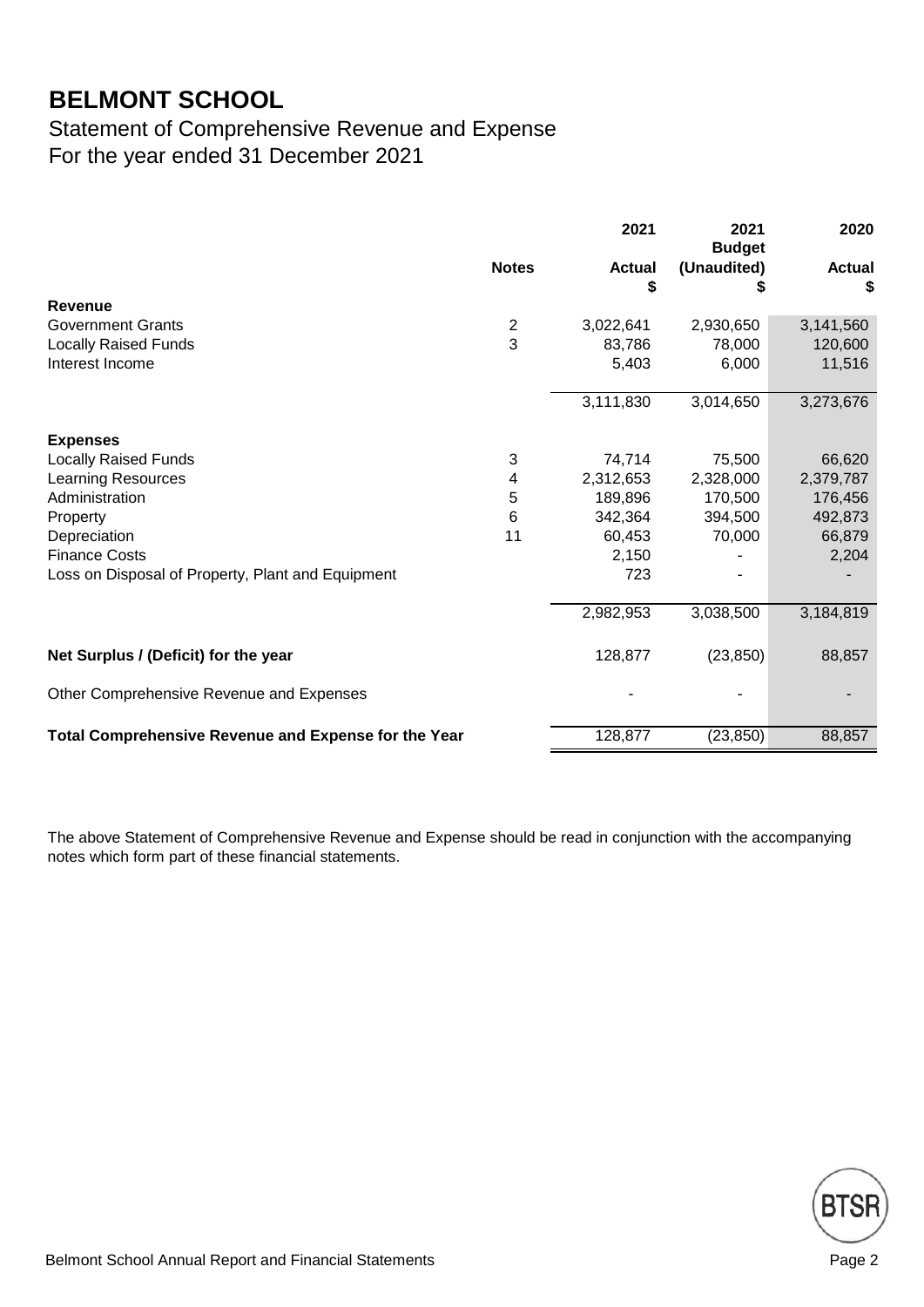# BELMONT SCHOOL

## Statement of Comprehensive Revenue and Expense
## For the year ended 31 December 2021

| | Notes | 2021 Actual $ | 2021 Budget (Unaudited) $ | 2020 Actual $ |
|---|---|---|---|---|
| **Revenue** | | | | |
| Government Grants | 2 | 3,022,641 | 2,930,650 | 3,141,560 |
| Locally Raised Funds | 3 | 83,786 | 78,000 | 120,600 |
| Interest Income | | 5,403 | 6,000 | 11,516 |
| | | 3,111,830 | 3,014,650 | 3,273,676 |
| **Expenses** | | | | |
| Locally Raised Funds | 3 | 74,714 | 75,500 | 66,620 |
| Learning Resources | 4 | 2,312,653 | 2,328,000 | 2,379,787 |
| Administration | 5 | 189,896 | 170,500 | 176,456 |
| Property | 6 | 342,364 | 394,500 | 492,873 |
| Depreciation | 11 | 60,453 | 70,000 | 66,879 |
| Finance Costs | | 2,150 | - | 2,204 |
| Loss on Disposal of Property, Plant and Equipment | | 723 | - | - |
| | | 2,982,953 | 3,038,500 | 3,184,819 |
| **Net Surplus / (Deficit) for the year** | | 128,877 | (23,850) | 88,857 |
| Other Comprehensive Revenue and Expenses | | - | - | - |
| **Total Comprehensive Revenue and Expense for the Year** | | 128,877 | (23,850) | 88,857 |

The above Statement of Comprehensive Revenue and Expense should be read in conjunction with the accompanying notes which form part of these financial statements.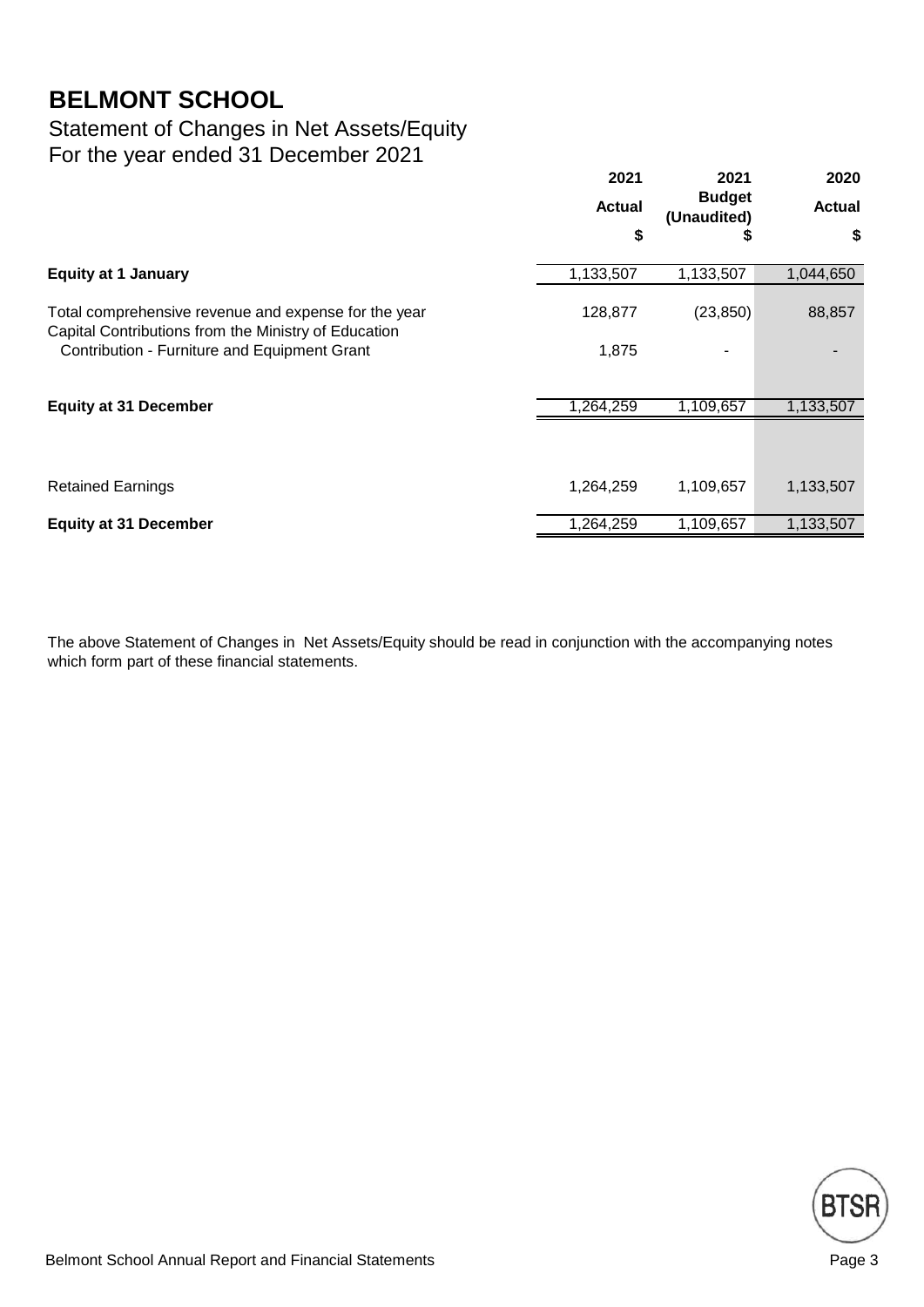# BELMONT SCHOOL

## Statement of Changes in Net Assets/Equity
## For the year ended 31 December 2021

| | 2021 Actual $ | 2021 Budget (Unaudited) $ | 2020 Actual $ |
|---|---|---|---|
| **Equity at 1 January** | 1,133,507 | 1,133,507 | 1,044,650 |
| Total comprehensive revenue and expense for the year | 128,877 | (23,850) | 88,857 |
| Capital Contributions from the Ministry of Education | | | |
| Contribution - Furniture and Equipment Grant | 1,875 | - | - |
| **Equity at 31 December** | 1,264,259 | 1,109,657 | 1,133,507 |
| Retained Earnings | 1,264,259 | 1,109,657 | 1,133,507 |
| **Equity at 31 December** | 1,264,259 | 1,109,657 | 1,133,507 |

The above Statement of Changes in Net Assets/Equity should be read in conjunction with the accompanying notes which form part of these financial statements.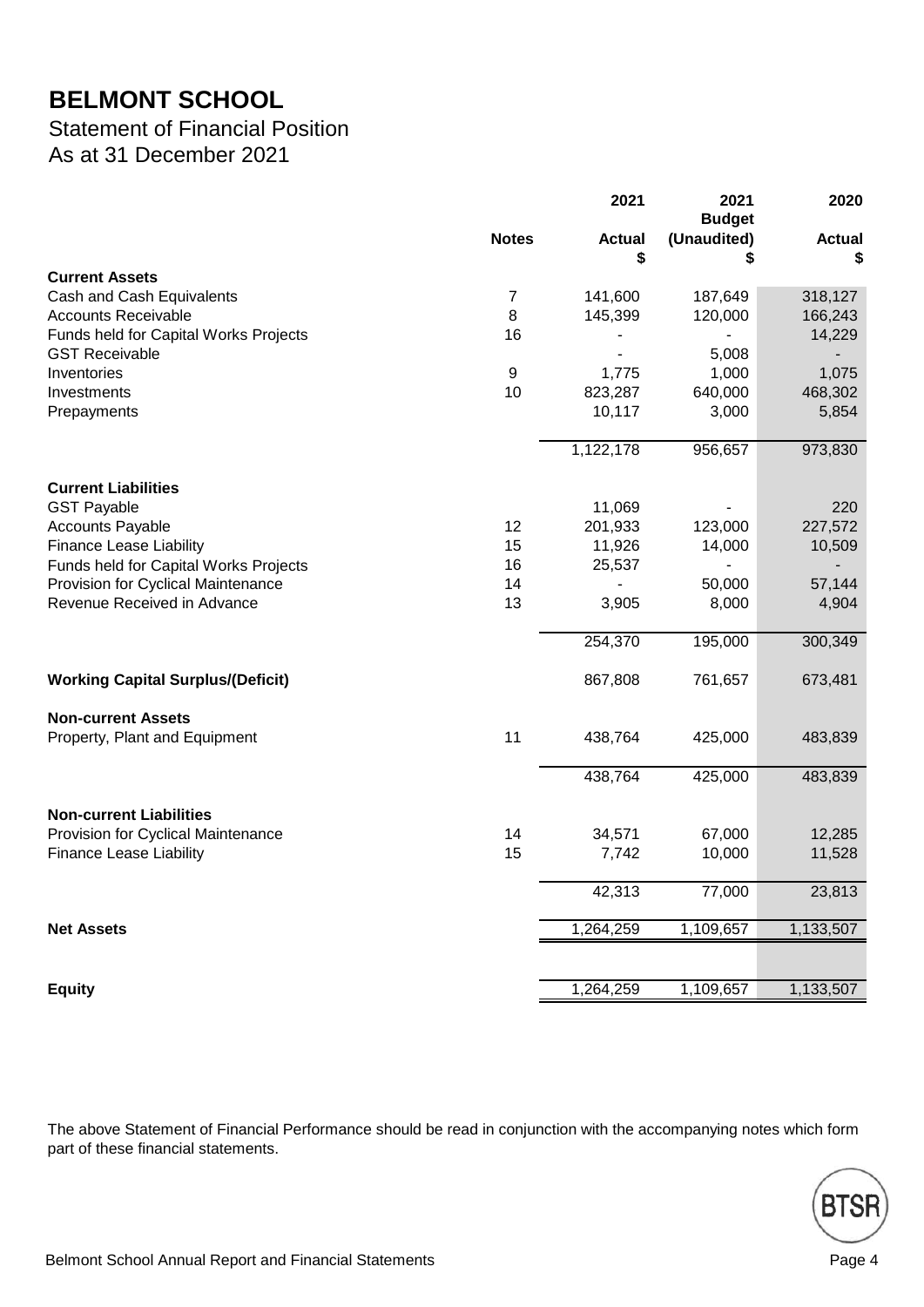# BELMONT SCHOOL

## Statement of Financial Position

## As at 31 December 2021

| | Notes | 2021 Actual $ | 2021 Budget (Unaudited) $ | 2020 Actual $ |
|---|---|---|---|---|
| **Current Assets** | | | | |
| Cash and Cash Equivalents | 7 | 141,600 | 187,649 | 318,127 |
| Accounts Receivable | 8 | 145,399 | 120,000 | 166,243 |
| Funds held for Capital Works Projects | 16 | - | - | 14,229 |
| GST Receivable | | - | 5,008 | - |
| Inventories | 9 | 1,775 | 1,000 | 1,075 |
| Investments | 10 | 823,287 | 640,000 | 468,302 |
| Prepayments | | 10,117 | 3,000 | 5,854 |
| | | 1,122,178 | 956,657 | 973,830 |
| **Current Liabilities** | | | | |
| GST Payable | | 11,069 | - | 220 |
| Accounts Payable | 12 | 201,933 | 123,000 | 227,572 |
| Finance Lease Liability | 15 | 11,926 | 14,000 | 10,509 |
| Funds held for Capital Works Projects | 16 | 25,537 | - | - |
| Provision for Cyclical Maintenance | 14 | - | 50,000 | 57,144 |
| Revenue Received in Advance | 13 | 3,905 | 8,000 | 4,904 |
| | | 254,370 | 195,000 | 300,349 |
| **Working Capital Surplus/(Deficit)** | | 867,808 | 761,657 | 673,481 |
| **Non-current Assets** | | | | |
| Property, Plant and Equipment | 11 | 438,764 | 425,000 | 483,839 |
| | | 438,764 | 425,000 | 483,839 |
| **Non-current Liabilities** | | | | |
| Provision for Cyclical Maintenance | 14 | 34,571 | 67,000 | 12,285 |
| Finance Lease Liability | 15 | 7,742 | 10,000 | 11,528 |
| | | 42,313 | 77,000 | 23,813 |
| **Net Assets** | | 1,264,259 | 1,109,657 | 1,133,507 |
| **Equity** | | 1,264,259 | 1,109,657 | 1,133,507 |

The above Statement of Financial Performance should be read in conjunction with the accompanying notes which form part of these financial statements.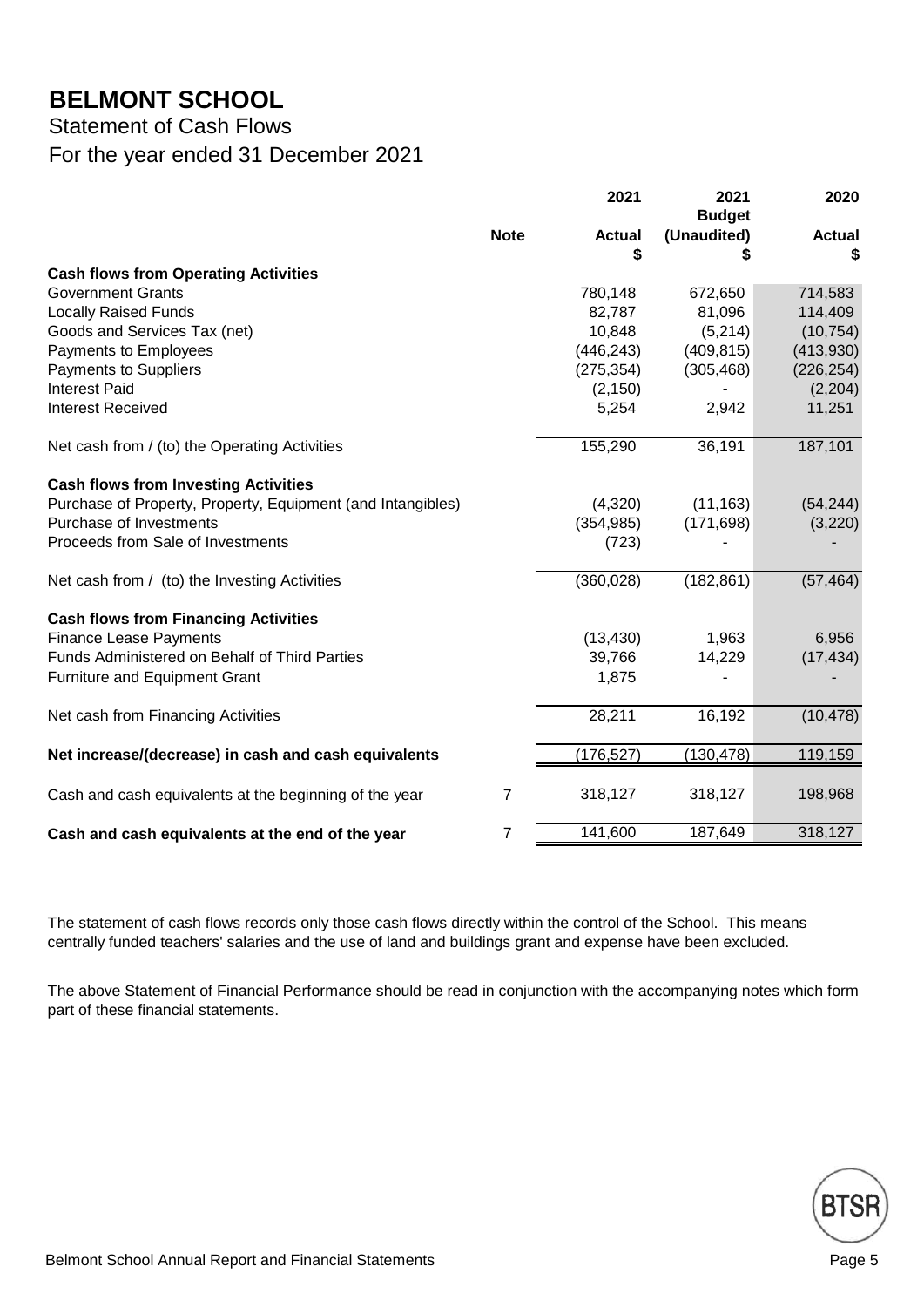# BELMONT SCHOOL

## Statement of Cash Flows

## For the year ended 31 December 2021

| | Note | 2021 Actual $ | 2021 Budget (Unaudited) $ | 2020 Actual $ |
|---|---|---|---|---|
| **Cash flows from Operating Activities** | | | | |
| Government Grants | | 780,148 | 672,650 | 714,583 |
| Locally Raised Funds | | 82,787 | 81,096 | 114,409 |
| Goods and Services Tax (net) | | 10,848 | (5,214) | (10,754) |
| Payments to Employees | | (446,243) | (409,815) | (413,930) |
| Payments to Suppliers | | (275,354) | (305,468) | (226,254) |
| Interest Paid | | (2,150) | - | (2,204) |
| Interest Received | | 5,254 | 2,942 | 11,251 |
| Net cash from / (to) the Operating Activities | | 155,290 | 36,191 | 187,101 |
| **Cash flows from Investing Activities** | | | | |
| Purchase of Property, Property, Equipment (and Intangibles) | | (4,320) | (11,163) | (54,244) |
| Purchase of Investments | | (354,985) | (171,698) | (3,220) |
| Proceeds from Sale of Investments | | (723) | - | - |
| Net cash from / (to) the Investing Activities | | (360,028) | (182,861) | (57,464) |
| **Cash flows from Financing Activities** | | | | |
| Finance Lease Payments | | (13,430) | 1,963 | 6,956 |
| Funds Administered on Behalf of Third Parties | | 39,766 | 14,229 | (17,434) |
| Furniture and Equipment Grant | | 1,875 | - | - |
| Net cash from Financing Activities | | 28,211 | 16,192 | (10,478) |
| **Net increase/(decrease) in cash and cash equivalents** | | (176,527) | (130,478) | 119,159 |
| Cash and cash equivalents at the beginning of the year | 7 | 318,127 | 318,127 | 198,968 |
| **Cash and cash equivalents at the end of the year** | 7 | 141,600 | 187,649 | 318,127 |

The statement of cash flows records only those cash flows directly within the control of the School. This means centrally funded teachers' salaries and the use of land and buildings grant and expense have been excluded.

The above Statement of Financial Performance should be read in conjunction with the accompanying notes which form part of these financial statements.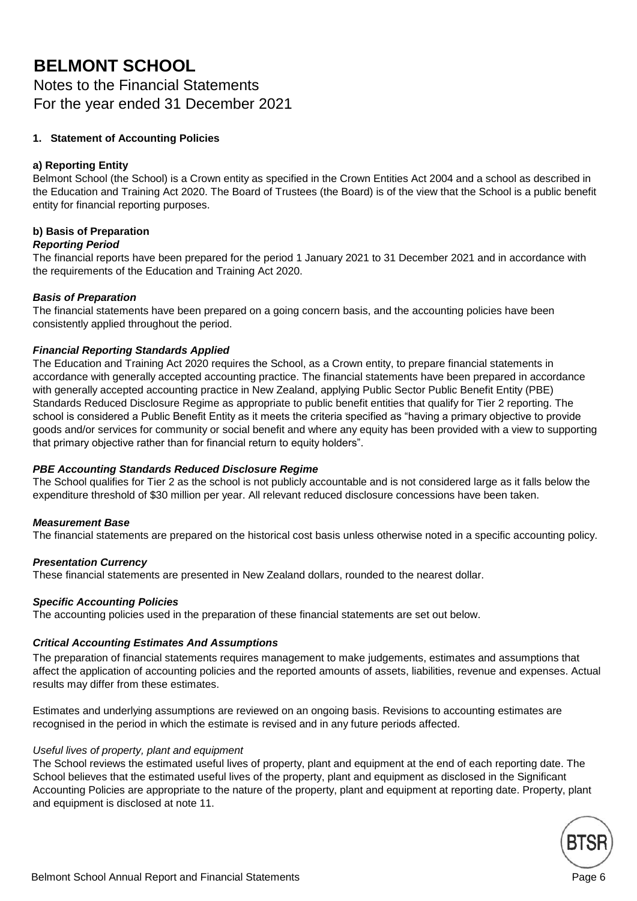# BELMONT SCHOOL

Notes to the Financial Statements
For the year ended 31 December 2021

**1. Statement of Accounting Policies**

**a) Reporting Entity**

Belmont School (the School) is a Crown entity as specified in the Crown Entities Act 2004 and a school as described in the Education and Training Act 2020. The Board of Trustees (the Board) is of the view that the School is a public benefit entity for financial reporting purposes.

**b) Basis of Preparation**

***Reporting Period***

The financial reports have been prepared for the period 1 January 2021 to 31 December 2021 and in accordance with the requirements of the Education and Training Act 2020.

***Basis of Preparation***

The financial statements have been prepared on a going concern basis, and the accounting policies have been consistently applied throughout the period.

***Financial Reporting Standards Applied***

The Education and Training Act 2020 requires the School, as a Crown entity, to prepare financial statements in accordance with generally accepted accounting practice. The financial statements have been prepared in accordance with generally accepted accounting practice in New Zealand, applying Public Sector Public Benefit Entity (PBE) Standards Reduced Disclosure Regime as appropriate to public benefit entities that qualify for Tier 2 reporting. The school is considered a Public Benefit Entity as it meets the criteria specified as "having a primary objective to provide goods and/or services for community or social benefit and where any equity has been provided with a view to supporting that primary objective rather than for financial return to equity holders".

***PBE Accounting Standards Reduced Disclosure Regime***

The School qualifies for Tier 2 as the school is not publicly accountable and is not considered large as it falls below the expenditure threshold of $30 million per year. All relevant reduced disclosure concessions have been taken.

***Measurement Base***

The financial statements are prepared on the historical cost basis unless otherwise noted in a specific accounting policy.

***Presentation Currency***

These financial statements are presented in New Zealand dollars, rounded to the nearest dollar.

***Specific Accounting Policies***

The accounting policies used in the preparation of these financial statements are set out below.

***Critical Accounting Estimates And Assumptions***

The preparation of financial statements requires management to make judgements, estimates and assumptions that affect the application of accounting policies and the reported amounts of assets, liabilities, revenue and expenses. Actual results may differ from these estimates.

Estimates and underlying assumptions are reviewed on an ongoing basis. Revisions to accounting estimates are recognised in the period in which the estimate is revised and in any future periods affected.

*Useful lives of property, plant and equipment*

The School reviews the estimated useful lives of property, plant and equipment at the end of each reporting date. The School believes that the estimated useful lives of the property, plant and equipment as disclosed in the Significant Accounting Policies are appropriate to the nature of the property, plant and equipment at reporting date. Property, plant and equipment is disclosed at note 11.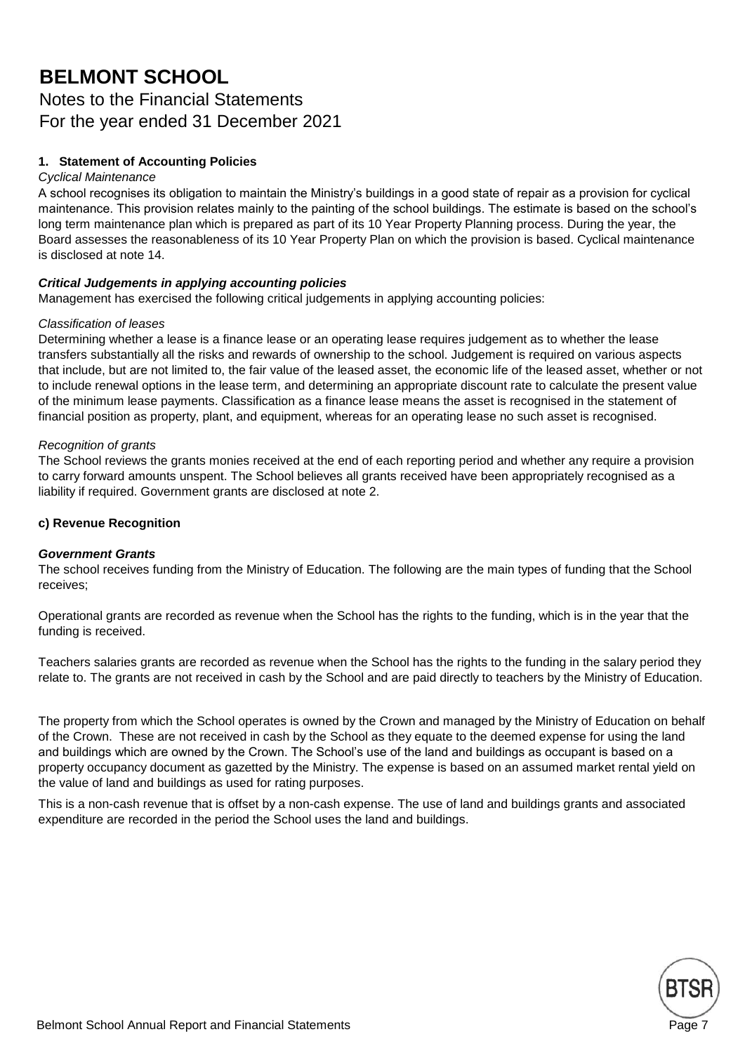# BELMONT SCHOOL

Notes to the Financial Statements
For the year ended 31 December 2021

**1. Statement of Accounting Policies**

*Cyclical Maintenance*

A school recognises its obligation to maintain the Ministry's buildings in a good state of repair as a provision for cyclical maintenance. This provision relates mainly to the painting of the school buildings. The estimate is based on the school's long term maintenance plan which is prepared as part of its 10 Year Property Planning process. During the year, the Board assesses the reasonableness of its 10 Year Property Plan on which the provision is based. Cyclical maintenance is disclosed at note 14.

***Critical Judgements in applying accounting policies***

Management has exercised the following critical judgements in applying accounting policies:

*Classification of leases*

Determining whether a lease is a finance lease or an operating lease requires judgement as to whether the lease transfers substantially all the risks and rewards of ownership to the school. Judgement is required on various aspects that include, but are not limited to, the fair value of the leased asset, the economic life of the leased asset, whether or not to include renewal options in the lease term, and determining an appropriate discount rate to calculate the present value of the minimum lease payments. Classification as a finance lease means the asset is recognised in the statement of financial position as property, plant, and equipment, whereas for an operating lease no such asset is recognised.

*Recognition of grants*

The School reviews the grants monies received at the end of each reporting period and whether any require a provision to carry forward amounts unspent. The School believes all grants received have been appropriately recognised as a liability if required. Government grants are disclosed at note 2.

**c) Revenue Recognition**

***Government Grants***

The school receives funding from the Ministry of Education. The following are the main types of funding that the School receives;

Operational grants are recorded as revenue when the School has the rights to the funding, which is in the year that the funding is received.

Teachers salaries grants are recorded as revenue when the School has the rights to the funding in the salary period they relate to. The grants are not received in cash by the School and are paid directly to teachers by the Ministry of Education.

The property from which the School operates is owned by the Crown and managed by the Ministry of Education on behalf of the Crown. These are not received in cash by the School as they equate to the deemed expense for using the land and buildings which are owned by the Crown. The School's use of the land and buildings as occupant is based on a property occupancy document as gazetted by the Ministry. The expense is based on an assumed market rental yield on the value of land and buildings as used for rating purposes.

This is a non-cash revenue that is offset by a non-cash expense. The use of land and buildings grants and associated expenditure are recorded in the period the School uses the land and buildings.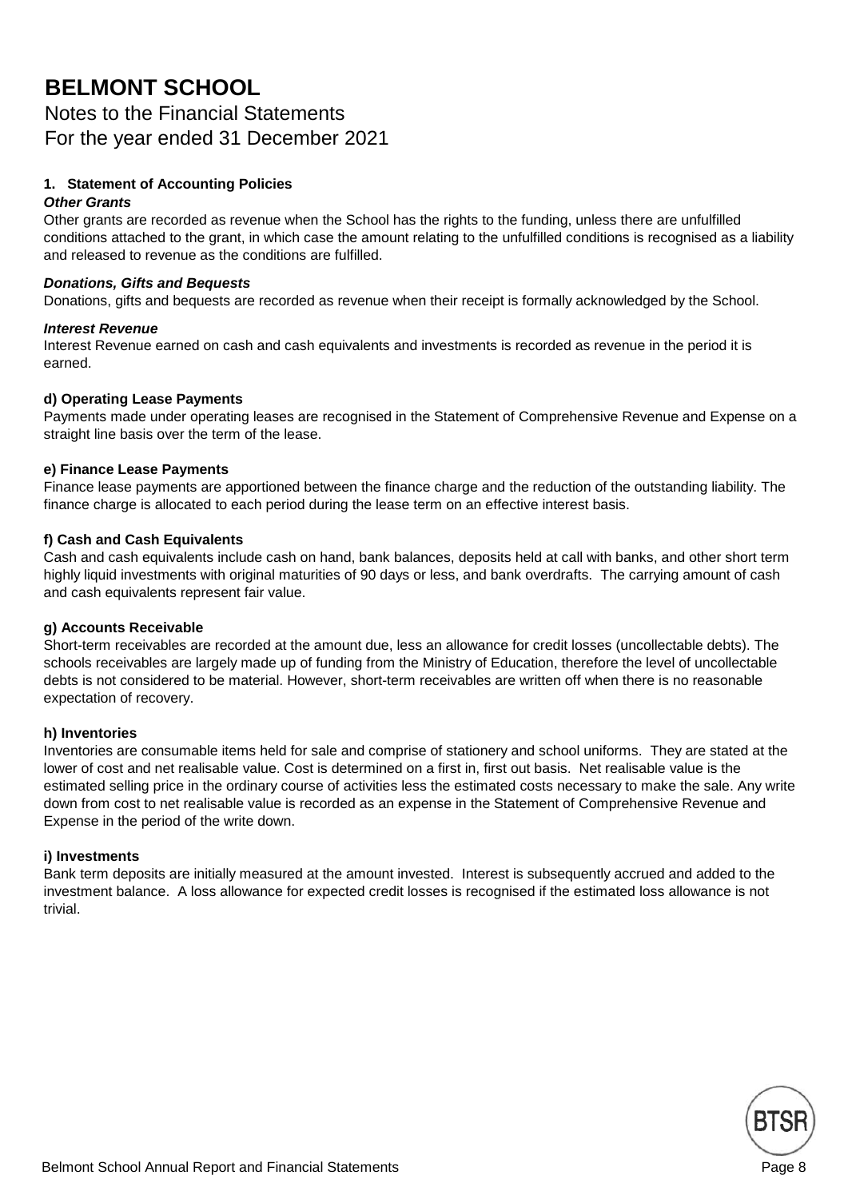# BELMONT SCHOOL

Notes to the Financial Statements
For the year ended 31 December 2021

**1. Statement of Accounting Policies**

***Other Grants***

Other grants are recorded as revenue when the School has the rights to the funding, unless there are unfulfilled conditions attached to the grant, in which case the amount relating to the unfulfilled conditions is recognised as a liability and released to revenue as the conditions are fulfilled.

***Donations, Gifts and Bequests***

Donations, gifts and bequests are recorded as revenue when their receipt is formally acknowledged by the School.

***Interest Revenue***

Interest Revenue earned on cash and cash equivalents and investments is recorded as revenue in the period it is earned.

**d) Operating Lease Payments**

Payments made under operating leases are recognised in the Statement of Comprehensive Revenue and Expense on a straight line basis over the term of the lease.

**e) Finance Lease Payments**

Finance lease payments are apportioned between the finance charge and the reduction of the outstanding liability. The finance charge is allocated to each period during the lease term on an effective interest basis.

**f) Cash and Cash Equivalents**

Cash and cash equivalents include cash on hand, bank balances, deposits held at call with banks, and other short term highly liquid investments with original maturities of 90 days or less, and bank overdrafts. The carrying amount of cash and cash equivalents represent fair value.

**g) Accounts Receivable**

Short-term receivables are recorded at the amount due, less an allowance for credit losses (uncollectable debts). The schools receivables are largely made up of funding from the Ministry of Education, therefore the level of uncollectable debts is not considered to be material. However, short-term receivables are written off when there is no reasonable expectation of recovery.

**h) Inventories**

Inventories are consumable items held for sale and comprise of stationery and school uniforms. They are stated at the lower of cost and net realisable value. Cost is determined on a first in, first out basis. Net realisable value is the estimated selling price in the ordinary course of activities less the estimated costs necessary to make the sale. Any write down from cost to net realisable value is recorded as an expense in the Statement of Comprehensive Revenue and Expense in the period of the write down.

**i) Investments**

Bank term deposits are initially measured at the amount invested. Interest is subsequently accrued and added to the investment balance. A loss allowance for expected credit losses is recognised if the estimated loss allowance is not trivial.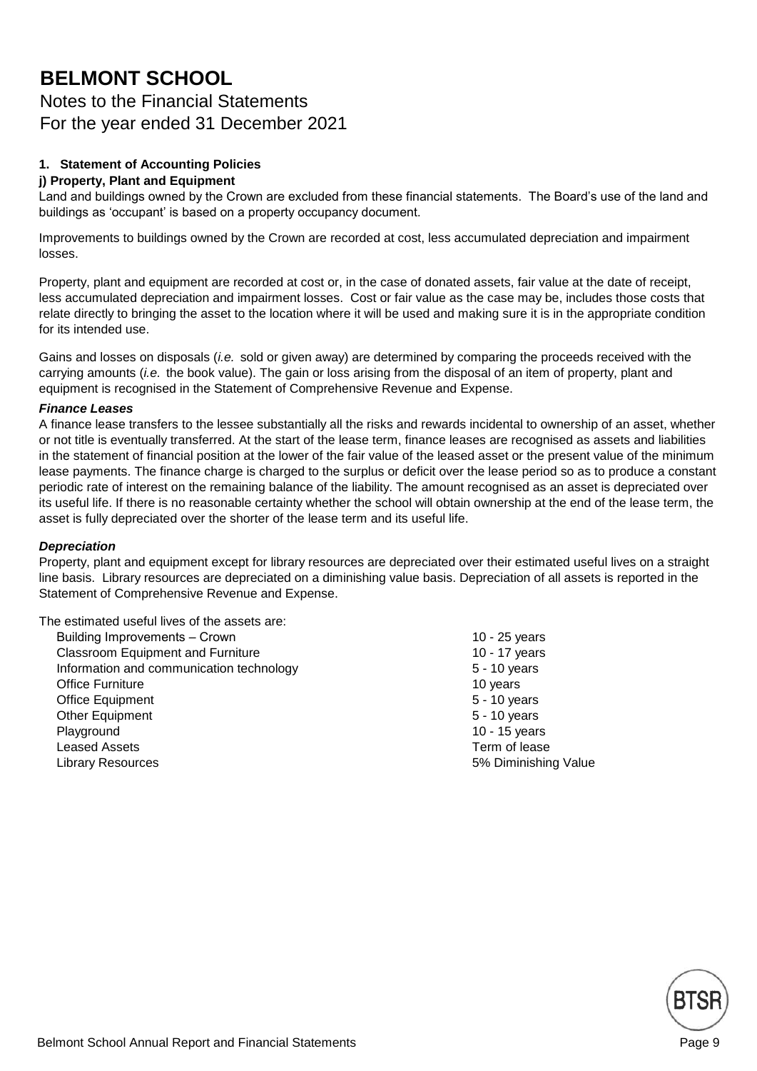# BELMONT SCHOOL

Notes to the Financial Statements
For the year ended 31 December 2021

**1. Statement of Accounting Policies**

**j) Property, Plant and Equipment**

Land and buildings owned by the Crown are excluded from these financial statements. The Board's use of the land and buildings as 'occupant' is based on a property occupancy document.

Improvements to buildings owned by the Crown are recorded at cost, less accumulated depreciation and impairment losses.

Property, plant and equipment are recorded at cost or, in the case of donated assets, fair value at the date of receipt, less accumulated depreciation and impairment losses. Cost or fair value as the case may be, includes those costs that relate directly to bringing the asset to the location where it will be used and making sure it is in the appropriate condition for its intended use.

Gains and losses on disposals (*i.e.* sold or given away) are determined by comparing the proceeds received with the carrying amounts (*i.e.* the book value). The gain or loss arising from the disposal of an item of property, plant and equipment is recognised in the Statement of Comprehensive Revenue and Expense.

***Finance Leases***

A finance lease transfers to the lessee substantially all the risks and rewards incidental to ownership of an asset, whether or not title is eventually transferred. At the start of the lease term, finance leases are recognised as assets and liabilities in the statement of financial position at the lower of the fair value of the leased asset or the present value of the minimum lease payments. The finance charge is charged to the surplus or deficit over the lease period so as to produce a constant periodic rate of interest on the remaining balance of the liability. The amount recognised as an asset is depreciated over its useful life. If there is no reasonable certainty whether the school will obtain ownership at the end of the lease term, the asset is fully depreciated over the shorter of the lease term and its useful life.

***Depreciation***

Property, plant and equipment except for library resources are depreciated over their estimated useful lives on a straight line basis. Library resources are depreciated on a diminishing value basis. Depreciation of all assets is reported in the Statement of Comprehensive Revenue and Expense.

The estimated useful lives of the assets are:

| | |
|---|---|
| Building Improvements – Crown | 10 - 25 years |
| Classroom Equipment and Furniture | 10 - 17 years |
| Information and communication technology | 5 - 10 years |
| Office Furniture | 10 years |
| Office Equipment | 5 - 10 years |
| Other Equipment | 5 - 10 years |
| Playground | 10 - 15 years |
| Leased Assets | Term of lease |
| Library Resources | 5% Diminishing Value |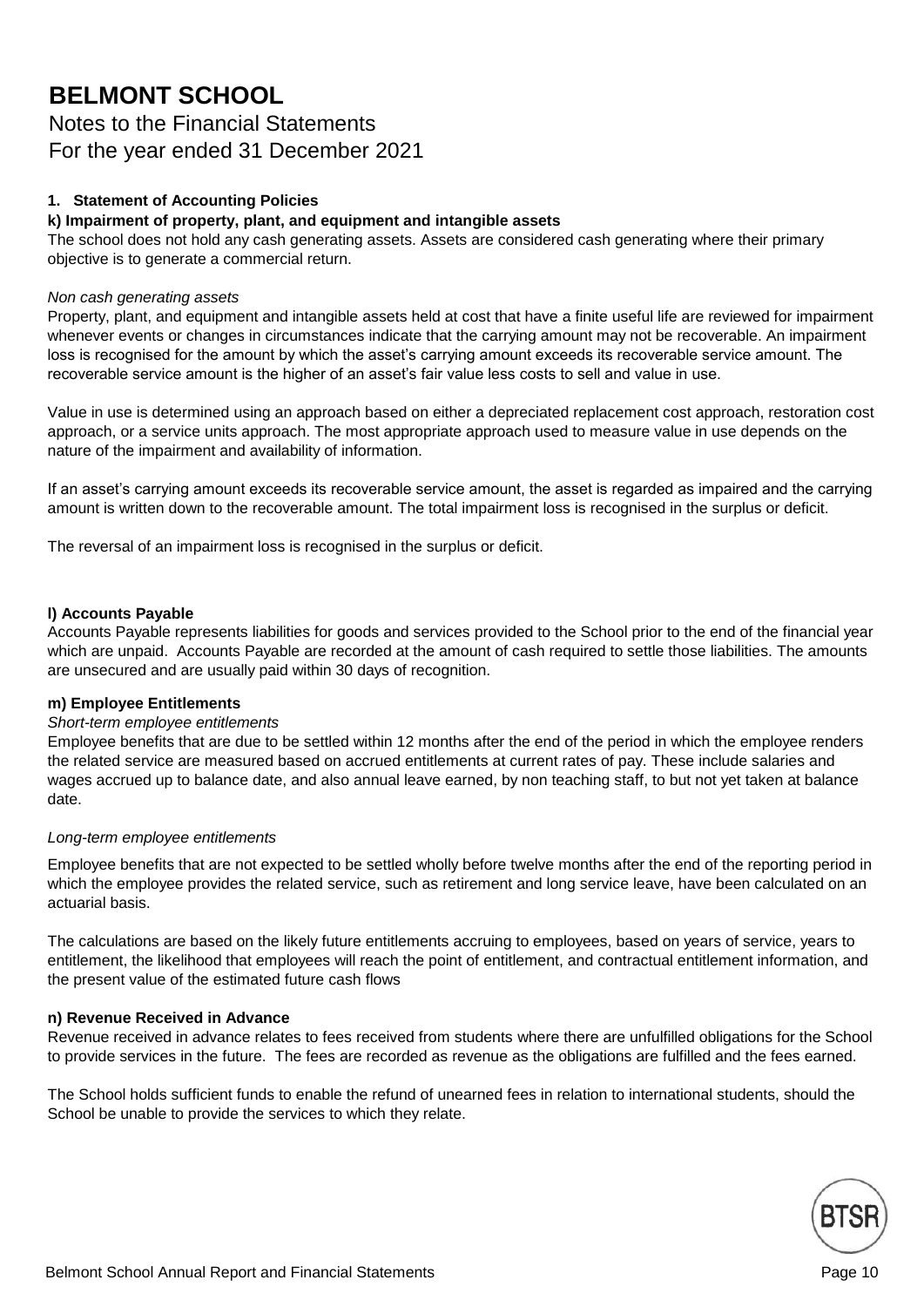# BELMONT SCHOOL

Notes to the Financial Statements
For the year ended 31 December 2021

**1. Statement of Accounting Policies**

**k) Impairment of property, plant, and equipment and intangible assets**

The school does not hold any cash generating assets. Assets are considered cash generating where their primary objective is to generate a commercial return.

*Non cash generating assets*

Property, plant, and equipment and intangible assets held at cost that have a finite useful life are reviewed for impairment whenever events or changes in circumstances indicate that the carrying amount may not be recoverable. An impairment loss is recognised for the amount by which the asset's carrying amount exceeds its recoverable service amount. The recoverable service amount is the higher of an asset's fair value less costs to sell and value in use.

Value in use is determined using an approach based on either a depreciated replacement cost approach, restoration cost approach, or a service units approach. The most appropriate approach used to measure value in use depends on the nature of the impairment and availability of information.

If an asset's carrying amount exceeds its recoverable service amount, the asset is regarded as impaired and the carrying amount is written down to the recoverable amount. The total impairment loss is recognised in the surplus or deficit.

The reversal of an impairment loss is recognised in the surplus or deficit.

**l) Accounts Payable**

Accounts Payable represents liabilities for goods and services provided to the School prior to the end of the financial year which are unpaid. Accounts Payable are recorded at the amount of cash required to settle those liabilities. The amounts are unsecured and are usually paid within 30 days of recognition.

**m) Employee Entitlements**

*Short-term employee entitlements*

Employee benefits that are due to be settled within 12 months after the end of the period in which the employee renders the related service are measured based on accrued entitlements at current rates of pay. These include salaries and wages accrued up to balance date, and also annual leave earned, by non teaching staff, to but not yet taken at balance date.

*Long-term employee entitlements*

Employee benefits that are not expected to be settled wholly before twelve months after the end of the reporting period in which the employee provides the related service, such as retirement and long service leave, have been calculated on an actuarial basis.

The calculations are based on the likely future entitlements accruing to employees, based on years of service, years to entitlement, the likelihood that employees will reach the point of entitlement, and contractual entitlement information, and the present value of the estimated future cash flows

**n) Revenue Received in Advance**

Revenue received in advance relates to fees received from students where there are unfulfilled obligations for the School to provide services in the future. The fees are recorded as revenue as the obligations are fulfilled and the fees earned.

The School holds sufficient funds to enable the refund of unearned fees in relation to international students, should the School be unable to provide the services to which they relate.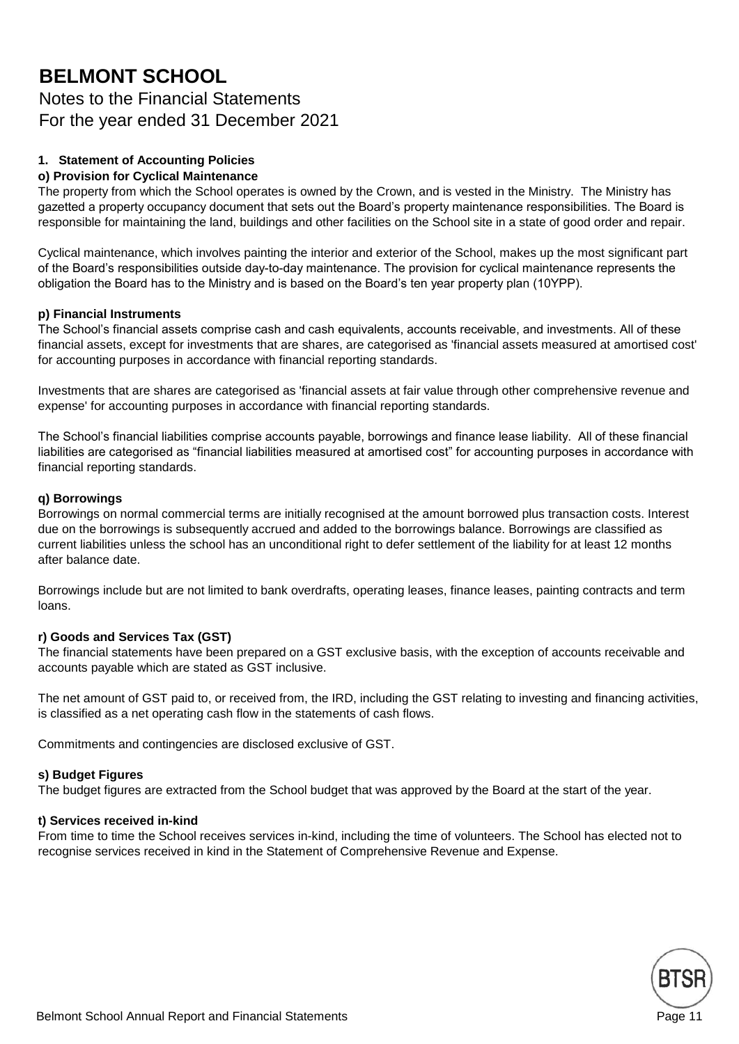# BELMONT SCHOOL

Notes to the Financial Statements
For the year ended 31 December 2021

## 1. Statement of Accounting Policies

### o) Provision for Cyclical Maintenance

The property from which the School operates is owned by the Crown, and is vested in the Ministry. The Ministry has gazetted a property occupancy document that sets out the Board's property maintenance responsibilities. The Board is responsible for maintaining the land, buildings and other facilities on the School site in a state of good order and repair.

Cyclical maintenance, which involves painting the interior and exterior of the School, makes up the most significant part of the Board's responsibilities outside day-to-day maintenance. The provision for cyclical maintenance represents the obligation the Board has to the Ministry and is based on the Board's ten year property plan (10YPP).

### p) Financial Instruments

The School's financial assets comprise cash and cash equivalents, accounts receivable, and investments. All of these financial assets, except for investments that are shares, are categorised as 'financial assets measured at amortised cost' for accounting purposes in accordance with financial reporting standards.

Investments that are shares are categorised as 'financial assets at fair value through other comprehensive revenue and expense' for accounting purposes in accordance with financial reporting standards.

The School's financial liabilities comprise accounts payable, borrowings and finance lease liability. All of these financial liabilities are categorised as "financial liabilities measured at amortised cost" for accounting purposes in accordance with financial reporting standards.

### q) Borrowings

Borrowings on normal commercial terms are initially recognised at the amount borrowed plus transaction costs. Interest due on the borrowings is subsequently accrued and added to the borrowings balance. Borrowings are classified as current liabilities unless the school has an unconditional right to defer settlement of the liability for at least 12 months after balance date.

Borrowings include but are not limited to bank overdrafts, operating leases, finance leases, painting contracts and term loans.

### r) Goods and Services Tax (GST)

The financial statements have been prepared on a GST exclusive basis, with the exception of accounts receivable and accounts payable which are stated as GST inclusive.

The net amount of GST paid to, or received from, the IRD, including the GST relating to investing and financing activities, is classified as a net operating cash flow in the statements of cash flows.

Commitments and contingencies are disclosed exclusive of GST.

### s) Budget Figures

The budget figures are extracted from the School budget that was approved by the Board at the start of the year.

### t) Services received in-kind

From time to time the School receives services in-kind, including the time of volunteers. The School has elected not to recognise services received in kind in the Statement of Comprehensive Revenue and Expense.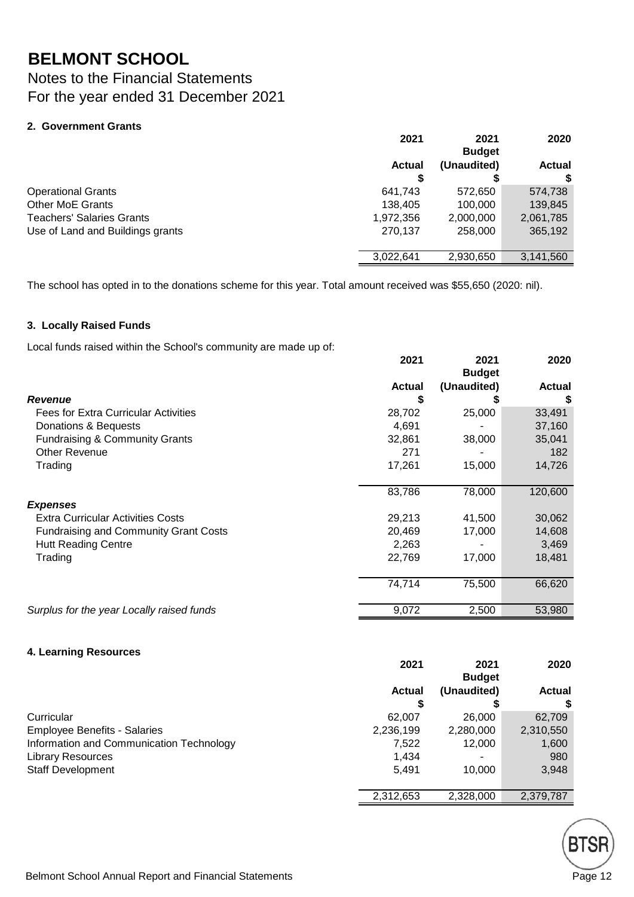# BELMONT SCHOOL

## Notes to the Financial Statements
## For the year ended 31 December 2021

### 2. Government Grants

| | 2021 | 2021 Budget | 2020 |
|---|---|---|---|
| | Actual | (Unaudited) | Actual |
| | $ | $ | $ |
| Operational Grants | 641,743 | 572,650 | 574,738 |
| Other MoE Grants | 138,405 | 100,000 | 139,845 |
| Teachers' Salaries Grants | 1,972,356 | 2,000,000 | 2,061,785 |
| Use of Land and Buildings grants | 270,137 | 258,000 | 365,192 |
| | 3,022,641 | 2,930,650 | 3,141,560 |

The school has opted in to the donations scheme for this year. Total amount received was $55,650 (2020: nil).

### 3. Locally Raised Funds

Local funds raised within the School's community are made up of:

| | 2021 | 2021 Budget | 2020 |
|---|---|---|---|
| | Actual | (Unaudited) | Actual |
| ***Revenue*** | $ | $ | $ |
| Fees for Extra Curricular Activities | 28,702 | 25,000 | 33,491 |
| Donations & Bequests | 4,691 | - | 37,160 |
| Fundraising & Community Grants | 32,861 | 38,000 | 35,041 |
| Other Revenue | 271 | - | 182 |
| Trading | 17,261 | 15,000 | 14,726 |
| | 83,786 | 78,000 | 120,600 |
| ***Expenses*** | | | |
| Extra Curricular Activities Costs | 29,213 | 41,500 | 30,062 |
| Fundraising and Community Grant Costs | 20,469 | 17,000 | 14,608 |
| Hutt Reading Centre | 2,263 | - | 3,469 |
| Trading | 22,769 | 17,000 | 18,481 |
| | 74,714 | 75,500 | 66,620 |
| *Surplus for the year Locally raised funds* | 9,072 | 2,500 | 53,980 |

### 4. Learning Resources

| | 2021 | 2021 Budget | 2020 |
|---|---|---|---|
| | Actual | (Unaudited) | Actual |
| | $ | $ | $ |
| Curricular | 62,007 | 26,000 | 62,709 |
| Employee Benefits - Salaries | 2,236,199 | 2,280,000 | 2,310,550 |
| Information and Communication Technology | 7,522 | 12,000 | 1,600 |
| Library Resources | 1,434 | - | 980 |
| Staff Development | 5,491 | 10,000 | 3,948 |
| | 2,312,653 | 2,328,000 | 2,379,787 |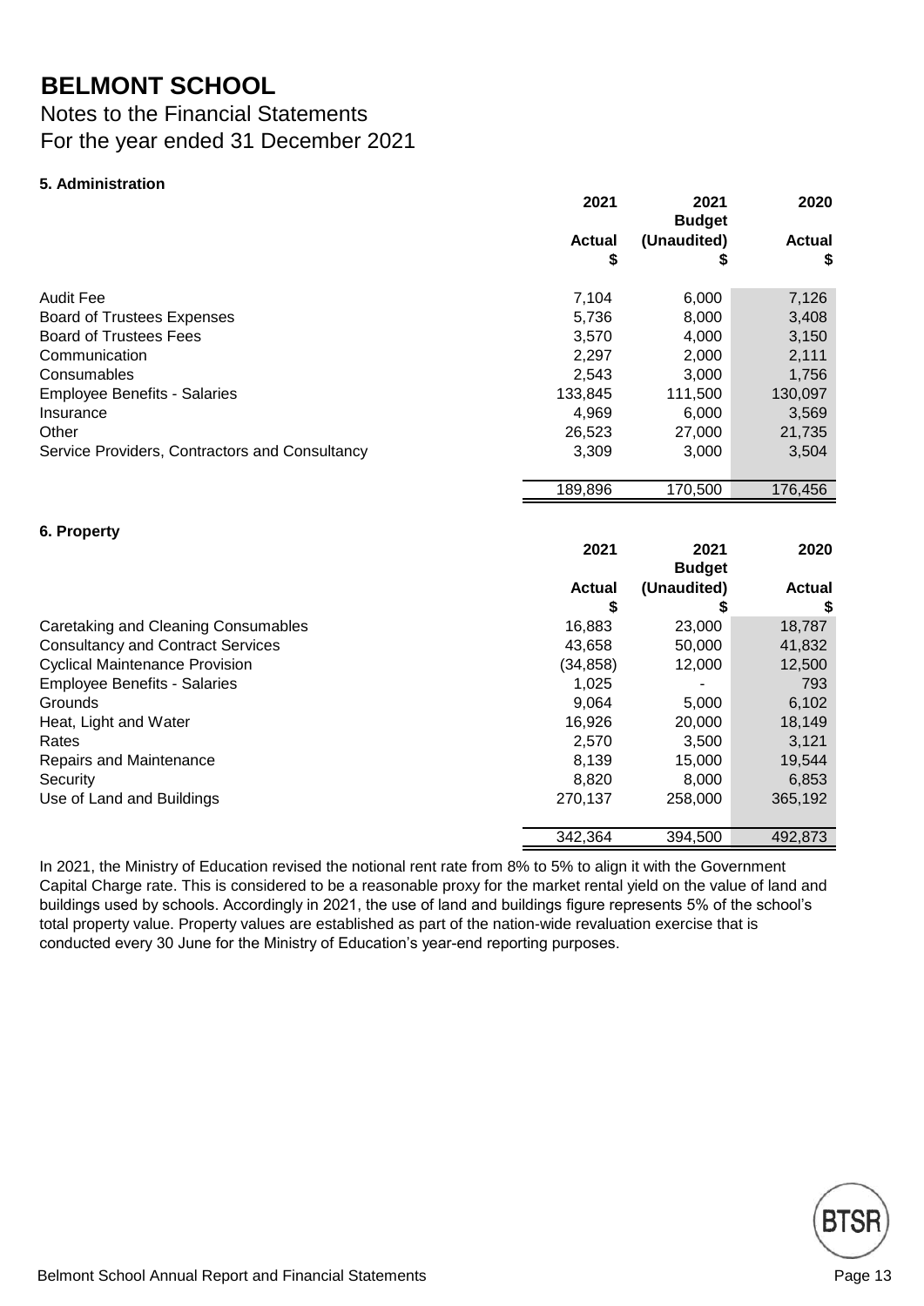# BELMONT SCHOOL

Notes to the Financial Statements
For the year ended 31 December 2021

**5. Administration**

| | 2021 Actual $ | 2021 Budget (Unaudited) $ | 2020 Actual $ |
|---|---|---|---|
| Audit Fee | 7,104 | 6,000 | 7,126 |
| Board of Trustees Expenses | 5,736 | 8,000 | 3,408 |
| Board of Trustees Fees | 3,570 | 4,000 | 3,150 |
| Communication | 2,297 | 2,000 | 2,111 |
| Consumables | 2,543 | 3,000 | 1,756 |
| Employee Benefits - Salaries | 133,845 | 111,500 | 130,097 |
| Insurance | 4,969 | 6,000 | 3,569 |
| Other | 26,523 | 27,000 | 21,735 |
| Service Providers, Contractors and Consultancy | 3,309 | 3,000 | 3,504 |
| | 189,896 | 170,500 | 176,456 |

**6. Property**

| | 2021 Actual $ | 2021 Budget (Unaudited) $ | 2020 Actual $ |
|---|---|---|---|
| Caretaking and Cleaning Consumables | 16,883 | 23,000 | 18,787 |
| Consultancy and Contract Services | 43,658 | 50,000 | 41,832 |
| Cyclical Maintenance Provision | (34,858) | 12,000 | 12,500 |
| Employee Benefits - Salaries | 1,025 | - | 793 |
| Grounds | 9,064 | 5,000 | 6,102 |
| Heat, Light and Water | 16,926 | 20,000 | 18,149 |
| Rates | 2,570 | 3,500 | 3,121 |
| Repairs and Maintenance | 8,139 | 15,000 | 19,544 |
| Security | 8,820 | 8,000 | 6,853 |
| Use of Land and Buildings | 270,137 | 258,000 | 365,192 |
| | 342,364 | 394,500 | 492,873 |

In 2021, the Ministry of Education revised the notional rent rate from 8% to 5% to align it with the Government Capital Charge rate. This is considered to be a reasonable proxy for the market rental yield on the value of land and buildings used by schools. Accordingly in 2021, the use of land and buildings figure represents 5% of the school's total property value. Property values are established as part of the nation-wide revaluation exercise that is conducted every 30 June for the Ministry of Education's year-end reporting purposes.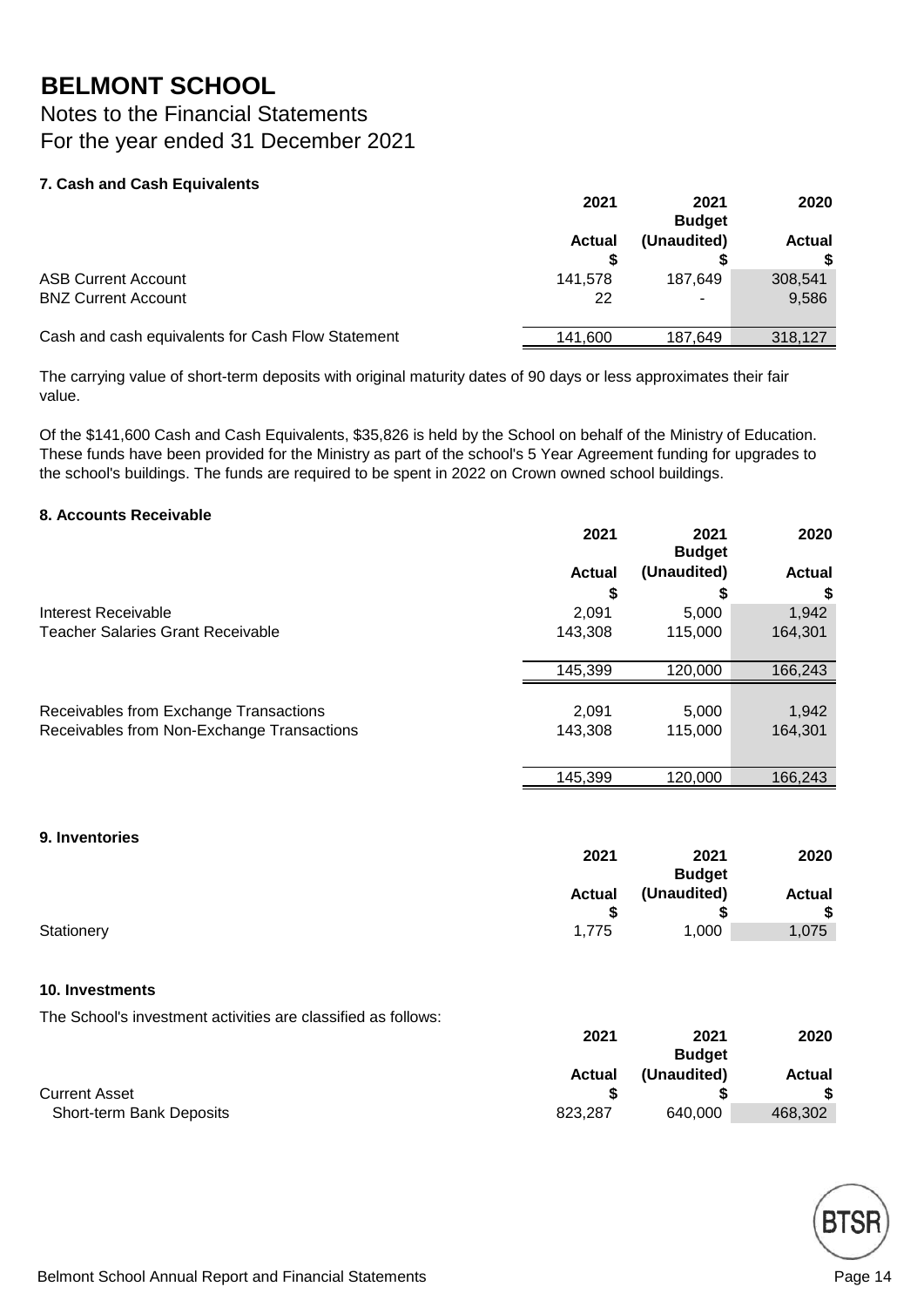# BELMONT SCHOOL

## Notes to the Financial Statements
## For the year ended 31 December 2021

### 7. Cash and Cash Equivalents

| | 2021 Actual $ | 2021 Budget (Unaudited) $ | 2020 Actual $ |
|---|---|---|---|
| ASB Current Account | 141,578 | 187,649 | 308,541 |
| BNZ Current Account | 22 | - | 9,586 |
| Cash and cash equivalents for Cash Flow Statement | 141,600 | 187,649 | 318,127 |

The carrying value of short-term deposits with original maturity dates of 90 days or less approximates their fair value.

Of the $141,600 Cash and Cash Equivalents, $35,826 is held by the School on behalf of the Ministry of Education. These funds have been provided for the Ministry as part of the school's 5 Year Agreement funding for upgrades to the school's buildings. The funds are required to be spent in 2022 on Crown owned school buildings.

### 8. Accounts Receivable

| | 2021 Actual $ | 2021 Budget (Unaudited) $ | 2020 Actual $ |
|---|---|---|---|
| Interest Receivable | 2,091 | 5,000 | 1,942 |
| Teacher Salaries Grant Receivable | 143,308 | 115,000 | 164,301 |
| | 145,399 | 120,000 | 166,243 |
| Receivables from Exchange Transactions | 2,091 | 5,000 | 1,942 |
| Receivables from Non-Exchange Transactions | 143,308 | 115,000 | 164,301 |
| | 145,399 | 120,000 | 166,243 |

### 9. Inventories

| | 2021 Actual $ | 2021 Budget (Unaudited) $ | 2020 Actual $ |
|---|---|---|---|
| Stationery | 1,775 | 1,000 | 1,075 |

### 10. Investments

The School's investment activities are classified as follows:

| | 2021 Actual $ | 2021 Budget (Unaudited) $ | 2020 Actual $ |
|---|---|---|---|
| Current Asset | | | |
| Short-term Bank Deposits | 823,287 | 640,000 | 468,302 |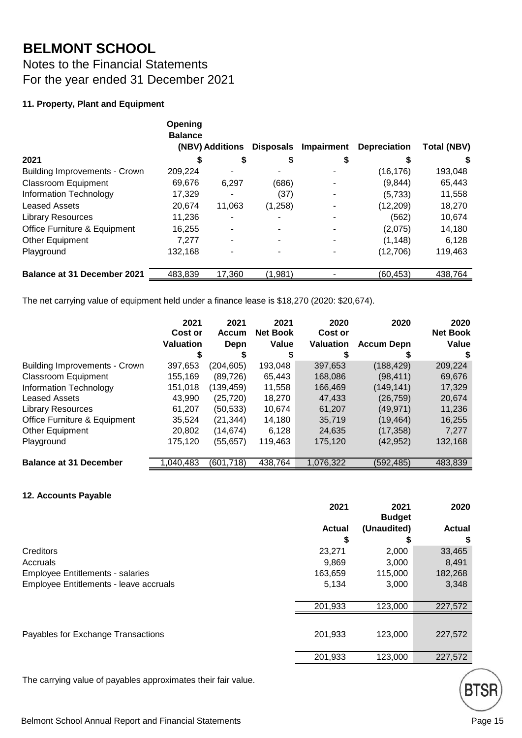# BELMONT SCHOOL

Notes to the Financial Statements
For the year ended 31 December 2021

### 11. Property, Plant and Equipment

| 2021 | Opening Balance (NBV) $ | Additions $ | Disposals $ | Impairment $ | Depreciation $ | Total (NBV) $ |
|---|---|---|---|---|---|---|
| Building Improvements - Crown | 209,224 | - | - | - | (16,176) | 193,048 |
| Classroom Equipment | 69,676 | 6,297 | (686) | - | (9,844) | 65,443 |
| Information Technology | 17,329 | - | (37) | - | (5,733) | 11,558 |
| Leased Assets | 20,674 | 11,063 | (1,258) | - | (12,209) | 18,270 |
| Library Resources | 11,236 | - | - | - | (562) | 10,674 |
| Office Furniture & Equipment | 16,255 | - | - | - | (2,075) | 14,180 |
| Other Equipment | 7,277 | - | - | - | (1,148) | 6,128 |
| Playground | 132,168 | - | - | - | (12,706) | 119,463 |
| **Balance at 31 December 2021** | 483,839 | 17,360 | (1,981) | - | (60,453) | 438,764 |

The net carrying value of equipment held under a finance lease is $18,270 (2020: $20,674).

| | 2021 Cost or Valuation $ | 2021 Accum Depn $ | 2021 Net Book Value $ | 2020 Cost or Valuation $ | 2020 Accum Depn $ | 2020 Net Book Value $ |
|---|---|---|---|---|---|---|
| Building Improvements - Crown | 397,653 | (204,605) | 193,048 | 397,653 | (188,429) | 209,224 |
| Classroom Equipment | 155,169 | (89,726) | 65,443 | 168,086 | (98,411) | 69,676 |
| Information Technology | 151,018 | (139,459) | 11,558 | 166,469 | (149,141) | 17,329 |
| Leased Assets | 43,990 | (25,720) | 18,270 | 47,433 | (26,759) | 20,674 |
| Library Resources | 61,207 | (50,533) | 10,674 | 61,207 | (49,971) | 11,236 |
| Office Furniture & Equipment | 35,524 | (21,344) | 14,180 | 35,719 | (19,464) | 16,255 |
| Other Equipment | 20,802 | (14,674) | 6,128 | 24,635 | (17,358) | 7,277 |
| Playground | 175,120 | (55,657) | 119,463 | 175,120 | (42,952) | 132,168 |
| **Balance at 31 December** | 1,040,483 | (601,718) | 438,764 | 1,076,322 | (592,485) | 483,839 |

### 12. Accounts Payable

| | 2021 Actual $ | 2021 Budget (Unaudited) $ | 2020 Actual $ |
|---|---|---|---|
| Creditors | 23,271 | 2,000 | 33,465 |
| Accruals | 9,869 | 3,000 | 8,491 |
| Employee Entitlements - salaries | 163,659 | 115,000 | 182,268 |
| Employee Entitlements - leave accruals | 5,134 | 3,000 | 3,348 |
| | 201,933 | 123,000 | 227,572 |
| Payables for Exchange Transactions | 201,933 | 123,000 | 227,572 |
| | 201,933 | 123,000 | 227,572 |

The carrying value of payables approximates their fair value.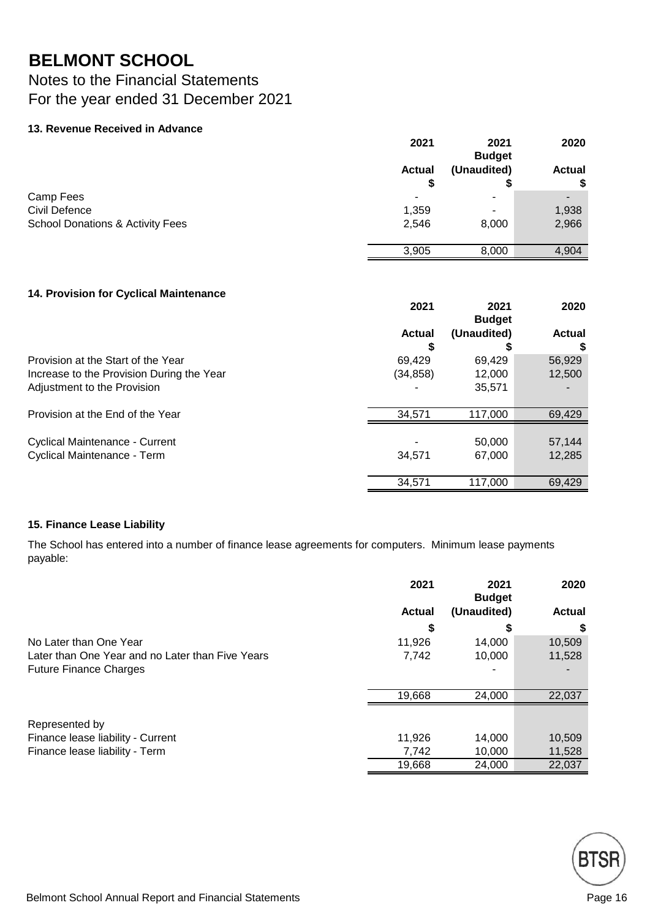# BELMONT SCHOOL

Notes to the Financial Statements
For the year ended 31 December 2021

### 13. Revenue Received in Advance

| | 2021 Actual $ | 2021 Budget (Unaudited) $ | 2020 Actual $ |
|---|---|---|---|
| Camp Fees | - | - | - |
| Civil Defence | 1,359 | - | 1,938 |
| School Donations & Activity Fees | 2,546 | 8,000 | 2,966 |
| | 3,905 | 8,000 | 4,904 |

### 14. Provision for Cyclical Maintenance

| | 2021 Actual $ | 2021 Budget (Unaudited) $ | 2020 Actual $ |
|---|---|---|---|
| Provision at the Start of the Year | 69,429 | 69,429 | 56,929 |
| Increase to the Provision During the Year | (34,858) | 12,000 | 12,500 |
| Adjustment to the Provision | - | 35,571 | - |
| Provision at the End of the Year | 34,571 | 117,000 | 69,429 |
| Cyclical Maintenance - Current | - | 50,000 | 57,144 |
| Cyclical Maintenance - Term | 34,571 | 67,000 | 12,285 |
| | 34,571 | 117,000 | 69,429 |

### 15. Finance Lease Liability

The School has entered into a number of finance lease agreements for computers. Minimum lease payments payable:

| | 2021 Actual $ | 2021 Budget (Unaudited) $ | 2020 Actual $ |
|---|---|---|---|
| No Later than One Year | 11,926 | 14,000 | 10,509 |
| Later than One Year and no Later than Five Years | 7,742 | 10,000 | 11,528 |
| Future Finance Charges | | - | - |
| | 19,668 | 24,000 | 22,037 |
| Represented by | | | |
| Finance lease liability - Current | 11,926 | 14,000 | 10,509 |
| Finance lease liability - Term | 7,742 | 10,000 | 11,528 |
| | 19,668 | 24,000 | 22,037 |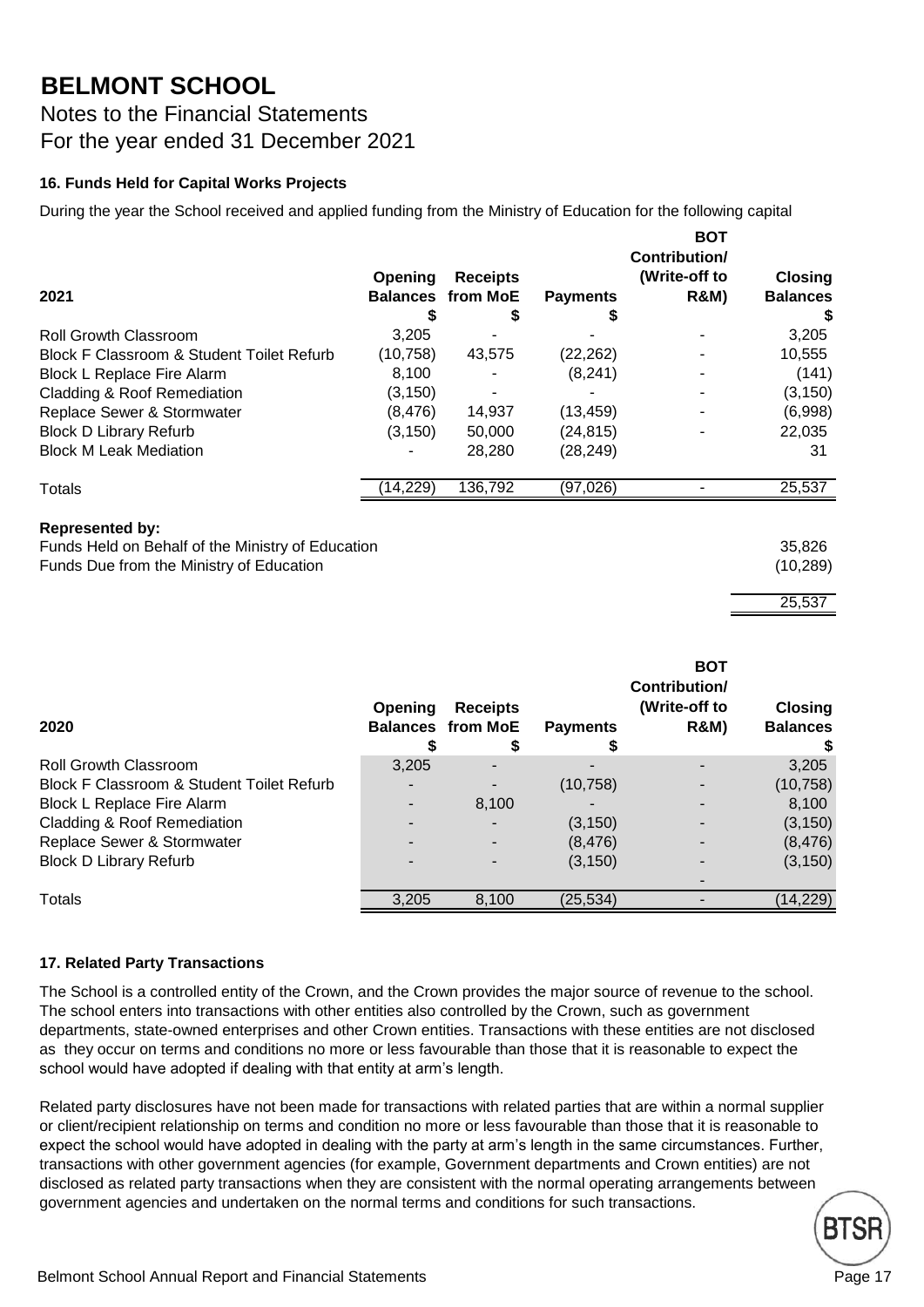# BELMONT SCHOOL

Notes to the Financial Statements
For the year ended 31 December 2021

### 16. Funds Held for Capital Works Projects

During the year the School received and applied funding from the Ministry of Education for the following capital

| 2021 | Opening Balances $ | Receipts from MoE $ | Payments $ | BOT Contribution/ (Write-off to R&M) | Closing Balances $ |
|---|---|---|---|---|---|
| Roll Growth Classroom | 3,205 | - | - | - | 3,205 |
| Block F Classroom & Student Toilet Refurb | (10,758) | 43,575 | (22,262) | - | 10,555 |
| Block L Replace Fire Alarm | 8,100 | - | (8,241) | - | (141) |
| Cladding & Roof Remediation | (3,150) | - | - | - | (3,150) |
| Replace Sewer & Stormwater | (8,476) | 14,937 | (13,459) | - | (6,998) |
| Block D Library Refurb | (3,150) | 50,000 | (24,815) | - | 22,035 |
| Block M Leak Mediation | - | 28,280 | (28,249) | | 31 |
| Totals | (14,229) | 136,792 | (97,026) | - | 25,537 |

**Represented by:**

| | |
|---|---|
| Funds Held on Behalf of the Ministry of Education | 35,826 |
| Funds Due from the Ministry of Education | (10,289) |
| | 25,537 |

| 2020 | Opening Balances $ | Receipts from MoE $ | Payments $ | BOT Contribution/ (Write-off to R&M) | Closing Balances $ |
|---|---|---|---|---|---|
| Roll Growth Classroom | 3,205 | - | - | - | 3,205 |
| Block F Classroom & Student Toilet Refurb | - | - | (10,758) | - | (10,758) |
| Block L Replace Fire Alarm | - | 8,100 | - | - | 8,100 |
| Cladding & Roof Remediation | - | - | (3,150) | - | (3,150) |
| Replace Sewer & Stormwater | - | - | (8,476) | - | (8,476) |
| Block D Library Refurb | - | - | (3,150) | - | (3,150) |
| | | | | - | |
| Totals | 3,205 | 8,100 | (25,534) | - | (14,229) |

### 17. Related Party Transactions

The School is a controlled entity of the Crown, and the Crown provides the major source of revenue to the school. The school enters into transactions with other entities also controlled by the Crown, such as government departments, state-owned enterprises and other Crown entities. Transactions with these entities are not disclosed as they occur on terms and conditions no more or less favourable than those that it is reasonable to expect the school would have adopted if dealing with that entity at arm's length.

Related party disclosures have not been made for transactions with related parties that are within a normal supplier or client/recipient relationship on terms and condition no more or less favourable than those that it is reasonable to expect the school would have adopted in dealing with the party at arm's length in the same circumstances. Further, transactions with other government agencies (for example, Government departments and Crown entities) are not disclosed as related party transactions when they are consistent with the normal operating arrangements between government agencies and undertaken on the normal terms and conditions for such transactions.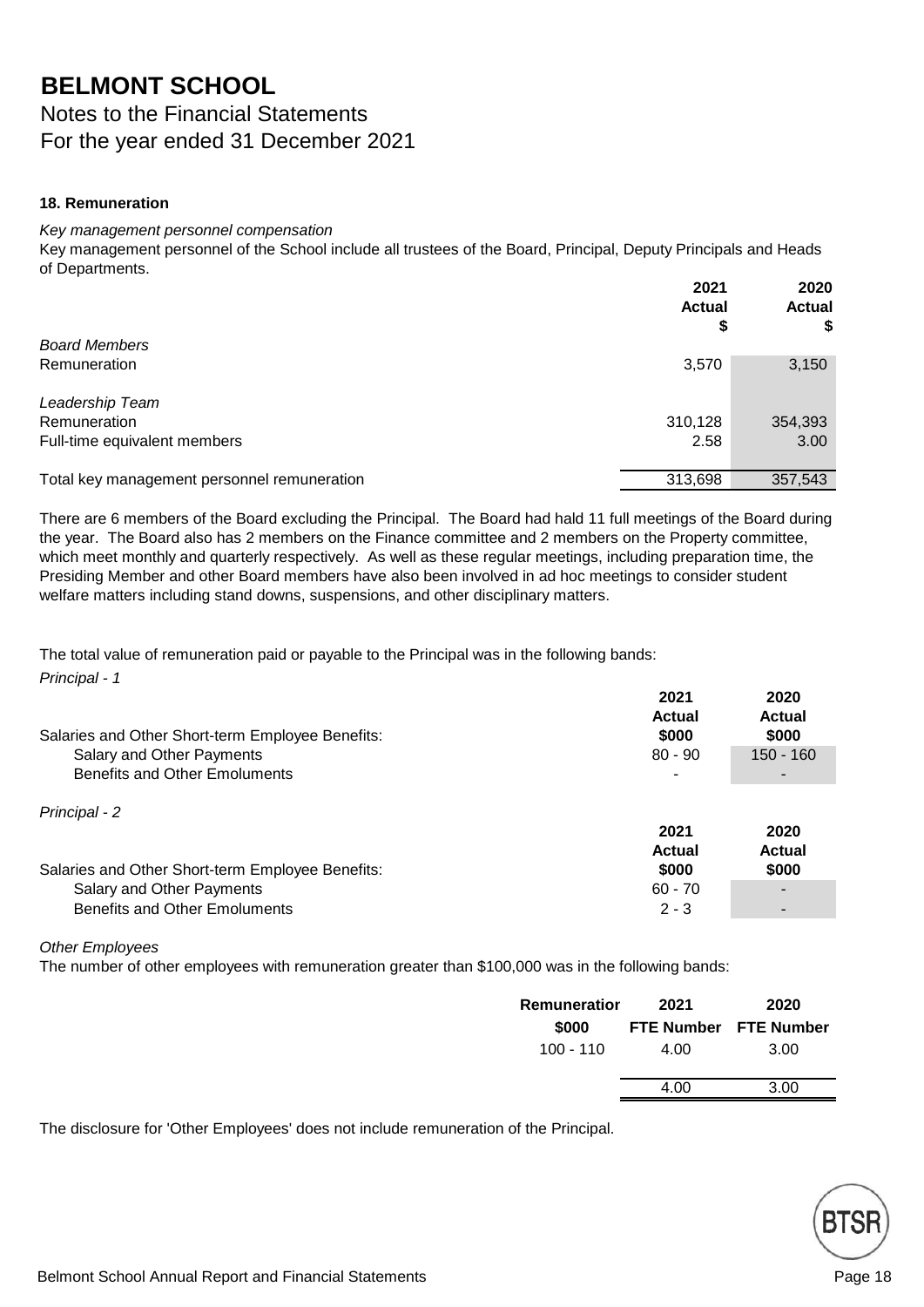# BELMONT SCHOOL

## Notes to the Financial Statements
## For the year ended 31 December 2021

### 18. Remuneration

*Key management personnel compensation*

Key management personnel of the School include all trustees of the Board, Principal, Deputy Principals and Heads of Departments.

| | 2021 Actual $ | 2020 Actual $ |
|---|---|---|
| *Board Members* | | |
| Remuneration | 3,570 | 3,150 |
| *Leadership Team* | | |
| Remuneration | 310,128 | 354,393 |
| Full-time equivalent members | 2.58 | 3.00 |
| Total key management personnel remuneration | 313,698 | 357,543 |

There are 6 members of the Board excluding the Principal. The Board had hald 11 full meetings of the Board during the year. The Board also has 2 members on the Finance committee and 2 members on the Property committee, which meet monthly and quarterly respectively. As well as these regular meetings, including preparation time, the Presiding Member and other Board members have also been involved in ad hoc meetings to consider student welfare matters including stand downs, suspensions, and other disciplinary matters.

The total value of remuneration paid or payable to the Principal was in the following bands:

*Principal - 1*

| Salaries and Other Short-term Employee Benefits: | 2021 Actual $000 | 2020 Actual $000 |
|---|---|---|
| Salary and Other Payments | 80 - 90 | 150 - 160 |
| Benefits and Other Emoluments | - | - |

*Principal - 2*

| Salaries and Other Short-term Employee Benefits: | 2021 Actual $000 | 2020 Actual $000 |
|---|---|---|
| Salary and Other Payments | 60 - 70 | - |
| Benefits and Other Emoluments | 2 - 3 | - |

*Other Employees*

The number of other employees with remuneration greater than $100,000 was in the following bands:

| Remuneration $000 | 2021 FTE Number | 2020 FTE Number |
|---|---|---|
| 100 - 110 | 4.00 | 3.00 |
| | 4.00 | 3.00 |

The disclosure for 'Other Employees' does not include remuneration of the Principal.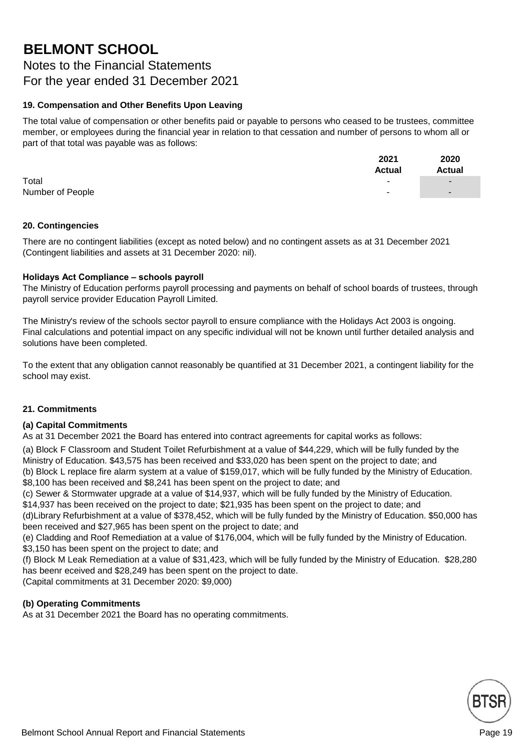# BELMONT SCHOOL

Notes to the Financial Statements
For the year ended 31 December 2021

### 19. Compensation and Other Benefits Upon Leaving

The total value of compensation or other benefits paid or payable to persons who ceased to be trustees, committee member, or employees during the financial year in relation to that cessation and number of persons to whom all or part of that total was payable was as follows:

| | 2021 Actual | 2020 Actual |
|---|---|---|
| Total | - | - |
| Number of People | - | - |

### 20. Contingencies

There are no contingent liabilities (except as noted below) and no contingent assets as at 31 December 2021 (Contingent liabilities and assets at 31 December 2020: nil).

**Holidays Act Compliance – schools payroll**

The Ministry of Education performs payroll processing and payments on behalf of school boards of trustees, through payroll service provider Education Payroll Limited.

The Ministry's review of the schools sector payroll to ensure compliance with the Holidays Act 2003 is ongoing. Final calculations and potential impact on any specific individual will not be known until further detailed analysis and solutions have been completed.

To the extent that any obligation cannot reasonably be quantified at 31 December 2021, a contingent liability for the school may exist.

### 21. Commitments

**(a) Capital Commitments**

As at 31 December 2021 the Board has entered into contract agreements for capital works as follows:

(a) Block F Classroom and Student Toilet Refurbishment at a value of $44,229, which will be fully funded by the Ministry of Education. $43,575 has been received and $33,020 has been spent on the project to date; and
(b) Block L replace fire alarm system at a value of $159,017, which will be fully funded by the Ministry of Education. $8,100 has been received and $8,241 has been spent on the project to date; and
(c) Sewer & Stormwater upgrade at a value of $14,937, which will be fully funded by the Ministry of Education. $14,937 has been received on the project to date; $21,935 has been spent on the project to date; and
(d)Library Refurbishment at a value of $378,452, which will be fully funded by the Ministry of Education. $50,000 has been received and $27,965 has been spent on the project to date; and
(e) Cladding and Roof Remediation at a value of $176,004, which will be fully funded by the Ministry of Education. $3,150 has been spent on the project to date; and
(f) Block M Leak Remediation at a value of $31,423, which will be fully funded by the Ministry of Education. $28,280 has beenr eceived and $28,249 has been spent on the project to date.
(Capital commitments at 31 December 2020: $9,000)

**(b) Operating Commitments**

As at 31 December 2021 the Board has no operating commitments.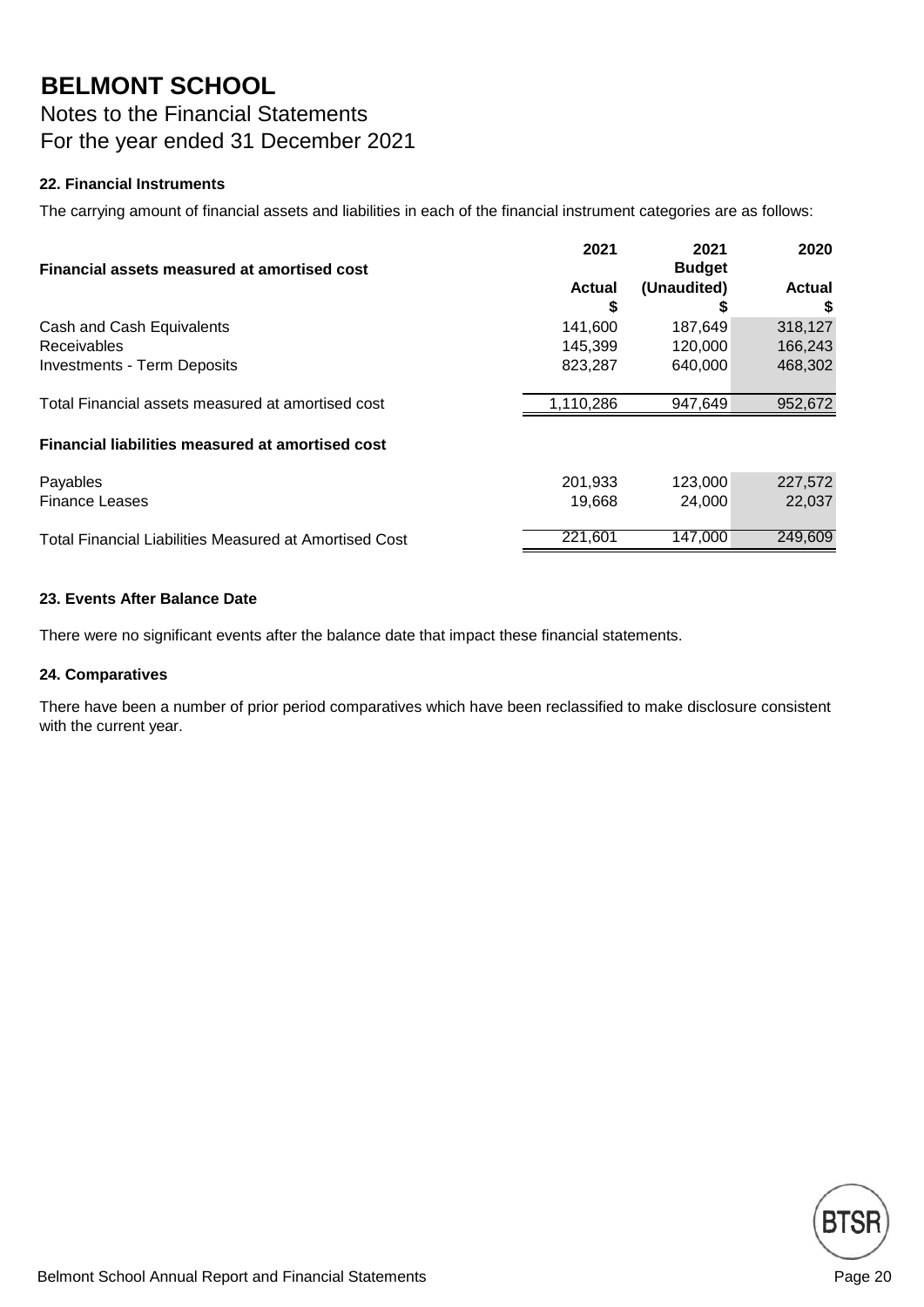# BELMONT SCHOOL

Notes to the Financial Statements
For the year ended 31 December 2021

### 22. Financial Instruments

The carrying amount of financial assets and liabilities in each of the financial instrument categories are as follows:

| Financial assets measured at amortised cost | 2021 Actual $ | 2021 Budget (Unaudited) $ | 2020 Actual $ |
|---|---|---|---|
| Cash and Cash Equivalents | 141,600 | 187,649 | 318,127 |
| Receivables | 145,399 | 120,000 | 166,243 |
| Investments - Term Deposits | 823,287 | 640,000 | 468,302 |
| Total Financial assets measured at amortised cost | 1,110,286 | 947,649 | 952,672 |
| **Financial liabilities measured at amortised cost** | | | |
| Payables | 201,933 | 123,000 | 227,572 |
| Finance Leases | 19,668 | 24,000 | 22,037 |
| Total Financial Liabilities Measured at Amortised Cost | 221,601 | 147,000 | 249,609 |

### 23. Events After Balance Date

There were no significant events after the balance date that impact these financial statements.

### 24. Comparatives

There have been a number of prior period comparatives which have been reclassified to make disclosure consistent with the current year.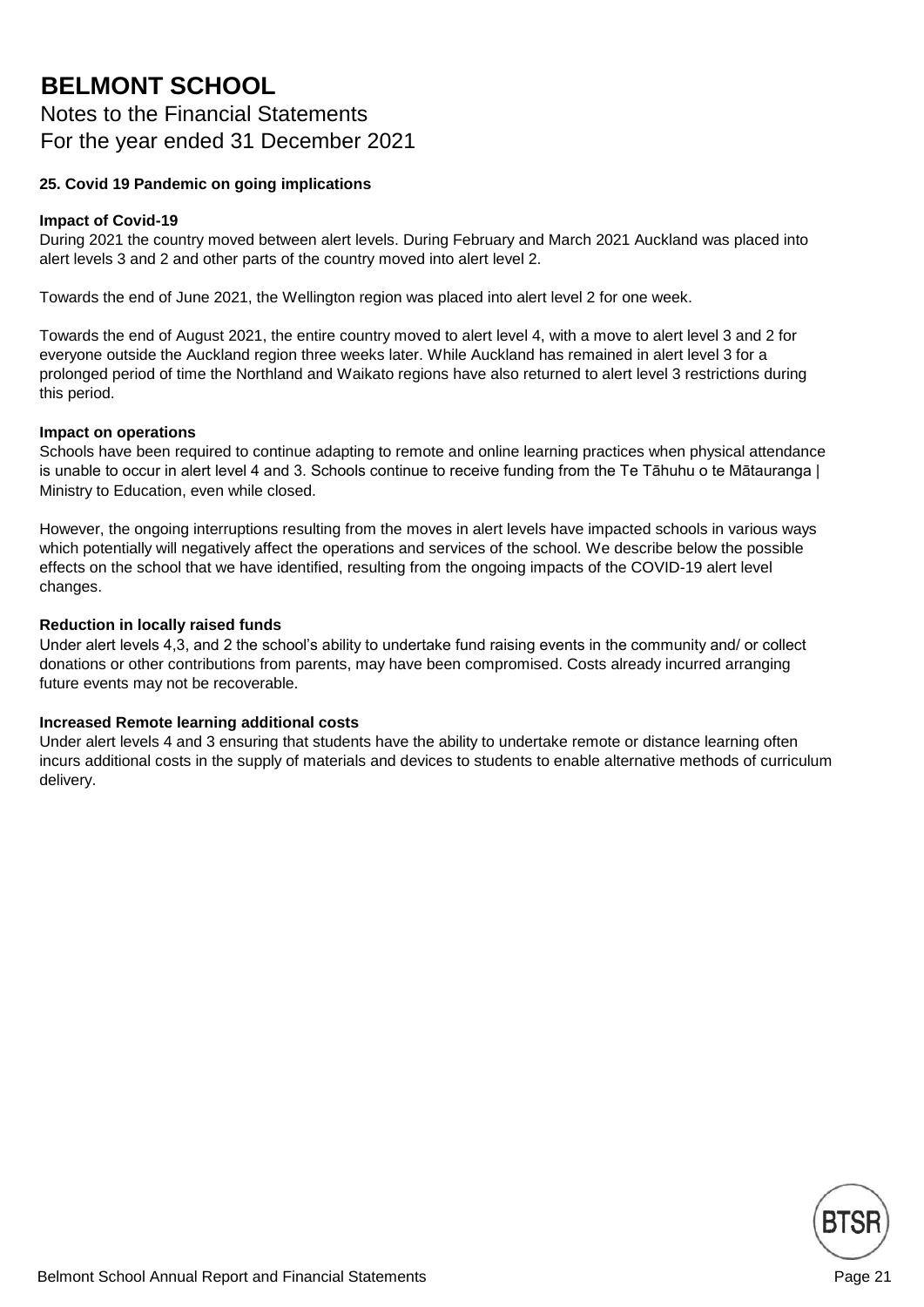# BELMONT SCHOOL

Notes to the Financial Statements
For the year ended 31 December 2021

**25. Covid 19 Pandemic on going implications**

**Impact of Covid-19**
During 2021 the country moved between alert levels. During February and March 2021 Auckland was placed into alert levels 3 and 2 and other parts of the country moved into alert level 2.

Towards the end of June 2021, the Wellington region was placed into alert level 2 for one week.

Towards the end of August 2021, the entire country moved to alert level 4, with a move to alert level 3 and 2 for everyone outside the Auckland region three weeks later. While Auckland has remained in alert level 3 for a prolonged period of time the Northland and Waikato regions have also returned to alert level 3 restrictions during this period.

**Impact on operations**
Schools have been required to continue adapting to remote and online learning practices when physical attendance is unable to occur in alert level 4 and 3. Schools continue to receive funding from the Te Tāhuhu o te Mātauranga | Ministry to Education, even while closed.

However, the ongoing interruptions resulting from the moves in alert levels have impacted schools in various ways which potentially will negatively affect the operations and services of the school. We describe below the possible effects on the school that we have identified, resulting from the ongoing impacts of the COVID-19 alert level changes.

**Reduction in locally raised funds**
Under alert levels 4,3, and 2 the school's ability to undertake fund raising events in the community and/ or collect donations or other contributions from parents, may have been compromised. Costs already incurred arranging future events may not be recoverable.

**Increased Remote learning additional costs**
Under alert levels 4 and 3 ensuring that students have the ability to undertake remote or distance learning often incurs additional costs in the supply of materials and devices to students to enable alternative methods of curriculum delivery.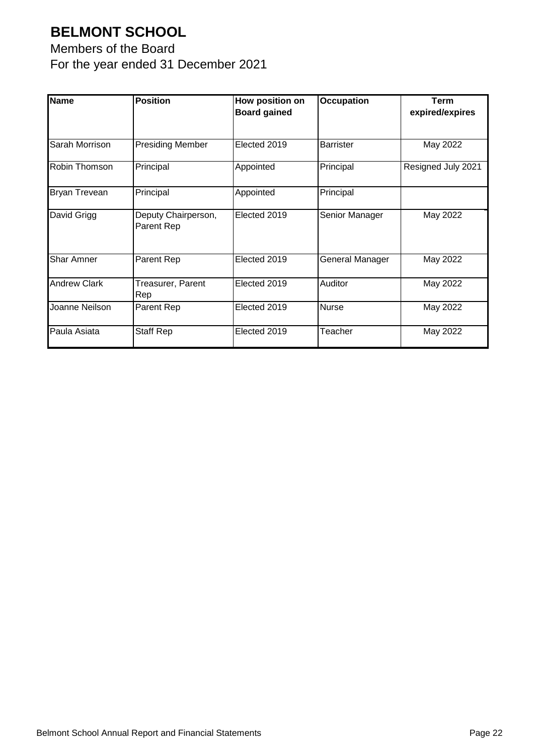# BELMONT SCHOOL

Members of the Board
For the year ended 31 December 2021

| Name | Position | How position on Board gained | Occupation | Term expired/expires |
|---|---|---|---|---|
| Sarah Morrison | Presiding Member | Elected 2019 | Barrister | May 2022 |
| Robin Thomson | Principal | Appointed | Principal | Resigned July 2021 |
| Bryan Trevean | Principal | Appointed | Principal | |
| David Grigg | Deputy Chairperson, Parent Rep | Elected 2019 | Senior Manager | May 2022 |
| Shar Amner | Parent Rep | Elected 2019 | General Manager | May 2022 |
| Andrew Clark | Treasurer, Parent Rep | Elected 2019 | Auditor | May 2022 |
| Joanne Neilson | Parent Rep | Elected 2019 | Nurse | May 2022 |
| Paula Asiata | Staff Rep | Elected 2019 | Teacher | May 2022 |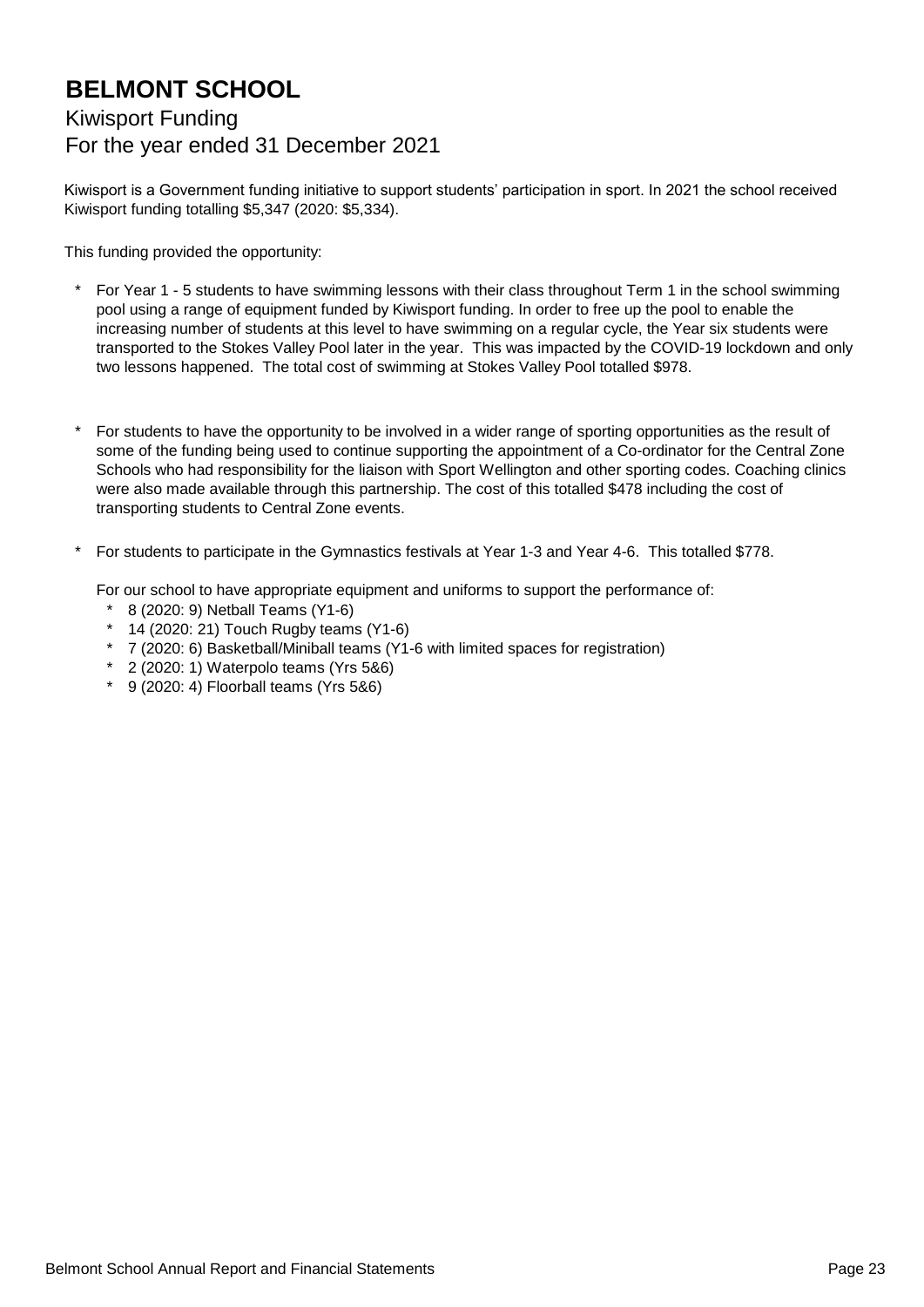# BELMONT SCHOOL

## Kiwisport Funding

## For the year ended 31 December 2021

Kiwisport is a Government funding initiative to support students' participation in sport. In 2021 the school received Kiwisport funding totalling $5,347 (2020: $5,334).

This funding provided the opportunity:

* For Year 1 - 5 students to have swimming lessons with their class throughout Term 1 in the school swimming pool using a range of equipment funded by Kiwisport funding. In order to free up the pool to enable the increasing number of students at this level to have swimming on a regular cycle, the Year six students were transported to the Stokes Valley Pool later in the year. This was impacted by the COVID-19 lockdown and only two lessons happened. The total cost of swimming at Stokes Valley Pool totalled $978.

* For students to have the opportunity to be involved in a wider range of sporting opportunities as the result of some of the funding being used to continue supporting the appointment of a Co-ordinator for the Central Zone Schools who had responsibility for the liaison with Sport Wellington and other sporting codes. Coaching clinics were also made available through this partnership. The cost of this totalled $478 including the cost of transporting students to Central Zone events.

* For students to participate in the Gymnastics festivals at Year 1-3 and Year 4-6. This totalled $778.

For our school to have appropriate equipment and uniforms to support the performance of:

* 8 (2020: 9) Netball Teams (Y1-6)
* 14 (2020: 21) Touch Rugby teams (Y1-6)
* 7 (2020: 6) Basketball/Miniball teams (Y1-6 with limited spaces for registration)
* 2 (2020: 1) Waterpolo teams (Yrs 5&6)
* 9 (2020: 4) Floorball teams (Yrs 5&6)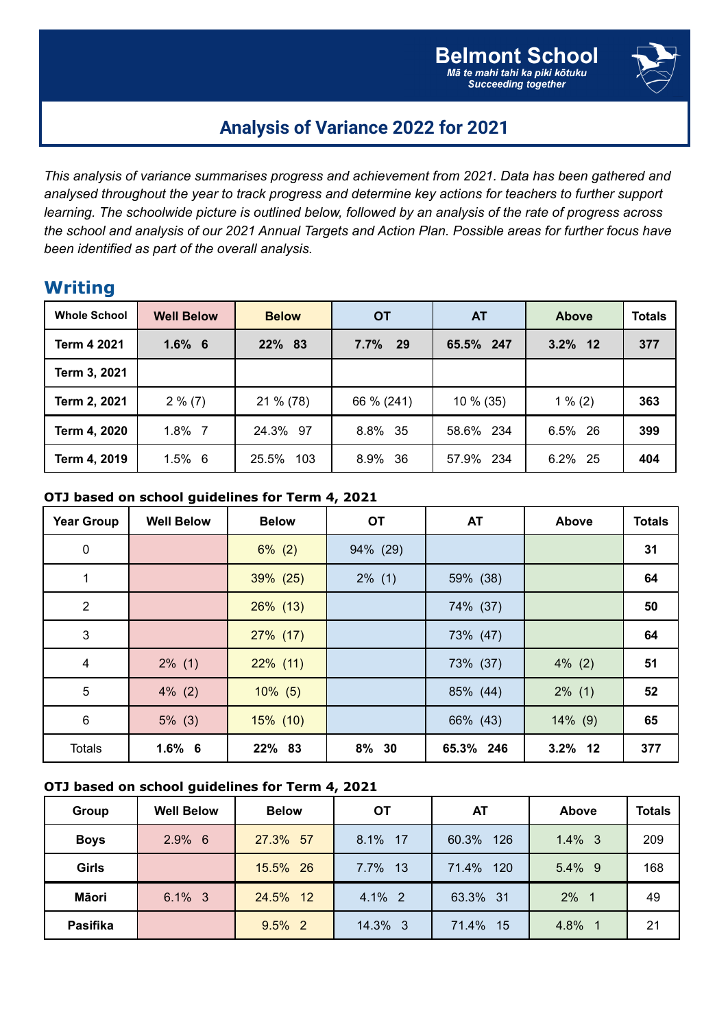Belmont School

*Mā te mahi tahi ka piki kōtuku*

*Succeeding together*

## Analysis of Variance 2022 for 2021

*This analysis of variance summarises progress and achievement from 2021. Data has been gathered and analysed throughout the year to track progress and determine key actions for teachers to further support learning. The schoolwide picture is outlined below, followed by an analysis of the rate of progress across the school and analysis of our 2021 Annual Targets and Action Plan. Possible areas for further focus have been identified as part of the overall analysis.*

## Writing

| Whole School | Well Below | Below | OT | AT | Above | Totals |
|---|---|---|---|---|---|---|
| **Term 4 2021** | **1.6% 6** | **22% 83** | **7.7% 29** | **65.5% 247** | **3.2% 12** | **377** |
| **Term 3, 2021** | | | | | | |
| **Term 2, 2021** | 2 % (7) | 21 % (78) | 66 % (241) | 10 % (35) | 1 % (2) | **363** |
| **Term 4, 2020** | 1.8% 7 | 24.3% 97 | 8.8% 35 | 58.6% 234 | 6.5% 26 | **399** |
| **Term 4, 2019** | 1.5% 6 | 25.5% 103 | 8.9% 36 | 57.9% 234 | 6.2% 25 | **404** |

### OTJ based on school guidelines for Term 4, 2021

| Year Group | Well Below | Below | OT | AT | Above | Totals |
|---|---|---|---|---|---|---|
| 0 | | 6% (2) | 94% (29) | | | **31** |
| 1 | | 39% (25) | 2% (1) | 59% (38) | | **64** |
| 2 | | 26% (13) | | 74% (37) | | **50** |
| 3 | | 27% (17) | | 73% (47) | | **64** |
| 4 | 2% (1) | 22% (11) | | 73% (37) | 4% (2) | **51** |
| 5 | 4% (2) | 10% (5) | | 85% (44) | 2% (1) | **52** |
| 6 | 5% (3) | 15% (10) | | 66% (43) | 14% (9) | **65** |
| Totals | **1.6% 6** | **22% 83** | **8% 30** | **65.3% 246** | **3.2% 12** | **377** |

### OTJ based on school guidelines for Term 4, 2021

| Group | Well Below | Below | OT | AT | Above | Totals |
|---|---|---|---|---|---|---|
| **Boys** | 2.9% 6 | 27.3% 57 | 8.1% 17 | 60.3% 126 | 1.4% 3 | 209 |
| **Girls** | | 15.5% 26 | 7.7% 13 | 71.4% 120 | 5.4% 9 | 168 |
| **Māori** | 6.1% 3 | 24.5% 12 | 4.1% 2 | 63.3% 31 | 2% 1 | 49 |
| **Pasifika** | | 9.5% 2 | 14.3% 3 | 71.4% 15 | 4.8% 1 | 21 |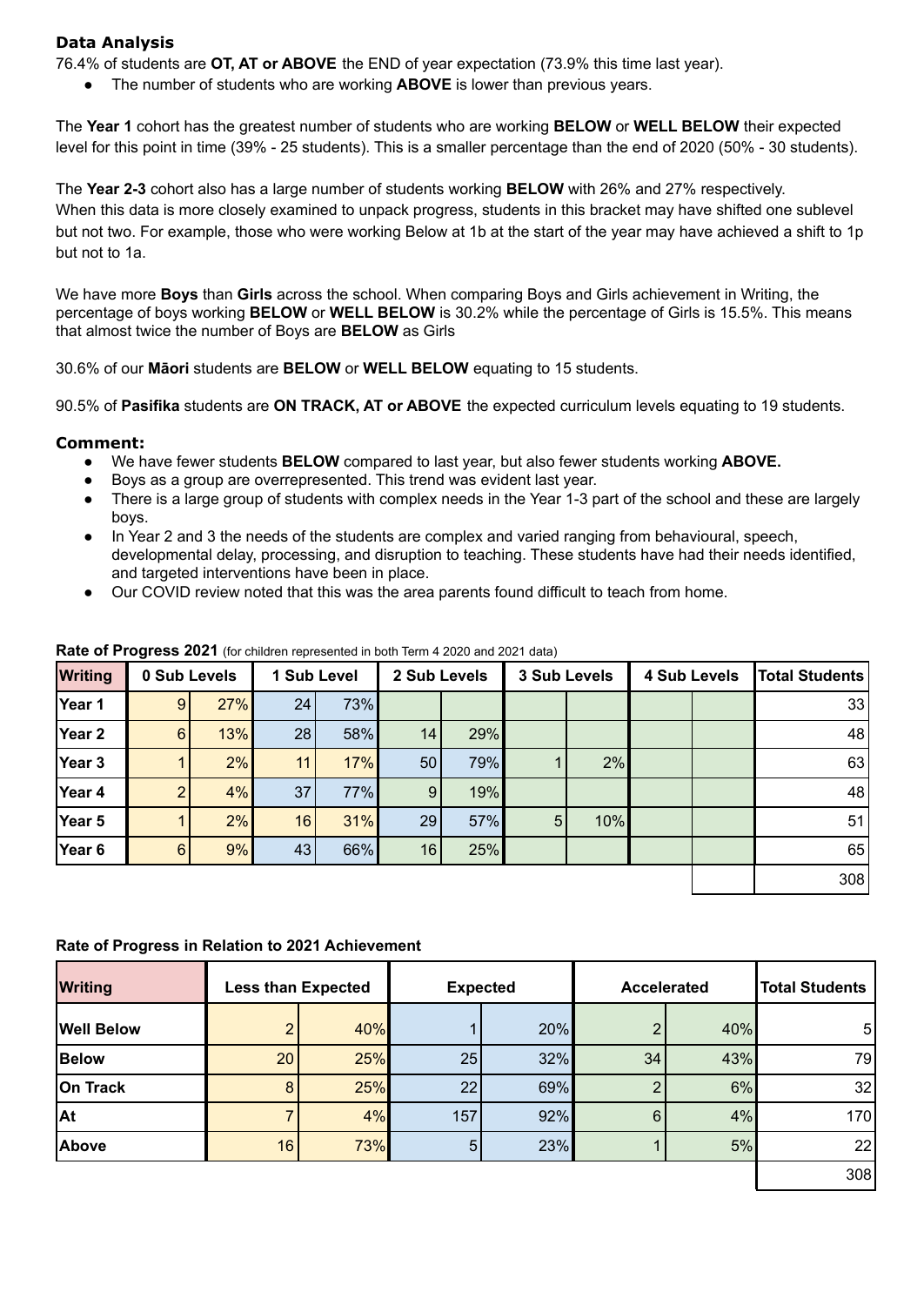### Data Analysis

76.4% of students are **OT, AT or ABOVE** the END of year expectation (73.9% this time last year).

- The number of students who are working **ABOVE** is lower than previous years.

The **Year 1** cohort has the greatest number of students who are working **BELOW** or **WELL BELOW** their expected level for this point in time (39% - 25 students). This is a smaller percentage than the end of 2020 (50% - 30 students).

The **Year 2-3** cohort also has a large number of students working **BELOW** with 26% and 27% respectively. When this data is more closely examined to unpack progress, students in this bracket may have shifted one sublevel but not two. For example, those who were working Below at 1b at the start of the year may have achieved a shift to 1p but not to 1a.

We have more **Boys** than **Girls** across the school. When comparing Boys and Girls achievement in Writing, the percentage of boys working **BELOW** or **WELL BELOW** is 30.2% while the percentage of Girls is 15.5%. This means that almost twice the number of Boys are **BELOW** as Girls

30.6% of our **Māori** students are **BELOW** or **WELL BELOW** equating to 15 students.

90.5% of **Pasifika** students are **ON TRACK, AT or ABOVE** the expected curriculum levels equating to 19 students.

### Comment:

- We have fewer students **BELOW** compared to last year, but also fewer students working **ABOVE.**
- Boys as a group are overrepresented. This trend was evident last year.
- There is a large group of students with complex needs in the Year 1-3 part of the school and these are largely boys.
- In Year 2 and 3 the needs of the students are complex and varied ranging from behavioural, speech, developmental delay, processing, and disruption to teaching. These students have had their needs identified, and targeted interventions have been in place.
- Our COVID review noted that this was the area parents found difficult to teach from home.

**Rate of Progress 2021** (for children represented in both Term 4 2020 and 2021 data)

| Writing | 0 Sub Levels | | 1 Sub Level | | 2 Sub Levels | | 3 Sub Levels | | 4 Sub Levels | | Total Students |
|---|---|---|---|---|---|---|---|---|---|---|---|
| Year 1 | 9 | 27% | 24 | 73% | | | | | | | 33 |
| Year 2 | 6 | 13% | 28 | 58% | 14 | 29% | | | | | 48 |
| Year 3 | 1 | 2% | 11 | 17% | 50 | 79% | 1 | 2% | | | 63 |
| Year 4 | 2 | 4% | 37 | 77% | 9 | 19% | | | | | 48 |
| Year 5 | 1 | 2% | 16 | 31% | 29 | 57% | 5 | 10% | | | 51 |
| Year 6 | 6 | 9% | 43 | 66% | 16 | 25% | | | | | 65 |
| | | | | | | | | | | | 308 |

**Rate of Progress in Relation to 2021 Achievement**

| Writing | Less than Expected | | Expected | | Accelerated | | Total Students |
|---|---|---|---|---|---|---|---|
| Well Below | 2 | 40% | 1 | 20% | 2 | 40% | 5 |
| Below | 20 | 25% | 25 | 32% | 34 | 43% | 79 |
| On Track | 8 | 25% | 22 | 69% | 2 | 6% | 32 |
| At | 7 | 4% | 157 | 92% | 6 | 4% | 170 |
| Above | 16 | 73% | 5 | 23% | 1 | 5% | 22 |
| | | | | | | | 308 |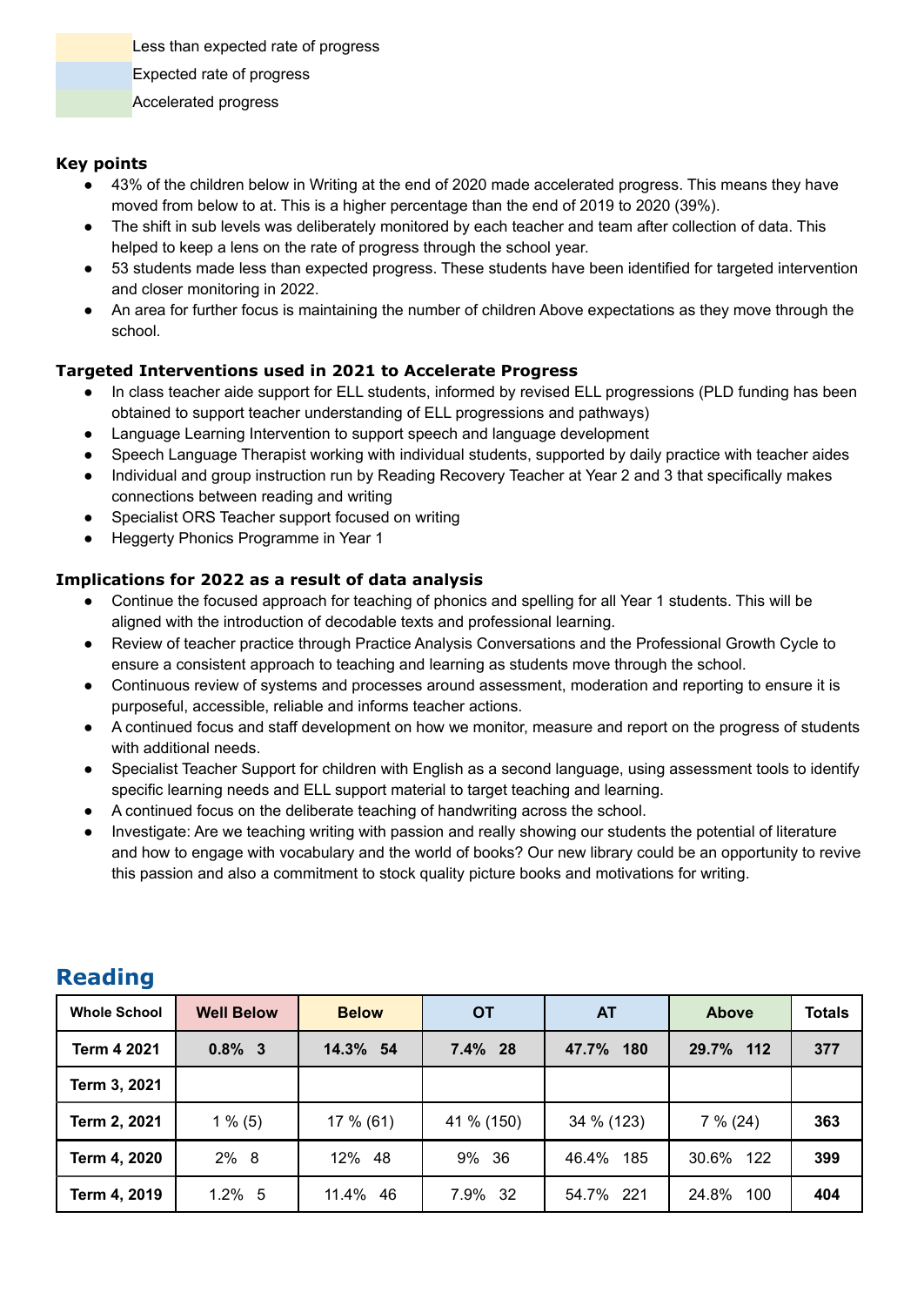Less than expected rate of progress

Expected rate of progress

Accelerated progress

**Key points**

- 43% of the children below in Writing at the end of 2020 made accelerated progress. This means they have moved from below to at. This is a higher percentage than the end of 2019 to 2020 (39%).
- The shift in sub levels was deliberately monitored by each teacher and team after collection of data. This helped to keep a lens on the rate of progress through the school year.
- 53 students made less than expected progress. These students have been identified for targeted intervention and closer monitoring in 2022.
- An area for further focus is maintaining the number of children Above expectations as they move through the school.

**Targeted Interventions used in 2021 to Accelerate Progress**

- In class teacher aide support for ELL students, informed by revised ELL progressions (PLD funding has been obtained to support teacher understanding of ELL progressions and pathways)
- Language Learning Intervention to support speech and language development
- Speech Language Therapist working with individual students, supported by daily practice with teacher aides
- Individual and group instruction run by Reading Recovery Teacher at Year 2 and 3 that specifically makes connections between reading and writing
- Specialist ORS Teacher support focused on writing
- Heggerty Phonics Programme in Year 1

**Implications for 2022 as a result of data analysis**

- Continue the focused approach for teaching of phonics and spelling for all Year 1 students. This will be aligned with the introduction of decodable texts and professional learning.
- Review of teacher practice through Practice Analysis Conversations and the Professional Growth Cycle to ensure a consistent approach to teaching and learning as students move through the school.
- Continuous review of systems and processes around assessment, moderation and reporting to ensure it is purposeful, accessible, reliable and informs teacher actions.
- A continued focus and staff development on how we monitor, measure and report on the progress of students with additional needs.
- Specialist Teacher Support for children with English as a second language, using assessment tools to identify specific learning needs and ELL support material to target teaching and learning.
- A continued focus on the deliberate teaching of handwriting across the school.
- Investigate: Are we teaching writing with passion and really showing our students the potential of literature and how to engage with vocabulary and the world of books? Our new library could be an opportunity to revive this passion and also a commitment to stock quality picture books and motivations for writing.

## Reading

| Whole School | Well Below | Below | OT | AT | Above | Totals |
|---|---|---|---|---|---|---|
| **Term 4 2021** | **0.8% 3** | **14.3% 54** | **7.4% 28** | **47.7% 180** | **29.7% 112** | **377** |
| **Term 3, 2021** | | | | | | |
| **Term 2, 2021** | 1 % (5) | 17 % (61) | 41 % (150) | 34 % (123) | 7 % (24) | **363** |
| **Term 4, 2020** | 2% 8 | 12% 48 | 9% 36 | 46.4% 185 | 30.6% 122 | **399** |
| **Term 4, 2019** | 1.2% 5 | 11.4% 46 | 7.9% 32 | 54.7% 221 | 24.8% 100 | **404** |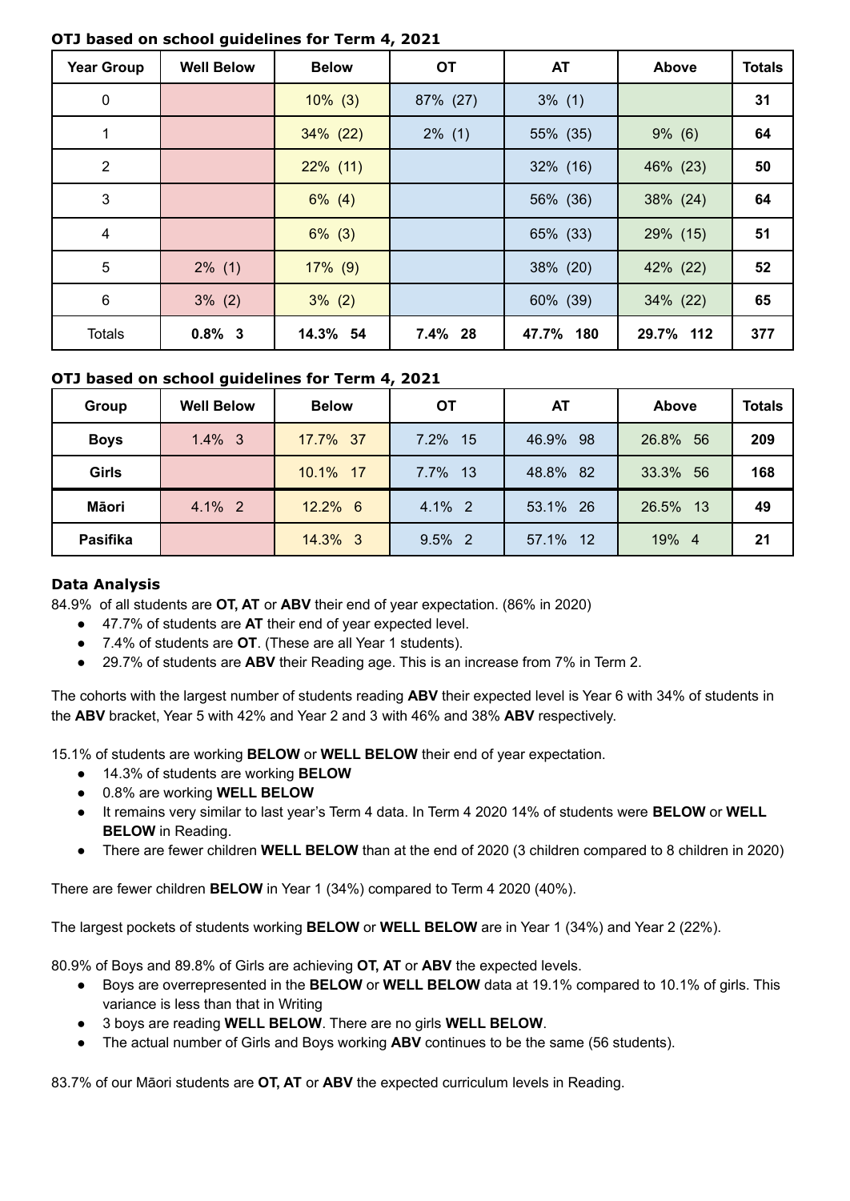**OTJ based on school guidelines for Term 4, 2021**

| Year Group | Well Below | Below | OT | AT | Above | Totals |
|---|---|---|---|---|---|---|
| 0 | | 10% (3) | 87% (27) | 3% (1) | | **31** |
| 1 | | 34% (22) | 2% (1) | 55% (35) | 9% (6) | **64** |
| 2 | | 22% (11) | | 32% (16) | 46% (23) | **50** |
| 3 | | 6% (4) | | 56% (36) | 38% (24) | **64** |
| 4 | | 6% (3) | | 65% (33) | 29% (15) | **51** |
| 5 | 2% (1) | 17% (9) | | 38% (20) | 42% (22) | **52** |
| 6 | 3% (2) | 3% (2) | | 60% (39) | 34% (22) | **65** |
| Totals | **0.8% 3** | **14.3% 54** | **7.4% 28** | **47.7% 180** | **29.7% 112** | **377** |

**OTJ based on school guidelines for Term 4, 2021**

| Group | Well Below | Below | OT | AT | Above | Totals |
|---|---|---|---|---|---|---|
| **Boys** | 1.4% 3 | 17.7% 37 | 7.2% 15 | 46.9% 98 | 26.8% 56 | **209** |
| **Girls** | | 10.1% 17 | 7.7% 13 | 48.8% 82 | 33.3% 56 | **168** |
| **Māori** | 4.1% 2 | 12.2% 6 | 4.1% 2 | 53.1% 26 | 26.5% 13 | **49** |
| **Pasifika** | | 14.3% 3 | 9.5% 2 | 57.1% 12 | 19% 4 | **21** |

### Data Analysis

84.9% of all students are **OT, AT** or **ABV** their end of year expectation. (86% in 2020)

- 47.7% of students are **AT** their end of year expected level.
- 7.4% of students are **OT**. (These are all Year 1 students).
- 29.7% of students are **ABV** their Reading age. This is an increase from 7% in Term 2.

The cohorts with the largest number of students reading **ABV** their expected level is Year 6 with 34% of students in the **ABV** bracket, Year 5 with 42% and Year 2 and 3 with 46% and 38% **ABV** respectively.

15.1% of students are working **BELOW** or **WELL BELOW** their end of year expectation.

- 14.3% of students are working **BELOW**
- 0.8% are working **WELL BELOW**
- It remains very similar to last year's Term 4 data. In Term 4 2020 14% of students were **BELOW** or **WELL BELOW** in Reading.
- There are fewer children **WELL BELOW** than at the end of 2020 (3 children compared to 8 children in 2020)

There are fewer children **BELOW** in Year 1 (34%) compared to Term 4 2020 (40%).

The largest pockets of students working **BELOW** or **WELL BELOW** are in Year 1 (34%) and Year 2 (22%).

80.9% of Boys and 89.8% of Girls are achieving **OT, AT** or **ABV** the expected levels.

- Boys are overrepresented in the **BELOW** or **WELL BELOW** data at 19.1% compared to 10.1% of girls. This variance is less than that in Writing
- 3 boys are reading **WELL BELOW**. There are no girls **WELL BELOW**.
- The actual number of Girls and Boys working **ABV** continues to be the same (56 students).

83.7% of our Māori students are **OT, AT** or **ABV** the expected curriculum levels in Reading.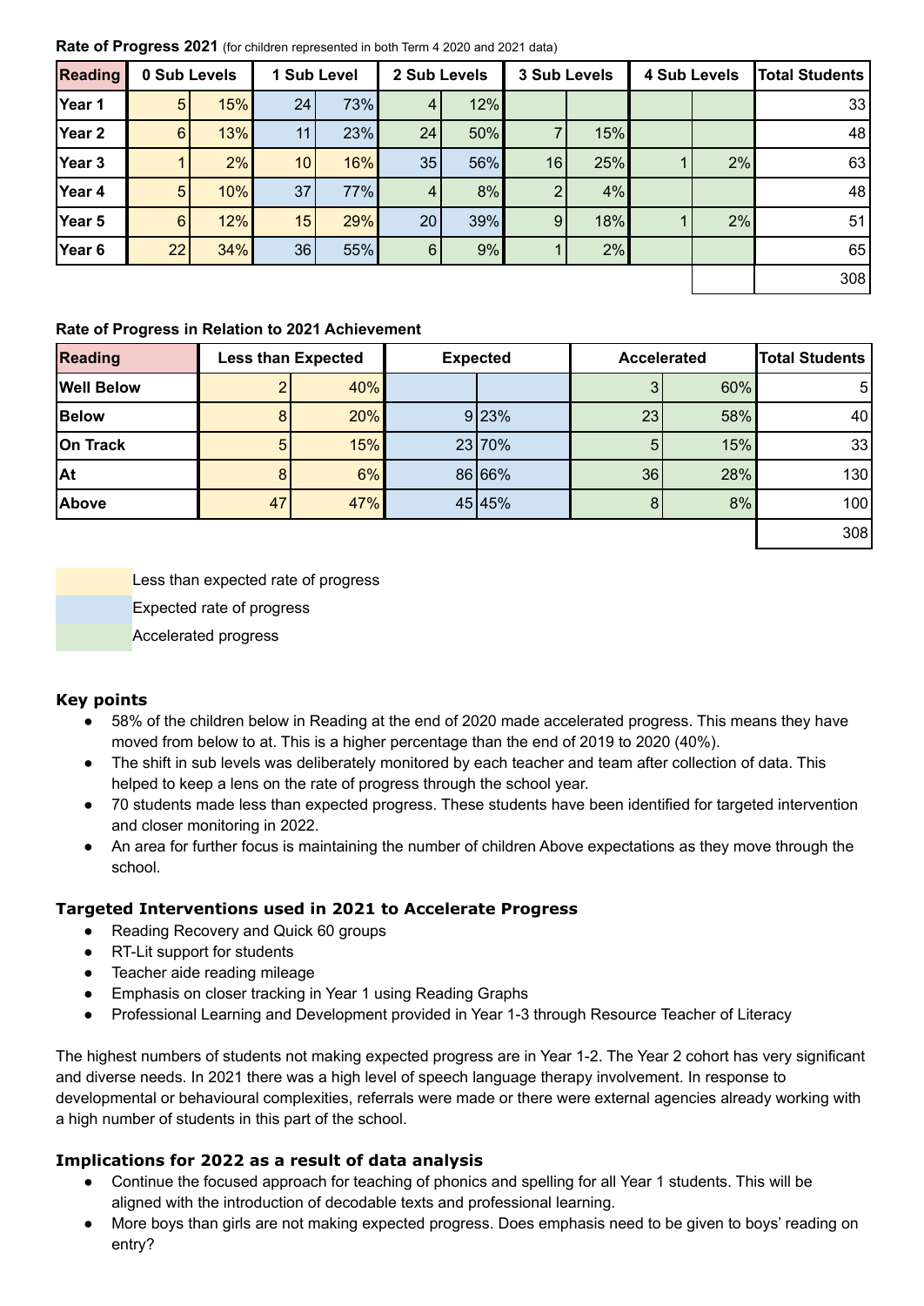**Rate of Progress 2021** (for children represented in both Term 4 2020 and 2021 data)

| Reading | 0 Sub Levels | | 1 Sub Level | | 2 Sub Levels | | 3 Sub Levels | | 4 Sub Levels | | Total Students |
|---|---|---|---|---|---|---|---|---|---|---|---|
| Year 1 | 5 | 15% | 24 | 73% | 4 | 12% | | | | | 33 |
| Year 2 | 6 | 13% | 11 | 23% | 24 | 50% | 7 | 15% | | | 48 |
| Year 3 | 1 | 2% | 10 | 16% | 35 | 56% | 16 | 25% | 1 | 2% | 63 |
| Year 4 | 5 | 10% | 37 | 77% | 4 | 8% | 2 | 4% | | | 48 |
| Year 5 | 6 | 12% | 15 | 29% | 20 | 39% | 9 | 18% | 1 | 2% | 51 |
| Year 6 | 22 | 34% | 36 | 55% | 6 | 9% | 1 | 2% | | | 65 |
| | | | | | | | | | | | 308 |

**Rate of Progress in Relation to 2021 Achievement**

| Reading | Less than Expected | | Expected | | Accelerated | | Total Students |
|---|---|---|---|---|---|---|---|
| Well Below | 2 | 40% | | | 3 | 60% | 5 |
| Below | 8 | 20% | 9 | 23% | 23 | 58% | 40 |
| On Track | 5 | 15% | 23 | 70% | 5 | 15% | 33 |
| At | 8 | 6% | 86 | 66% | 36 | 28% | 130 |
| Above | 47 | 47% | 45 | 45% | 8 | 8% | 100 |
| | | | | | | | 308 |

Less than expected rate of progress

Expected rate of progress

Accelerated progress

### Key points

- 58% of the children below in Reading at the end of 2020 made accelerated progress. This means they have moved from below to at. This is a higher percentage than the end of 2019 to 2020 (40%).
- The shift in sub levels was deliberately monitored by each teacher and team after collection of data. This helped to keep a lens on the rate of progress through the school year.
- 70 students made less than expected progress. These students have been identified for targeted intervention and closer monitoring in 2022.
- An area for further focus is maintaining the number of children Above expectations as they move through the school.

### Targeted Interventions used in 2021 to Accelerate Progress

- Reading Recovery and Quick 60 groups
- RT-Lit support for students
- Teacher aide reading mileage
- Emphasis on closer tracking in Year 1 using Reading Graphs
- Professional Learning and Development provided in Year 1-3 through Resource Teacher of Literacy

The highest numbers of students not making expected progress are in Year 1-2. The Year 2 cohort has very significant and diverse needs. In 2021 there was a high level of speech language therapy involvement. In response to developmental or behavioural complexities, referrals were made or there were external agencies already working with a high number of students in this part of the school.

### Implications for 2022 as a result of data analysis

- Continue the focused approach for teaching of phonics and spelling for all Year 1 students. This will be aligned with the introduction of decodable texts and professional learning.
- More boys than girls are not making expected progress. Does emphasis need to be given to boys' reading on entry?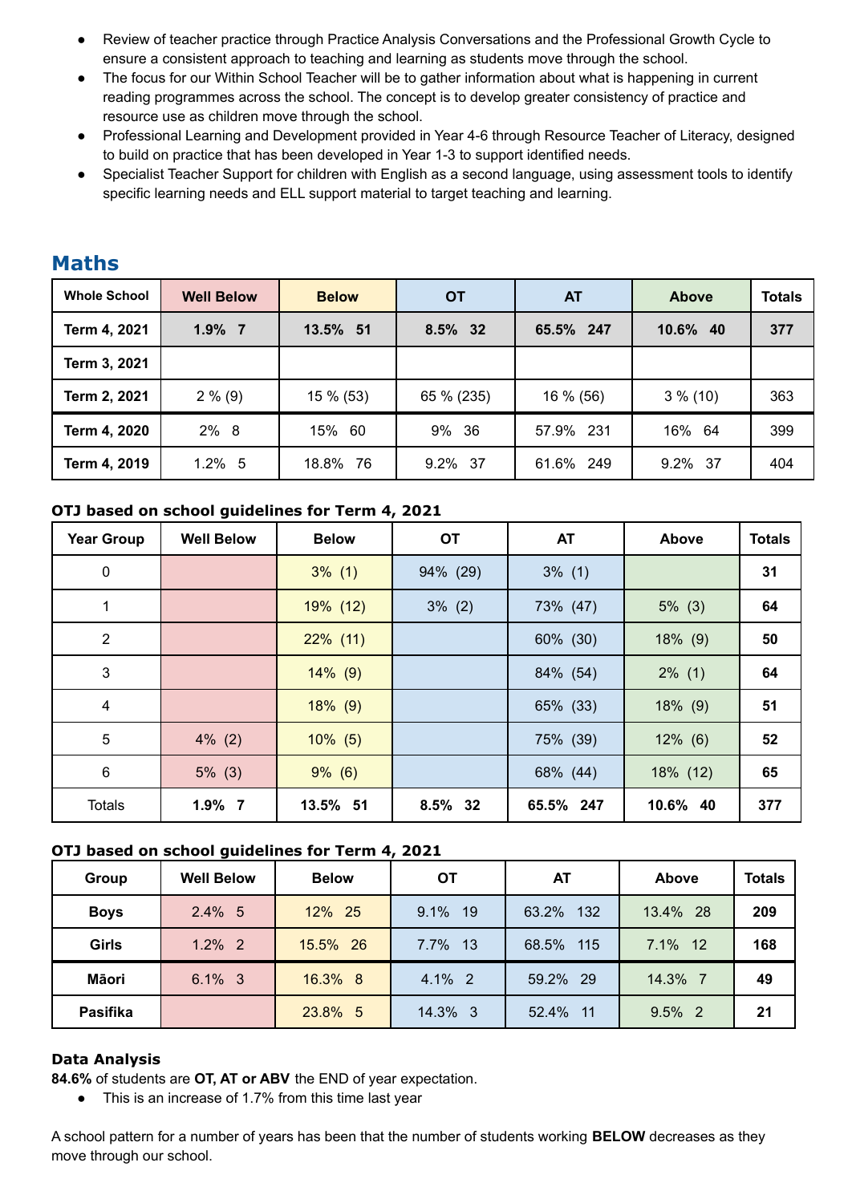- Review of teacher practice through Practice Analysis Conversations and the Professional Growth Cycle to ensure a consistent approach to teaching and learning as students move through the school.
- The focus for our Within School Teacher will be to gather information about what is happening in current reading programmes across the school. The concept is to develop greater consistency of practice and resource use as children move through the school.
- Professional Learning and Development provided in Year 4-6 through Resource Teacher of Literacy, designed to build on practice that has been developed in Year 1-3 to support identified needs.
- Specialist Teacher Support for children with English as a second language, using assessment tools to identify specific learning needs and ELL support material to target teaching and learning.

## Maths

| Whole School | Well Below | Below | OT | AT | Above | Totals |
|---|---|---|---|---|---|---|
| **Term 4, 2021** | **1.9% 7** | **13.5% 51** | **8.5% 32** | **65.5% 247** | **10.6% 40** | **377** |
| **Term 3, 2021** | | | | | | |
| **Term 2, 2021** | 2 % (9) | 15 % (53) | 65 % (235) | 16 % (56) | 3 % (10) | 363 |
| **Term 4, 2020** | 2% 8 | 15% 60 | 9% 36 | 57.9% 231 | 16% 64 | 399 |
| **Term 4, 2019** | 1.2% 5 | 18.8% 76 | 9.2% 37 | 61.6% 249 | 9.2% 37 | 404 |

### OTJ based on school guidelines for Term 4, 2021

| Year Group | Well Below | Below | OT | AT | Above | Totals |
|---|---|---|---|---|---|---|
| 0 | | 3% (1) | 94% (29) | 3% (1) | | **31** |
| 1 | | 19% (12) | 3% (2) | 73% (47) | 5% (3) | **64** |
| 2 | | 22% (11) | | 60% (30) | 18% (9) | **50** |
| 3 | | 14% (9) | | 84% (54) | 2% (1) | **64** |
| 4 | | 18% (9) | | 65% (33) | 18% (9) | **51** |
| 5 | 4% (2) | 10% (5) | | 75% (39) | 12% (6) | **52** |
| 6 | 5% (3) | 9% (6) | | 68% (44) | 18% (12) | **65** |
| Totals | **1.9% 7** | **13.5% 51** | **8.5% 32** | **65.5% 247** | **10.6% 40** | **377** |

### OTJ based on school guidelines for Term 4, 2021

| Group | Well Below | Below | OT | AT | Above | Totals |
|---|---|---|---|---|---|---|
| **Boys** | 2.4% 5 | 12% 25 | 9.1% 19 | 63.2% 132 | 13.4% 28 | **209** |
| **Girls** | 1.2% 2 | 15.5% 26 | 7.7% 13 | 68.5% 115 | 7.1% 12 | **168** |
| **Māori** | 6.1% 3 | 16.3% 8 | 4.1% 2 | 59.2% 29 | 14.3% 7 | **49** |
| **Pasifika** | | 23.8% 5 | 14.3% 3 | 52.4% 11 | 9.5% 2 | **21** |

### Data Analysis

**84.6%** of students are **OT, AT or ABV** the END of year expectation.

- This is an increase of 1.7% from this time last year

A school pattern for a number of years has been that the number of students working **BELOW** decreases as they move through our school.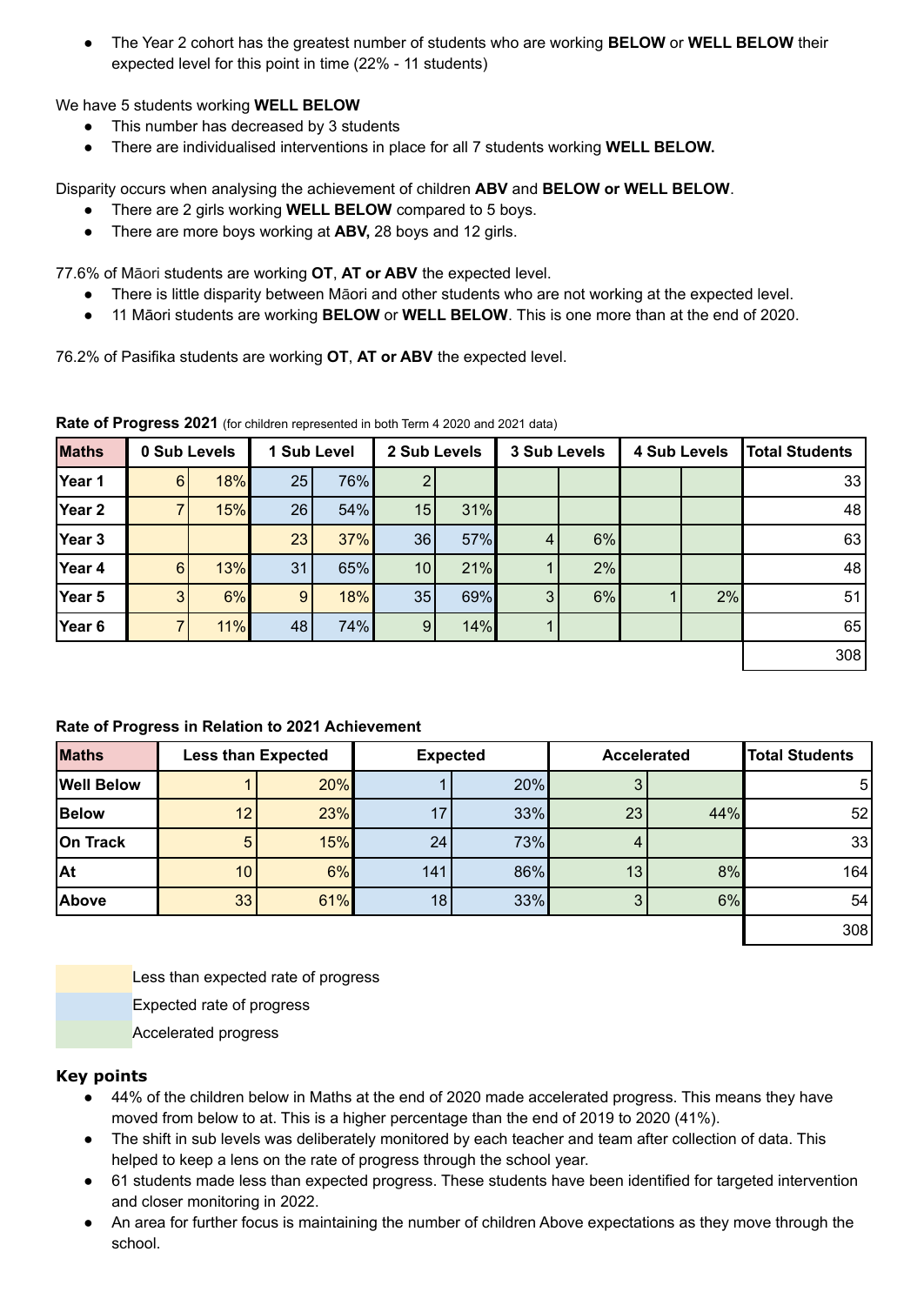- The Year 2 cohort has the greatest number of students who are working **BELOW** or **WELL BELOW** their expected level for this point in time (22% - 11 students)

We have 5 students working **WELL BELOW**

- This number has decreased by 3 students
- There are individualised interventions in place for all 7 students working **WELL BELOW.**

Disparity occurs when analysing the achievement of children **ABV** and **BELOW or WELL BELOW**.

- There are 2 girls working **WELL BELOW** compared to 5 boys.
- There are more boys working at **ABV,** 28 boys and 12 girls.

77.6% of Māori students are working **OT**, **AT or ABV** the expected level.

- There is little disparity between Māori and other students who are not working at the expected level.
- 11 Māori students are working **BELOW** or **WELL BELOW**. This is one more than at the end of 2020.

76.2% of Pasifika students are working **OT**, **AT or ABV** the expected level.

**Rate of Progress 2021** (for children represented in both Term 4 2020 and 2021 data)

| Maths | 0 Sub Levels | | 1 Sub Level | | 2 Sub Levels | | 3 Sub Levels | | 4 Sub Levels | | Total Students |
|---|---|---|---|---|---|---|---|---|---|---|---|
| Year 1 | 6 | 18% | 25 | 76% | 2 | | | | | | 33 |
| Year 2 | 7 | 15% | 26 | 54% | 15 | 31% | | | | | 48 |
| Year 3 | | | 23 | 37% | 36 | 57% | 4 | 6% | | | 63 |
| Year 4 | 6 | 13% | 31 | 65% | 10 | 21% | 1 | 2% | | | 48 |
| Year 5 | 3 | 6% | 9 | 18% | 35 | 69% | 3 | 6% | 1 | 2% | 51 |
| Year 6 | 7 | 11% | 48 | 74% | 9 | 14% | 1 | | | | 65 |
| | | | | | | | | | | | 308 |

**Rate of Progress in Relation to 2021 Achievement**

| Maths | Less than Expected | | Expected | | Accelerated | | Total Students |
|---|---|---|---|---|---|---|---|
| Well Below | 1 | 20% | 1 | 20% | 3 | | 5 |
| Below | 12 | 23% | 17 | 33% | 23 | 44% | 52 |
| On Track | 5 | 15% | 24 | 73% | 4 | | 33 |
| At | 10 | 6% | 141 | 86% | 13 | 8% | 164 |
| Above | 33 | 61% | 18 | 33% | 3 | 6% | 54 |
| | | | | | | | 308 |

Less than expected rate of progress

Expected rate of progress

Accelerated progress

### Key points

- 44% of the children below in Maths at the end of 2020 made accelerated progress. This means they have moved from below to at. This is a higher percentage than the end of 2019 to 2020 (41%).
- The shift in sub levels was deliberately monitored by each teacher and team after collection of data. This helped to keep a lens on the rate of progress through the school year.
- 61 students made less than expected progress. These students have been identified for targeted intervention and closer monitoring in 2022.
- An area for further focus is maintaining the number of children Above expectations as they move through the school.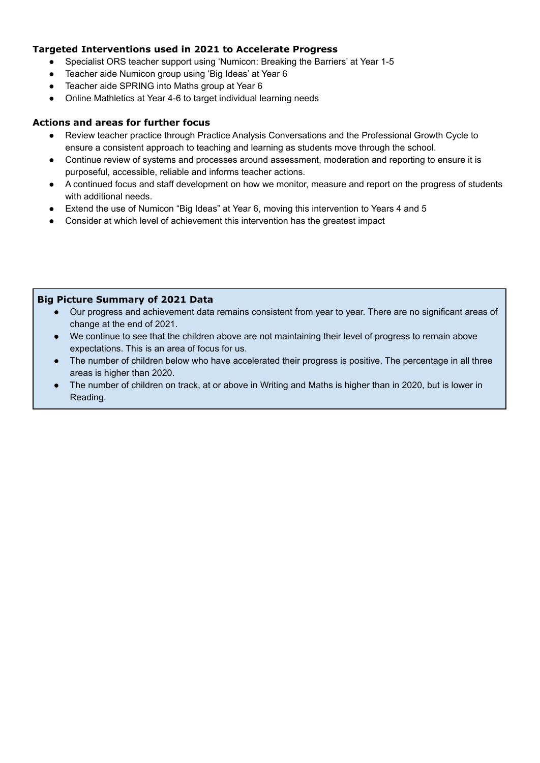### Targeted Interventions used in 2021 to Accelerate Progress

- Specialist ORS teacher support using 'Numicon: Breaking the Barriers' at Year 1-5
- Teacher aide Numicon group using 'Big Ideas' at Year 6
- Teacher aide SPRING into Maths group at Year 6
- Online Mathletics at Year 4-6 to target individual learning needs

### Actions and areas for further focus

- Review teacher practice through Practice Analysis Conversations and the Professional Growth Cycle to ensure a consistent approach to teaching and learning as students move through the school.
- Continue review of systems and processes around assessment, moderation and reporting to ensure it is purposeful, accessible, reliable and informs teacher actions.
- A continued focus and staff development on how we monitor, measure and report on the progress of students with additional needs.
- Extend the use of Numicon "Big Ideas" at Year 6, moving this intervention to Years 4 and 5
- Consider at which level of achievement this intervention has the greatest impact

### Big Picture Summary of 2021 Data

- Our progress and achievement data remains consistent from year to year. There are no significant areas of change at the end of 2021.
- We continue to see that the children above are not maintaining their level of progress to remain above expectations. This is an area of focus for us.
- The number of children below who have accelerated their progress is positive. The percentage in all three areas is higher than 2020.
- The number of children on track, at or above in Writing and Maths is higher than in 2020, but is lower in Reading.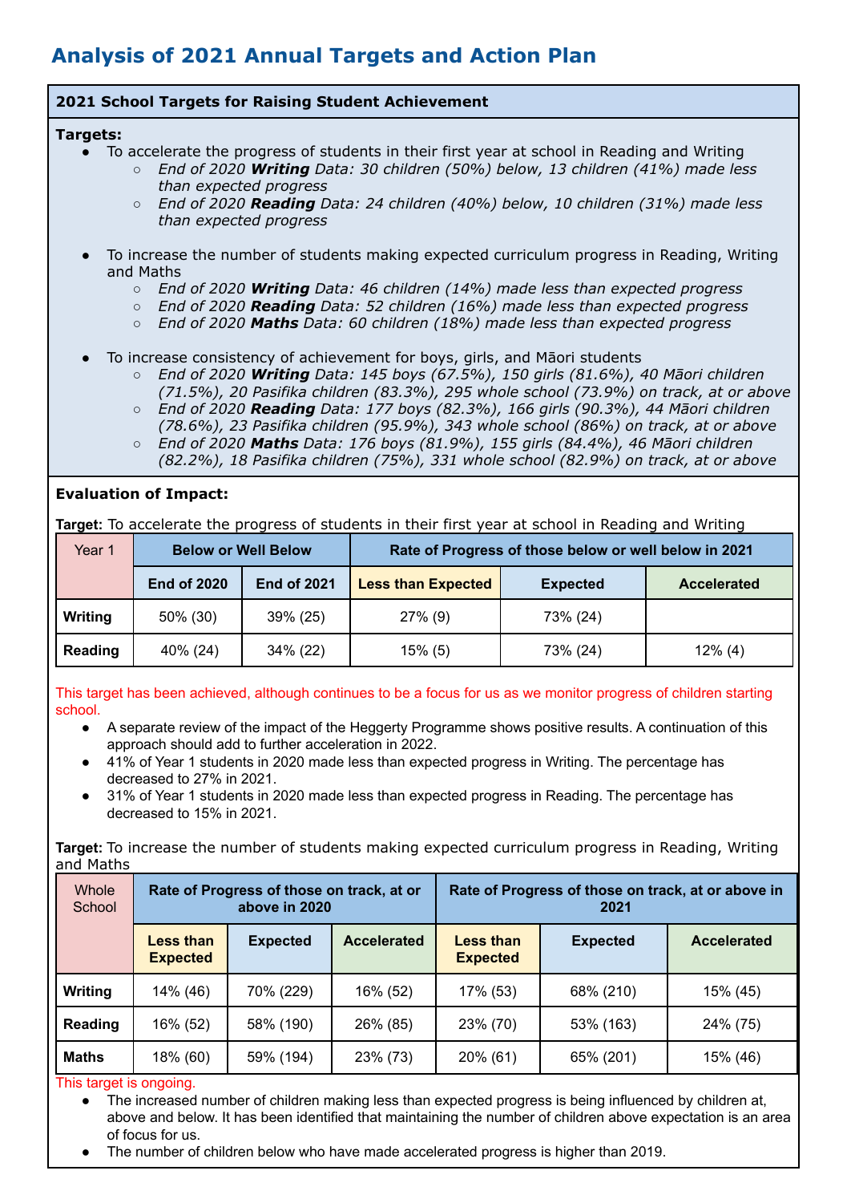# Analysis of 2021 Annual Targets and Action Plan

**2021 School Targets for Raising Student Achievement**

**Targets:**

- To accelerate the progress of students in their first year at school in Reading and Writing
  - *End of 2020 **Writing** Data: 30 children (50%) below, 13 children (41%) made less than expected progress*
  - *End of 2020 **Reading** Data: 24 children (40%) below, 10 children (31%) made less than expected progress*
- To increase the number of students making expected curriculum progress in Reading, Writing and Maths
  - *End of 2020 **Writing** Data: 46 children (14%) made less than expected progress*
  - *End of 2020 **Reading** Data: 52 children (16%) made less than expected progress*
  - *End of 2020 **Maths** Data: 60 children (18%) made less than expected progress*
- To increase consistency of achievement for boys, girls, and Māori students
  - *End of 2020 **Writing** Data: 145 boys (67.5%), 150 girls (81.6%), 40 Māori children (71.5%), 20 Pasifika children (83.3%), 295 whole school (73.9%) on track, at or above*
  - *End of 2020 **Reading** Data: 177 boys (82.3%), 166 girls (90.3%), 44 Māori children (78.6%), 23 Pasifika children (95.9%), 343 whole school (86%) on track, at or above*
  - *End of 2020 **Maths** Data: 176 boys (81.9%), 155 girls (84.4%), 46 Māori children (82.2%), 18 Pasifika children (75%), 331 whole school (82.9%) on track, at or above*

**Evaluation of Impact:**

**Target:** To accelerate the progress of students in their first year at school in Reading and Writing

| Year 1 | Below or Well Below | | Rate of Progress of those below or well below in 2021 | | |
|---|---|---|---|---|---|
| | **End of 2020** | **End of 2021** | **Less than Expected** | **Expected** | **Accelerated** |
| **Writing** | 50% (30) | 39% (25) | 27% (9) | 73% (24) | |
| **Reading** | 40% (24) | 34% (22) | 15% (5) | 73% (24) | 12% (4) |

This target has been achieved, although continues to be a focus for us as we monitor progress of children starting school.

- A separate review of the impact of the Heggerty Programme shows positive results. A continuation of this approach should add to further acceleration in 2022.
- 41% of Year 1 students in 2020 made less than expected progress in Writing. The percentage has decreased to 27% in 2021.
- 31% of Year 1 students in 2020 made less than expected progress in Reading. The percentage has decreased to 15% in 2021.

**Target:** To increase the number of students making expected curriculum progress in Reading, Writing and Maths

| Whole School | Rate of Progress of those on track, at or above in 2020 | | | Rate of Progress of those on track, at or above in 2021 | | |
|---|---|---|---|---|---|---|
| | **Less than Expected** | **Expected** | **Accelerated** | **Less than Expected** | **Expected** | **Accelerated** |
| **Writing** | 14% (46) | 70% (229) | 16% (52) | 17% (53) | 68% (210) | 15% (45) |
| **Reading** | 16% (52) | 58% (190) | 26% (85) | 23% (70) | 53% (163) | 24% (75) |
| **Maths** | 18% (60) | 59% (194) | 23% (73) | 20% (61) | 65% (201) | 15% (46) |

This target is ongoing.

- The increased number of children making less than expected progress is being influenced by children at, above and below. It has been identified that maintaining the number of children above expectation is an area of focus for us.
- The number of children below who have made accelerated progress is higher than 2019.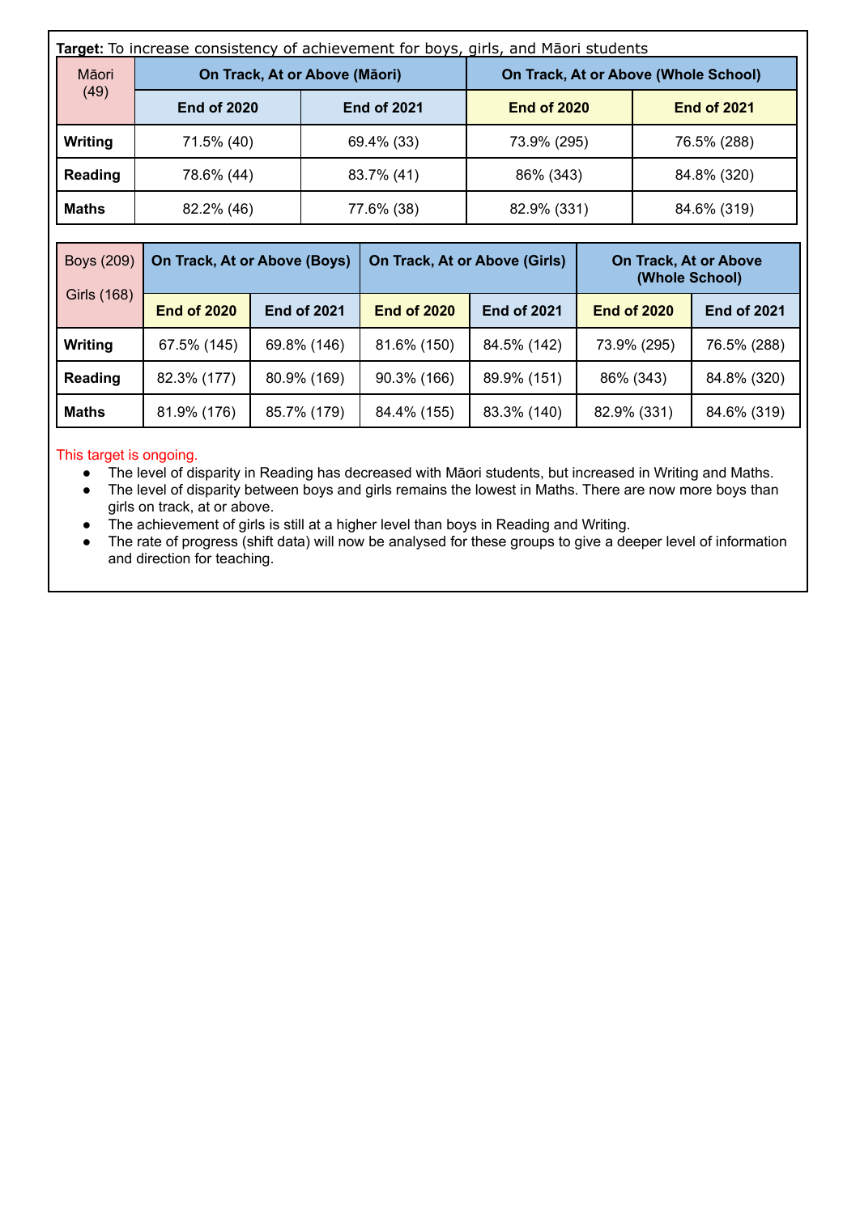**Target:** To increase consistency of achievement for boys, girls, and Māori students

| Māori (49) | On Track, At or Above (Māori) | | On Track, At or Above (Whole School) | |
|---|---|---|---|---|
| | End of 2020 | End of 2021 | End of 2020 | End of 2021 |
| **Writing** | 71.5% (40) | 69.4% (33) | 73.9% (295) | 76.5% (288) |
| **Reading** | 78.6% (44) | 83.7% (41) | 86% (343) | 84.8% (320) |
| **Maths** | 82.2% (46) | 77.6% (38) | 82.9% (331) | 84.6% (319) |

| Boys (209) Girls (168) | On Track, At or Above (Boys) | | On Track, At or Above (Girls) | | On Track, At or Above (Whole School) | |
|---|---|---|---|---|---|---|
| | End of 2020 | End of 2021 | End of 2020 | End of 2021 | End of 2020 | End of 2021 |
| **Writing** | 67.5% (145) | 69.8% (146) | 81.6% (150) | 84.5% (142) | 73.9% (295) | 76.5% (288) |
| **Reading** | 82.3% (177) | 80.9% (169) | 90.3% (166) | 89.9% (151) | 86% (343) | 84.8% (320) |
| **Maths** | 81.9% (176) | 85.7% (179) | 84.4% (155) | 83.3% (140) | 82.9% (331) | 84.6% (319) |

This target is ongoing.

- The level of disparity in Reading has decreased with Māori students, but increased in Writing and Maths.
- The level of disparity between boys and girls remains the lowest in Maths. There are now more boys than girls on track, at or above.
- The achievement of girls is still at a higher level than boys in Reading and Writing.
- The rate of progress (shift data) will now be analysed for these groups to give a deeper level of information and direction for teaching.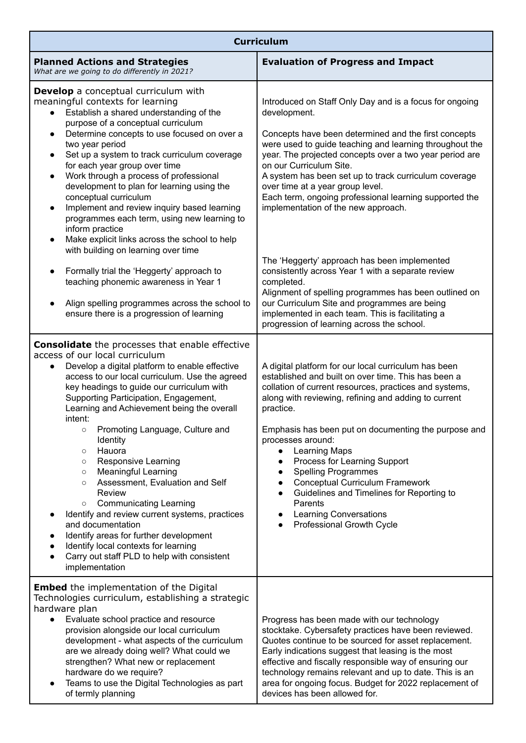| Curriculum | |
|---|---|
| **Planned Actions and Strategies**<br>*What are we going to do differently in 2021?* | **Evaluation of Progress and Impact** |
| **Develop** a conceptual curriculum with meaningful contexts for learning<br>• Establish a shared understanding of the purpose of a conceptual curriculum<br>• Determine concepts to use focused on over a two year period<br>• Set up a system to track curriculum coverage for each year group over time<br>• Work through a process of professional development to plan for learning using the conceptual curriculum<br>• Implement and review inquiry based learning programmes each term, using new learning to inform practice<br>• Make explicit links across the school to help with building on learning over time<br>• Formally trial the 'Heggerty' approach to teaching phonemic awareness in Year 1<br>• Align spelling programmes across the school to ensure there is a progression of learning | Introduced on Staff Only Day and is a focus for ongoing development.<br><br>Concepts have been determined and the first concepts were used to guide teaching and learning throughout the year. The projected concepts over a two year period are on our Curriculum Site.<br>A system has been set up to track curriculum coverage over time at a year group level.<br>Each term, ongoing professional learning supported the implementation of the new approach.<br><br>The 'Heggerty' approach has been implemented consistently across Year 1 with a separate review completed.<br>Alignment of spelling programmes has been outlined on our Curriculum Site and programmes are being implemented in each team. This is facilitating a progression of learning across the school. |
| **Consolidate** the processes that enable effective access of our local curriculum<br>• Develop a digital platform to enable effective access to our local curriculum. Use the agreed key headings to guide our curriculum with Supporting Participation, Engagement, Learning and Achievement being the overall intent:<br>&nbsp;&nbsp;○ Promoting Language, Culture and Identity<br>&nbsp;&nbsp;○ Hauora<br>&nbsp;&nbsp;○ Responsive Learning<br>&nbsp;&nbsp;○ Meaningful Learning<br>&nbsp;&nbsp;○ Assessment, Evaluation and Self Review<br>&nbsp;&nbsp;○ Communicating Learning<br>• Identify and review current systems, practices and documentation<br>• Identify areas for further development<br>• Identify local contexts for learning<br>• Carry out staff PLD to help with consistent implementation | A digital platform for our local curriculum has been established and built on over time. This has been a collation of current resources, practices and systems, along with reviewing, refining and adding to current practice.<br><br>Emphasis has been put on documenting the purpose and processes around:<br>• Learning Maps<br>• Process for Learning Support<br>• Spelling Programmes<br>• Conceptual Curriculum Framework<br>• Guidelines and Timelines for Reporting to Parents<br>• Learning Conversations<br>• Professional Growth Cycle |
| **Embed** the implementation of the Digital Technologies curriculum, establishing a strategic hardware plan<br>• Evaluate school practice and resource provision alongside our local curriculum development - what aspects of the curriculum are we already doing well? What could we strengthen? What new or replacement hardware do we require?<br>• Teams to use the Digital Technologies as part of termly planning | Progress has been made with our technology stocktake. Cybersafety practices have been reviewed. Quotes continue to be sourced for asset replacement. Early indications suggest that leasing is the most effective and fiscally responsible way of ensuring our technology remains relevant and up to date. This is an area for ongoing focus. Budget for 2022 replacement of devices has been allowed for. |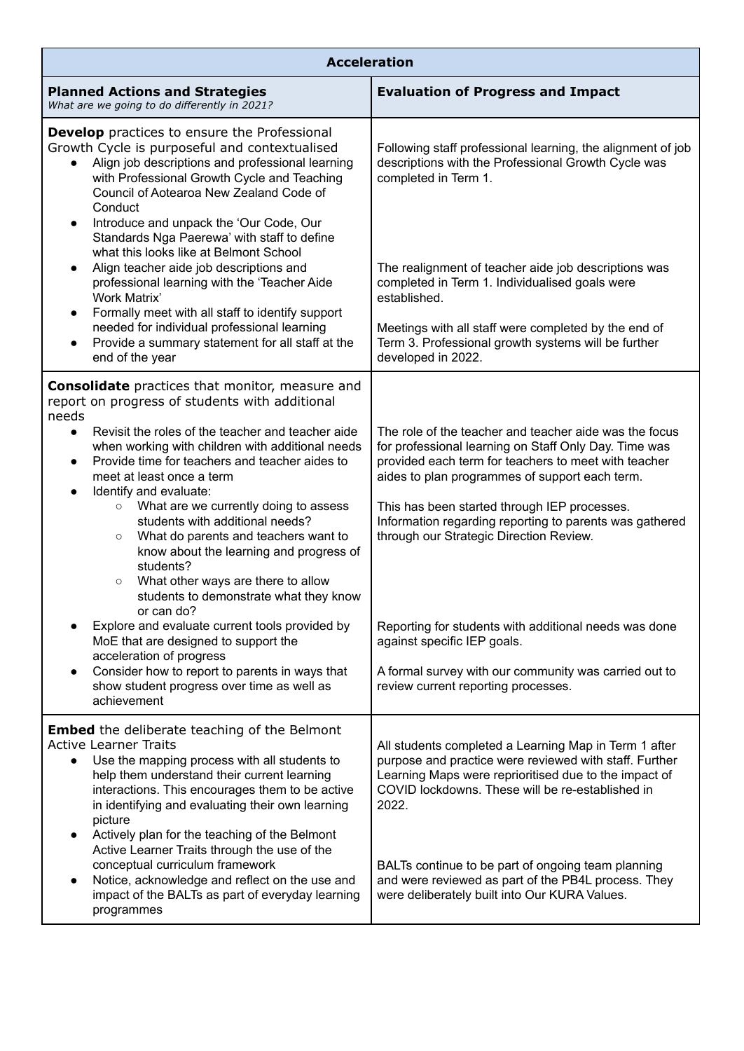| Acceleration | |
|---|---|
| **Planned Actions and Strategies**<br>*What are we going to do differently in 2021?* | **Evaluation of Progress and Impact** |
| **Develop** practices to ensure the Professional Growth Cycle is purposeful and contextualised<br>• Align job descriptions and professional learning with Professional Growth Cycle and Teaching Council of Aotearoa New Zealand Code of Conduct<br>• Introduce and unpack the 'Our Code, Our Standards Nga Paerewa' with staff to define what this looks like at Belmont School<br>• Align teacher aide job descriptions and professional learning with the 'Teacher Aide Work Matrix'<br>• Formally meet with all staff to identify support needed for individual professional learning<br>• Provide a summary statement for all staff at the end of the year | Following staff professional learning, the alignment of job descriptions with the Professional Growth Cycle was completed in Term 1.<br><br>The realignment of teacher aide job descriptions was completed in Term 1. Individualised goals were established.<br><br>Meetings with all staff were completed by the end of Term 3. Professional growth systems will be further developed in 2022. |
| **Consolidate** practices that monitor, measure and report on progress of students with additional needs<br>• Revisit the roles of the teacher and teacher aide when working with children with additional needs<br>• Provide time for teachers and teacher aides to meet at least once a term<br>• Identify and evaluate:<br>&nbsp;&nbsp;○ What are we currently doing to assess students with additional needs?<br>&nbsp;&nbsp;○ What do parents and teachers want to know about the learning and progress of students?<br>&nbsp;&nbsp;○ What other ways are there to allow students to demonstrate what they know or can do?<br>• Explore and evaluate current tools provided by MoE that are designed to support the acceleration of progress<br>• Consider how to report to parents in ways that show student progress over time as well as achievement | The role of the teacher and teacher aide was the focus for professional learning on Staff Only Day. Time was provided each term for teachers to meet with teacher aides to plan programmes of support each term.<br><br>This has been started through IEP processes. Information regarding reporting to parents was gathered through our Strategic Direction Review.<br><br>Reporting for students with additional needs was done against specific IEP goals.<br><br>A formal survey with our community was carried out to review current reporting processes. |
| **Embed** the deliberate teaching of the Belmont Active Learner Traits<br>• Use the mapping process with all students to help them understand their current learning interactions. This encourages them to be active in identifying and evaluating their own learning picture<br>• Actively plan for the teaching of the Belmont Active Learner Traits through the use of the conceptual curriculum framework<br>• Notice, acknowledge and reflect on the use and impact of the BALTs as part of everyday learning programmes | All students completed a Learning Map in Term 1 after purpose and practice were reviewed with staff. Further Learning Maps were reprioritised due to the impact of COVID lockdowns. These will be re-established in 2022.<br><br>BALTs continue to be part of ongoing team planning and were reviewed as part of the PB4L process. They were deliberately built into Our KURA Values. |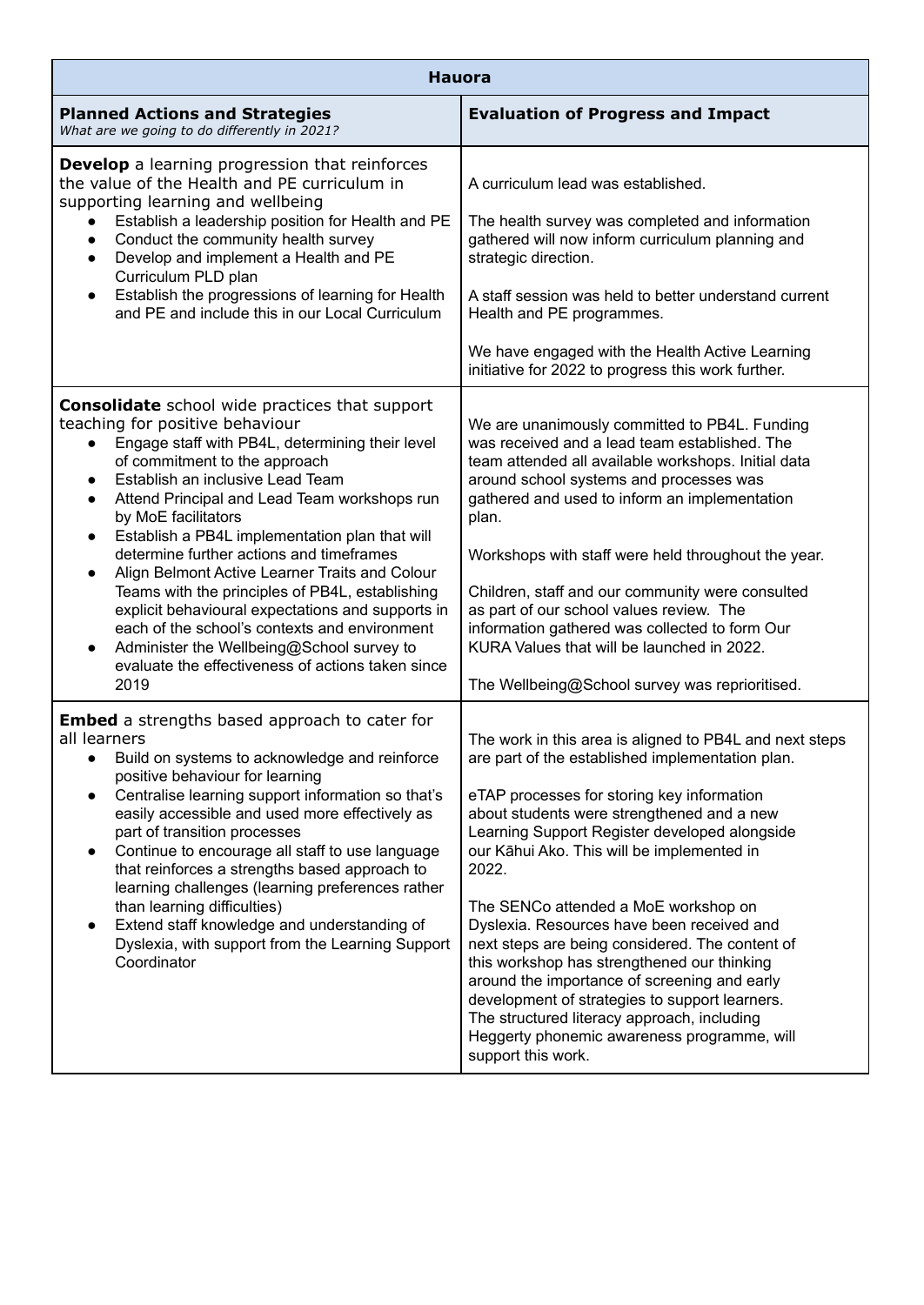| Hauora | |
|---|---|
| **Planned Actions and Strategies**<br>*What are we going to do differently in 2021?* | **Evaluation of Progress and Impact** |
| **Develop** a learning progression that reinforces the value of the Health and PE curriculum in supporting learning and wellbeing<br>• Establish a leadership position for Health and PE<br>• Conduct the community health survey<br>• Develop and implement a Health and PE Curriculum PLD plan<br>• Establish the progressions of learning for Health and PE and include this in our Local Curriculum | A curriculum lead was established.<br><br>The health survey was completed and information gathered will now inform curriculum planning and strategic direction.<br><br>A staff session was held to better understand current Health and PE programmes.<br><br>We have engaged with the Health Active Learning initiative for 2022 to progress this work further. |
| **Consolidate** school wide practices that support teaching for positive behaviour<br>• Engage staff with PB4L, determining their level of commitment to the approach<br>• Establish an inclusive Lead Team<br>• Attend Principal and Lead Team workshops run by MoE facilitators<br>• Establish a PB4L implementation plan that will determine further actions and timeframes<br>• Align Belmont Active Learner Traits and Colour Teams with the principles of PB4L, establishing explicit behavioural expectations and supports in each of the school's contexts and environment<br>• Administer the Wellbeing@School survey to evaluate the effectiveness of actions taken since 2019 | We are unanimously committed to PB4L. Funding was received and a lead team established. The team attended all available workshops. Initial data around school systems and processes was gathered and used to inform an implementation plan.<br><br>Workshops with staff were held throughout the year.<br><br>Children, staff and our community were consulted as part of our school values review. The information gathered was collected to form Our KURA Values that will be launched in 2022.<br><br>The Wellbeing@School survey was reprioritised. |
| **Embed** a strengths based approach to cater for all learners<br>• Build on systems to acknowledge and reinforce positive behaviour for learning<br>• Centralise learning support information so that's easily accessible and used more effectively as part of transition processes<br>• Continue to encourage all staff to use language that reinforces a strengths based approach to learning challenges (learning preferences rather than learning difficulties)<br>• Extend staff knowledge and understanding of Dyslexia, with support from the Learning Support Coordinator | The work in this area is aligned to PB4L and next steps are part of the established implementation plan.<br><br>eTAP processes for storing key information about students were strengthened and a new Learning Support Register developed alongside our Kāhui Ako. This will be implemented in 2022.<br><br>The SENCo attended a MoE workshop on Dyslexia. Resources have been received and next steps are being considered. The content of this workshop has strengthened our thinking around the importance of screening and early development of strategies to support learners. The structured literacy approach, including Heggerty phonemic awareness programme, will support this work. |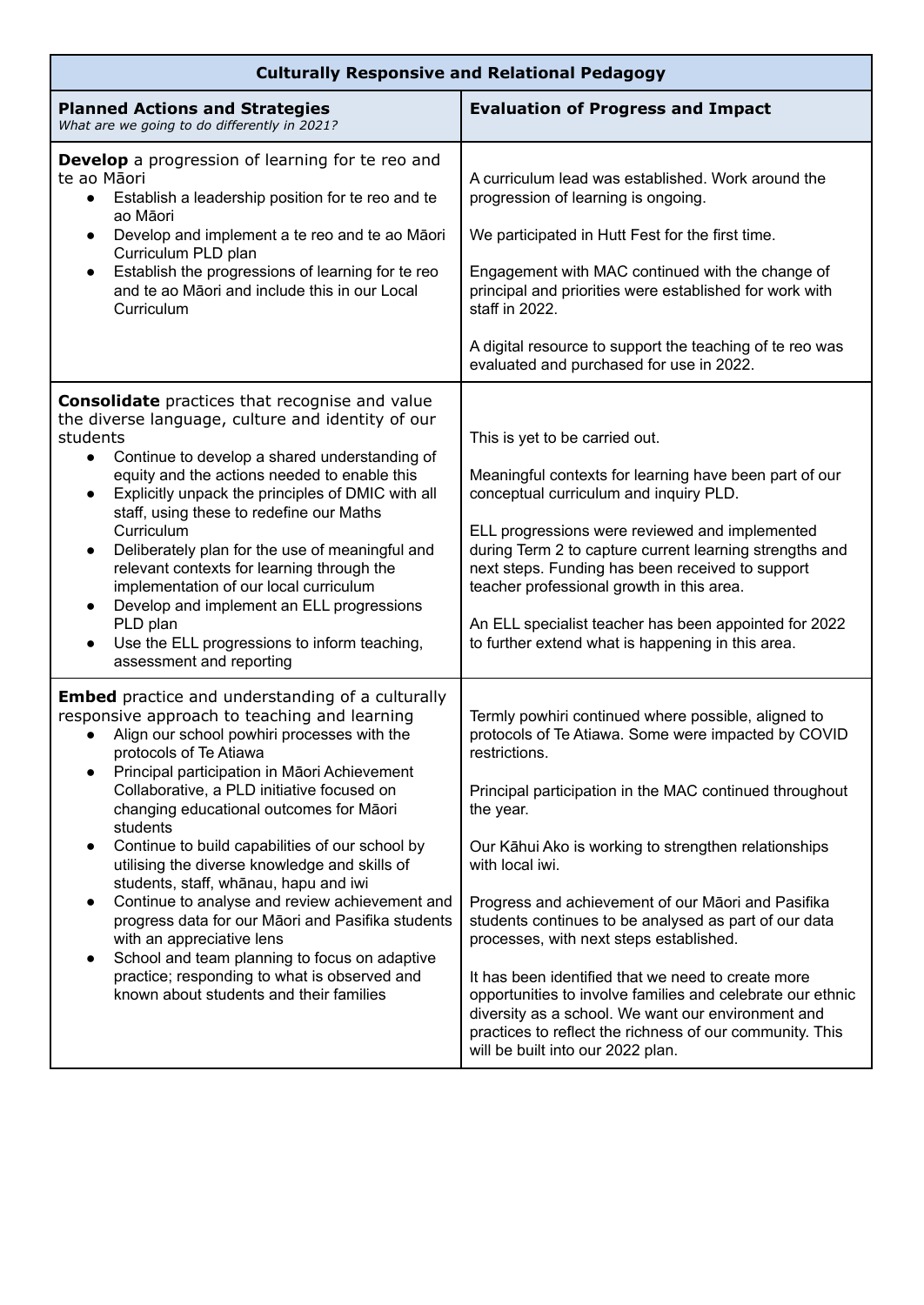| Culturally Responsive and Relational Pedagogy | |
|---|---|
| **Planned Actions and Strategies**<br>*What are we going to do differently in 2021?* | **Evaluation of Progress and Impact** |
| **Develop** a progression of learning for te reo and te ao Māori<br>• Establish a leadership position for te reo and te ao Māori<br>• Develop and implement a te reo and te ao Māori Curriculum PLD plan<br>• Establish the progressions of learning for te reo and te ao Māori and include this in our Local Curriculum | A curriculum lead was established. Work around the progression of learning is ongoing.<br><br>We participated in Hutt Fest for the first time.<br><br>Engagement with MAC continued with the change of principal and priorities were established for work with staff in 2022.<br><br>A digital resource to support the teaching of te reo was evaluated and purchased for use in 2022. |
| **Consolidate** practices that recognise and value the diverse language, culture and identity of our students<br>• Continue to develop a shared understanding of equity and the actions needed to enable this<br>• Explicitly unpack the principles of DMIC with all staff, using these to redefine our Maths Curriculum<br>• Deliberately plan for the use of meaningful and relevant contexts for learning through the implementation of our local curriculum<br>• Develop and implement an ELL progressions PLD plan<br>• Use the ELL progressions to inform teaching, assessment and reporting | This is yet to be carried out.<br><br>Meaningful contexts for learning have been part of our conceptual curriculum and inquiry PLD.<br><br>ELL progressions were reviewed and implemented during Term 2 to capture current learning strengths and next steps. Funding has been received to support teacher professional growth in this area.<br><br>An ELL specialist teacher has been appointed for 2022 to further extend what is happening in this area. |
| **Embed** practice and understanding of a culturally responsive approach to teaching and learning<br>• Align our school powhiri processes with the protocols of Te Atiawa<br>• Principal participation in Māori Achievement Collaborative, a PLD initiative focused on changing educational outcomes for Māori students<br>• Continue to build capabilities of our school by utilising the diverse knowledge and skills of students, staff, whānau, hapu and iwi<br>• Continue to analyse and review achievement and progress data for our Māori and Pasifika students with an appreciative lens<br>• School and team planning to focus on adaptive practice; responding to what is observed and known about students and their families | Termly powhiri continued where possible, aligned to protocols of Te Atiawa. Some were impacted by COVID restrictions.<br><br>Principal participation in the MAC continued throughout the year.<br><br>Our Kāhui Ako is working to strengthen relationships with local iwi.<br><br>Progress and achievement of our Māori and Pasifika students continues to be analysed as part of our data processes, with next steps established.<br><br>It has been identified that we need to create more opportunities to involve families and celebrate our ethnic diversity as a school. We want our environment and practices to reflect the richness of our community. This will be built into our 2022 plan. |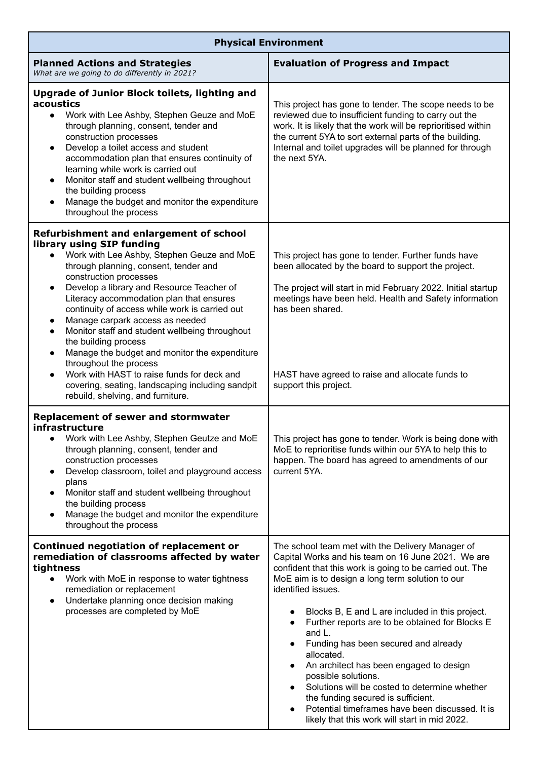| **Physical Environment** | |
|---|---|
| **Planned Actions and Strategies**<br>*What are we going to do differently in 2021?* | **Evaluation of Progress and Impact** |
| **Upgrade of Junior Block toilets, lighting and acoustics**<br>• Work with Lee Ashby, Stephen Geuze and MoE through planning, consent, tender and construction processes<br>• Develop a toilet access and student accommodation plan that ensures continuity of learning while work is carried out<br>• Monitor staff and student wellbeing throughout the building process<br>• Manage the budget and monitor the expenditure throughout the process | This project has gone to tender. The scope needs to be reviewed due to insufficient funding to carry out the work. It is likely that the work will be reprioritised within the current 5YA to sort external parts of the building. Internal and toilet upgrades will be planned for through the next 5YA. |
| **Refurbishment and enlargement of school library using SIP funding**<br>• Work with Lee Ashby, Stephen Geuze and MoE through planning, consent, tender and construction processes<br>• Develop a library and Resource Teacher of Literacy accommodation plan that ensures continuity of access while work is carried out<br>• Manage carpark access as needed<br>• Monitor staff and student wellbeing throughout the building process<br>• Manage the budget and monitor the expenditure throughout the process<br>• Work with HAST to raise funds for deck and covering, seating, landscaping including sandpit rebuild, shelving, and furniture. | This project has gone to tender. Further funds have been allocated by the board to support the project.<br><br>The project will start in mid February 2022. Initial startup meetings have been held. Health and Safety information has been shared.<br><br>HAST have agreed to raise and allocate funds to support this project. |
| **Replacement of sewer and stormwater infrastructure**<br>• Work with Lee Ashby, Stephen Geutze and MoE through planning, consent, tender and construction processes<br>• Develop classroom, toilet and playground access plans<br>• Monitor staff and student wellbeing throughout the building process<br>• Manage the budget and monitor the expenditure throughout the process | This project has gone to tender. Work is being done with MoE to reprioritise funds within our 5YA to help this to happen. The board has agreed to amendments of our current 5YA. |
| **Continued negotiation of replacement or remediation of classrooms affected by water tightness**<br>• Work with MoE in response to water tightness remediation or replacement<br>• Undertake planning once decision making processes are completed by MoE | The school team met with the Delivery Manager of Capital Works and his team on 16 June 2021. We are confident that this work is going to be carried out. The MoE aim is to design a long term solution to our identified issues.<br><br>• Blocks B, E and L are included in this project.<br>• Further reports are to be obtained for Blocks E and L.<br>• Funding has been secured and already allocated.<br>• An architect has been engaged to design possible solutions.<br>• Solutions will be costed to determine whether the funding secured is sufficient.<br>• Potential timeframes have been discussed. It is likely that this work will start in mid 2022. |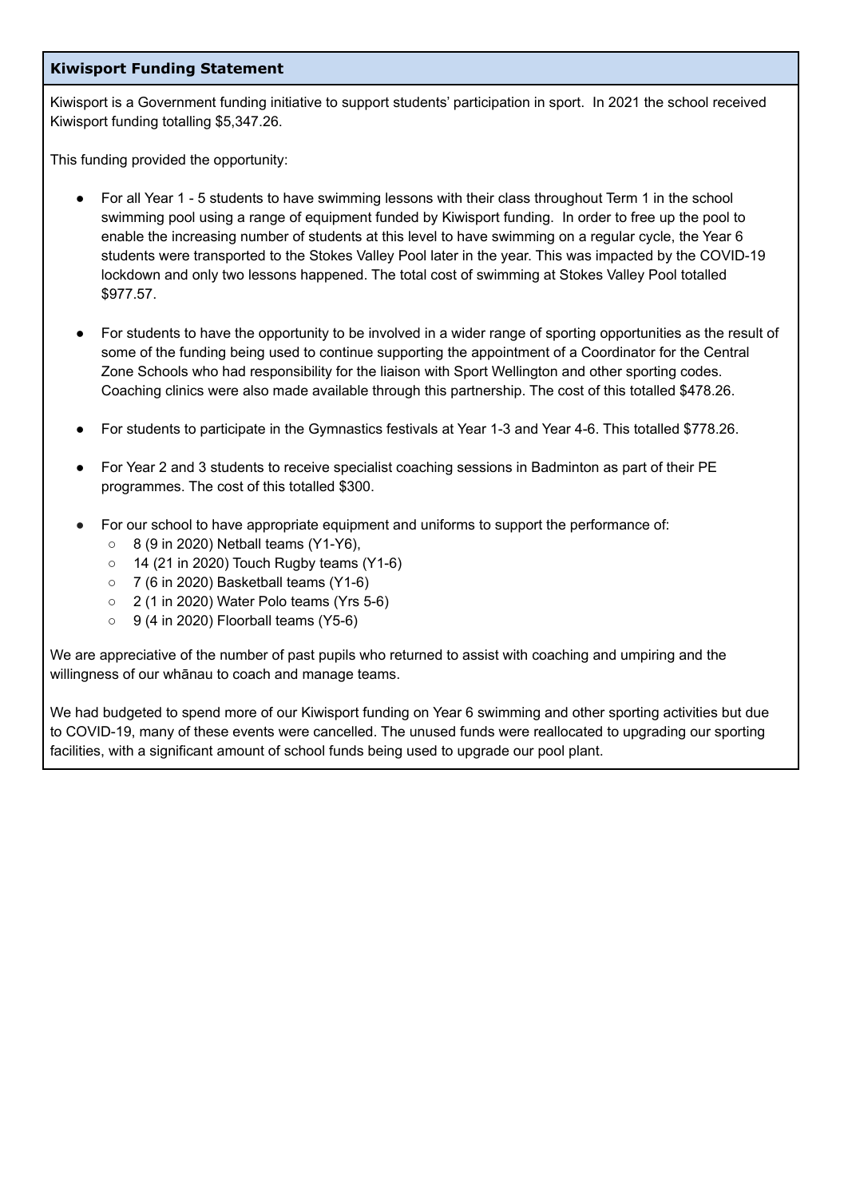## Kiwisport Funding Statement

Kiwisport is a Government funding initiative to support students' participation in sport. In 2021 the school received Kiwisport funding totalling $5,347.26.

This funding provided the opportunity:

- For all Year 1 - 5 students to have swimming lessons with their class throughout Term 1 in the school swimming pool using a range of equipment funded by Kiwisport funding. In order to free up the pool to enable the increasing number of students at this level to have swimming on a regular cycle, the Year 6 students were transported to the Stokes Valley Pool later in the year. This was impacted by the COVID-19 lockdown and only two lessons happened. The total cost of swimming at Stokes Valley Pool totalled $977.57.

- For students to have the opportunity to be involved in a wider range of sporting opportunities as the result of some of the funding being used to continue supporting the appointment of a Coordinator for the Central Zone Schools who had responsibility for the liaison with Sport Wellington and other sporting codes. Coaching clinics were also made available through this partnership. The cost of this totalled $478.26.

- For students to participate in the Gymnastics festivals at Year 1-3 and Year 4-6. This totalled $778.26.

- For Year 2 and 3 students to receive specialist coaching sessions in Badminton as part of their PE programmes. The cost of this totalled $300.

- For our school to have appropriate equipment and uniforms to support the performance of:
  - 8 (9 in 2020) Netball teams (Y1-Y6),
  - 14 (21 in 2020) Touch Rugby teams (Y1-6)
  - 7 (6 in 2020) Basketball teams (Y1-6)
  - 2 (1 in 2020) Water Polo teams (Yrs 5-6)
  - 9 (4 in 2020) Floorball teams (Y5-6)

We are appreciative of the number of past pupils who returned to assist with coaching and umpiring and the willingness of our whānau to coach and manage teams.

We had budgeted to spend more of our Kiwisport funding on Year 6 swimming and other sporting activities but due to COVID-19, many of these events were cancelled. The unused funds were reallocated to upgrading our sporting facilities, with a significant amount of school funds being used to upgrade our pool plant.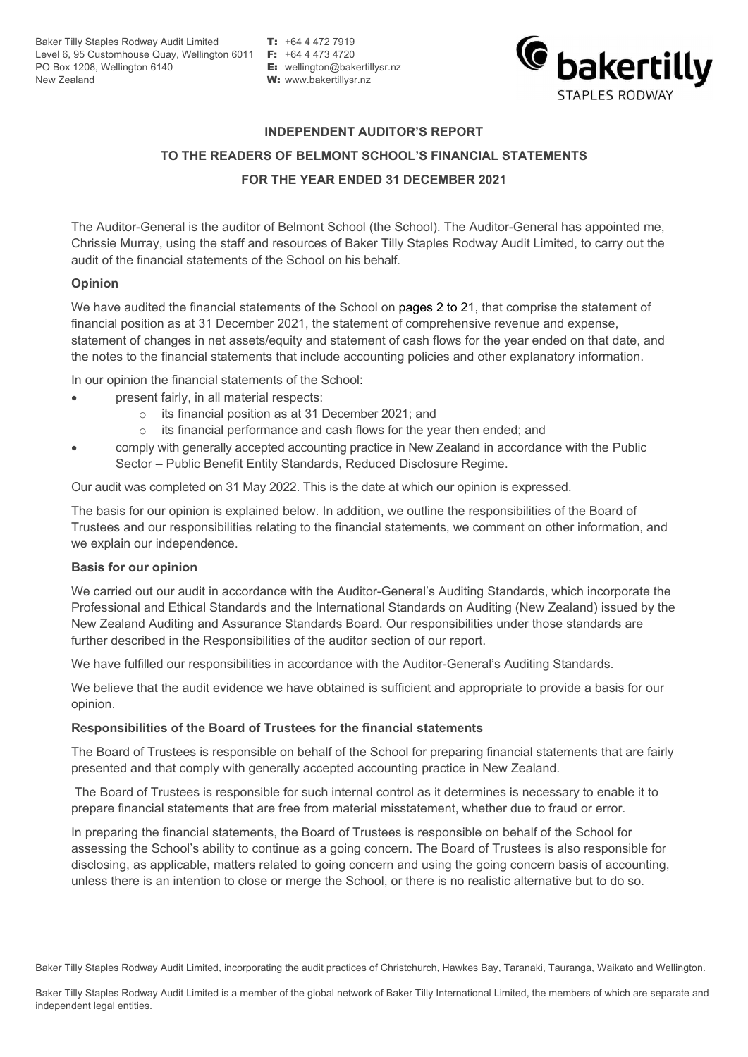Baker Tilly Staples Rodway Audit Limited
Level 6, 95 Customhouse Quay, Wellington 6011
PO Box 1208, Wellington 6140
New Zealand

T: +64 4 472 7919
F: +64 4 473 4720
E: wellington@bakertillysr.nz
W: www.bakertillysr.nz

**INDEPENDENT AUDITOR'S REPORT**

**TO THE READERS OF BELMONT SCHOOL'S FINANCIAL STATEMENTS**

**FOR THE YEAR ENDED 31 DECEMBER 2021**

The Auditor-General is the auditor of Belmont School (the School). The Auditor-General has appointed me, Chrissie Murray, using the staff and resources of Baker Tilly Staples Rodway Audit Limited, to carry out the audit of the financial statements of the School on his behalf.

**Opinion**

We have audited the financial statements of the School on pages 2 to 21, that comprise the statement of financial position as at 31 December 2021, the statement of comprehensive revenue and expense, statement of changes in net assets/equity and statement of cash flows for the year ended on that date, and the notes to the financial statements that include accounting policies and other explanatory information.

In our opinion the financial statements of the School:

- present fairly, in all material respects:
  - its financial position as at 31 December 2021; and
  - its financial performance and cash flows for the year then ended; and
- comply with generally accepted accounting practice in New Zealand in accordance with the Public Sector – Public Benefit Entity Standards, Reduced Disclosure Regime.

Our audit was completed on 31 May 2022. This is the date at which our opinion is expressed.

The basis for our opinion is explained below. In addition, we outline the responsibilities of the Board of Trustees and our responsibilities relating to the financial statements, we comment on other information, and we explain our independence.

**Basis for our opinion**

We carried out our audit in accordance with the Auditor-General's Auditing Standards, which incorporate the Professional and Ethical Standards and the International Standards on Auditing (New Zealand) issued by the New Zealand Auditing and Assurance Standards Board. Our responsibilities under those standards are further described in the Responsibilities of the auditor section of our report.

We have fulfilled our responsibilities in accordance with the Auditor-General's Auditing Standards.

We believe that the audit evidence we have obtained is sufficient and appropriate to provide a basis for our opinion.

**Responsibilities of the Board of Trustees for the financial statements**

The Board of Trustees is responsible on behalf of the School for preparing financial statements that are fairly presented and that comply with generally accepted accounting practice in New Zealand.

The Board of Trustees is responsible for such internal control as it determines is necessary to enable it to prepare financial statements that are free from material misstatement, whether due to fraud or error.

In preparing the financial statements, the Board of Trustees is responsible on behalf of the School for assessing the School's ability to continue as a going concern. The Board of Trustees is also responsible for disclosing, as applicable, matters related to going concern and using the going concern basis of accounting, unless there is an intention to close or merge the School, or there is no realistic alternative but to do so.

Baker Tilly Staples Rodway Audit Limited, incorporating the audit practices of Christchurch, Hawkes Bay, Taranaki, Tauranga, Waikato and Wellington.

Baker Tilly Staples Rodway Audit Limited is a member of the global network of Baker Tilly International Limited, the members of which are separate and independent legal entities.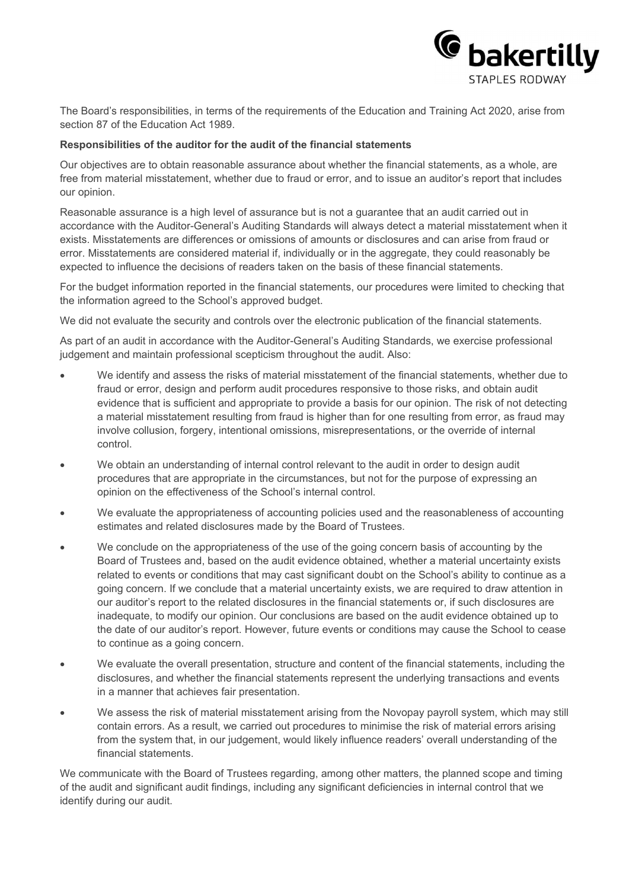The Board's responsibilities, in terms of the requirements of the Education and Training Act 2020, arise from section 87 of the Education Act 1989.

**Responsibilities of the auditor for the audit of the financial statements**

Our objectives are to obtain reasonable assurance about whether the financial statements, as a whole, are free from material misstatement, whether due to fraud or error, and to issue an auditor's report that includes our opinion.

Reasonable assurance is a high level of assurance but is not a guarantee that an audit carried out in accordance with the Auditor-General's Auditing Standards will always detect a material misstatement when it exists. Misstatements are differences or omissions of amounts or disclosures and can arise from fraud or error. Misstatements are considered material if, individually or in the aggregate, they could reasonably be expected to influence the decisions of readers taken on the basis of these financial statements.

For the budget information reported in the financial statements, our procedures were limited to checking that the information agreed to the School's approved budget.

We did not evaluate the security and controls over the electronic publication of the financial statements.

As part of an audit in accordance with the Auditor-General's Auditing Standards, we exercise professional judgement and maintain professional scepticism throughout the audit. Also:

- We identify and assess the risks of material misstatement of the financial statements, whether due to fraud or error, design and perform audit procedures responsive to those risks, and obtain audit evidence that is sufficient and appropriate to provide a basis for our opinion. The risk of not detecting a material misstatement resulting from fraud is higher than for one resulting from error, as fraud may involve collusion, forgery, intentional omissions, misrepresentations, or the override of internal control.
- We obtain an understanding of internal control relevant to the audit in order to design audit procedures that are appropriate in the circumstances, but not for the purpose of expressing an opinion on the effectiveness of the School's internal control.
- We evaluate the appropriateness of accounting policies used and the reasonableness of accounting estimates and related disclosures made by the Board of Trustees.
- We conclude on the appropriateness of the use of the going concern basis of accounting by the Board of Trustees and, based on the audit evidence obtained, whether a material uncertainty exists related to events or conditions that may cast significant doubt on the School's ability to continue as a going concern. If we conclude that a material uncertainty exists, we are required to draw attention in our auditor's report to the related disclosures in the financial statements or, if such disclosures are inadequate, to modify our opinion. Our conclusions are based on the audit evidence obtained up to the date of our auditor's report. However, future events or conditions may cause the School to cease to continue as a going concern.
- We evaluate the overall presentation, structure and content of the financial statements, including the disclosures, and whether the financial statements represent the underlying transactions and events in a manner that achieves fair presentation.
- We assess the risk of material misstatement arising from the Novopay payroll system, which may still contain errors. As a result, we carried out procedures to minimise the risk of material errors arising from the system that, in our judgement, would likely influence readers' overall understanding of the financial statements.

We communicate with the Board of Trustees regarding, among other matters, the planned scope and timing of the audit and significant audit findings, including any significant deficiencies in internal control that we identify during our audit.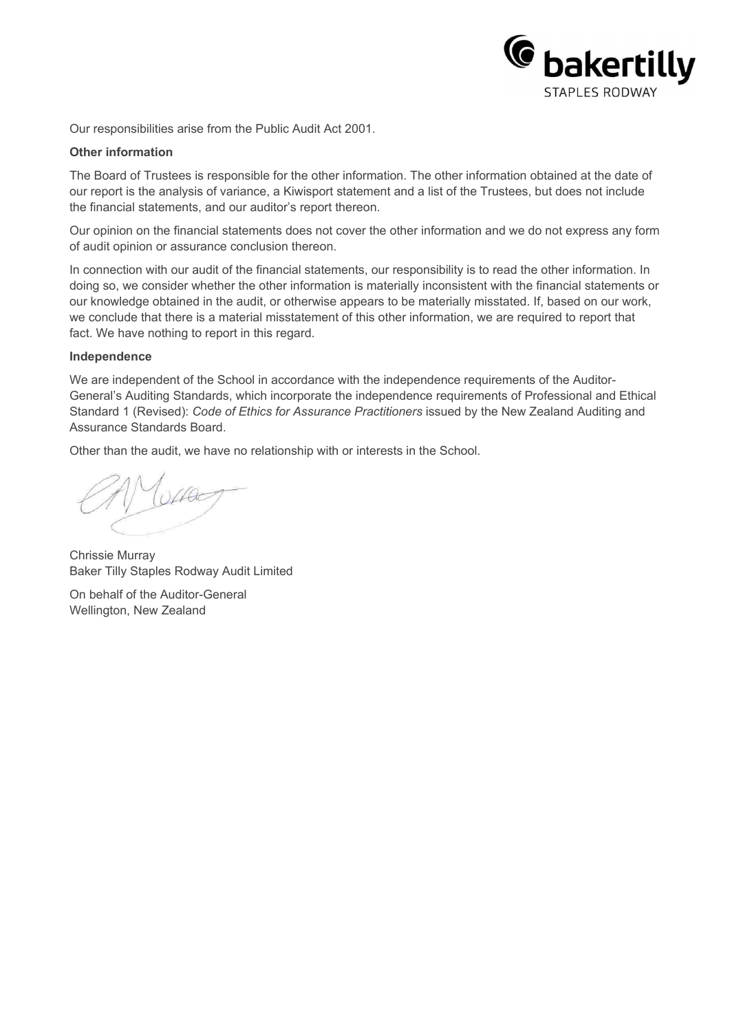Our responsibilities arise from the Public Audit Act 2001.

**Other information**

The Board of Trustees is responsible for the other information. The other information obtained at the date of our report is the analysis of variance, a Kiwisport statement and a list of the Trustees, but does not include the financial statements, and our auditor's report thereon.

Our opinion on the financial statements does not cover the other information and we do not express any form of audit opinion or assurance conclusion thereon.

In connection with our audit of the financial statements, our responsibility is to read the other information. In doing so, we consider whether the other information is materially inconsistent with the financial statements or our knowledge obtained in the audit, or otherwise appears to be materially misstated. If, based on our work, we conclude that there is a material misstatement of this other information, we are required to report that fact. We have nothing to report in this regard.

**Independence**

We are independent of the School in accordance with the independence requirements of the Auditor-General's Auditing Standards, which incorporate the independence requirements of Professional and Ethical Standard 1 (Revised): *Code of Ethics for Assurance Practitioners* issued by the New Zealand Auditing and Assurance Standards Board.

Other than the audit, we have no relationship with or interests in the School.

Chrissie Murray
Baker Tilly Staples Rodway Audit Limited

On behalf of the Auditor-General
Wellington, New Zealand